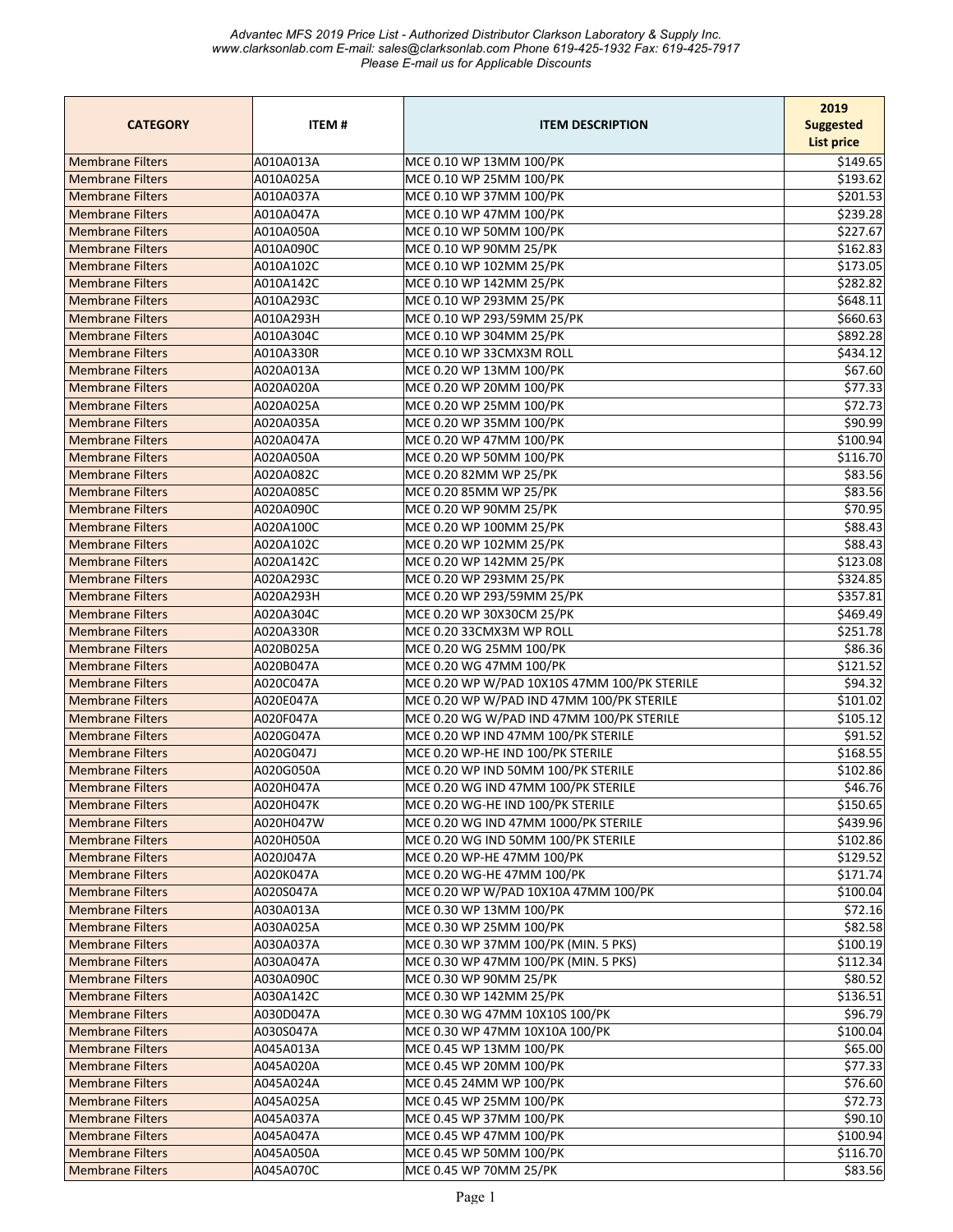*Advantec MFS 2019 Price List - Authorized Distributor Clarkson Laboratory & Supply Inc.*
*www.clarksonlab.com E-mail: sales@clarksonlab.com Phone 619-425-1932 Fax: 619-425-7917*
*Please E-mail us for Applicable Discounts*

| CATEGORY | ITEM # | ITEM DESCRIPTION | 2019 Suggested List price |
|---|---|---|---|
| Membrane Filters | A010A013A | MCE 0.10 WP 13MM 100/PK | $149.65 |
| Membrane Filters | A010A025A | MCE 0.10 WP 25MM 100/PK | $193.62 |
| Membrane Filters | A010A037A | MCE 0.10 WP 37MM 100/PK | $201.53 |
| Membrane Filters | A010A047A | MCE 0.10 WP 47MM 100/PK | $239.28 |
| Membrane Filters | A010A050A | MCE 0.10 WP 50MM 100/PK | $227.67 |
| Membrane Filters | A010A090C | MCE 0.10 WP 90MM 25/PK | $162.83 |
| Membrane Filters | A010A102C | MCE 0.10 WP 102MM 25/PK | $173.05 |
| Membrane Filters | A010A142C | MCE 0.10 WP 142MM 25/PK | $282.82 |
| Membrane Filters | A010A293C | MCE 0.10 WP 293MM 25/PK | $648.11 |
| Membrane Filters | A010A293H | MCE 0.10 WP 293/59MM 25/PK | $660.63 |
| Membrane Filters | A010A304C | MCE 0.10 WP 304MM 25/PK | $892.28 |
| Membrane Filters | A010A330R | MCE 0.10 WP 33CMX3M ROLL | $434.12 |
| Membrane Filters | A020A013A | MCE 0.20 WP 13MM 100/PK | $67.60 |
| Membrane Filters | A020A020A | MCE 0.20 WP 20MM 100/PK | $77.33 |
| Membrane Filters | A020A025A | MCE 0.20 WP 25MM 100/PK | $72.73 |
| Membrane Filters | A020A035A | MCE 0.20 WP 35MM 100/PK | $90.99 |
| Membrane Filters | A020A047A | MCE 0.20 WP 47MM 100/PK | $100.94 |
| Membrane Filters | A020A050A | MCE 0.20 WP 50MM 100/PK | $116.70 |
| Membrane Filters | A020A082C | MCE 0.20 82MM WP 25/PK | $83.56 |
| Membrane Filters | A020A085C | MCE 0.20 85MM WP 25/PK | $83.56 |
| Membrane Filters | A020A090C | MCE 0.20 WP 90MM 25/PK | $70.95 |
| Membrane Filters | A020A100C | MCE 0.20 WP 100MM 25/PK | $88.43 |
| Membrane Filters | A020A102C | MCE 0.20 WP 102MM 25/PK | $88.43 |
| Membrane Filters | A020A142C | MCE 0.20 WP 142MM 25/PK | $123.08 |
| Membrane Filters | A020A293C | MCE 0.20 WP 293MM 25/PK | $324.85 |
| Membrane Filters | A020A293H | MCE 0.20 WP 293/59MM 25/PK | $357.81 |
| Membrane Filters | A020A304C | MCE 0.20 WP 30X30CM 25/PK | $469.49 |
| Membrane Filters | A020A330R | MCE 0.20 33CMX3M WP ROLL | $251.78 |
| Membrane Filters | A020B025A | MCE 0.20 WG 25MM 100/PK | $86.36 |
| Membrane Filters | A020B047A | MCE 0.20 WG 47MM 100/PK | $121.52 |
| Membrane Filters | A020C047A | MCE 0.20 WP W/PAD 10X10S 47MM 100/PK STERILE | $94.32 |
| Membrane Filters | A020E047A | MCE 0.20 WP W/PAD IND 47MM 100/PK STERILE | $101.02 |
| Membrane Filters | A020F047A | MCE 0.20 WG W/PAD IND 47MM 100/PK STERILE | $105.12 |
| Membrane Filters | A020G047A | MCE 0.20 WP IND 47MM 100/PK STERILE | $91.52 |
| Membrane Filters | A020G047J | MCE 0.20 WP-HE IND 100/PK STERILE | $168.55 |
| Membrane Filters | A020G050A | MCE 0.20 WP IND 50MM 100/PK STERILE | $102.86 |
| Membrane Filters | A020H047A | MCE 0.20 WG IND 47MM 100/PK STERILE | $46.76 |
| Membrane Filters | A020H047K | MCE 0.20 WG-HE IND 100/PK STERILE | $150.65 |
| Membrane Filters | A020H047W | MCE 0.20 WG IND 47MM 1000/PK STERILE | $439.96 |
| Membrane Filters | A020H050A | MCE 0.20 WG IND 50MM 100/PK STERILE | $102.86 |
| Membrane Filters | A020J047A | MCE 0.20 WP-HE 47MM 100/PK | $129.52 |
| Membrane Filters | A020K047A | MCE 0.20 WG-HE 47MM 100/PK | $171.74 |
| Membrane Filters | A020S047A | MCE 0.20 WP W/PAD 10X10A 47MM 100/PK | $100.04 |
| Membrane Filters | A030A013A | MCE 0.30 WP 13MM 100/PK | $72.16 |
| Membrane Filters | A030A025A | MCE 0.30 WP 25MM 100/PK | $82.58 |
| Membrane Filters | A030A037A | MCE 0.30 WP 37MM 100/PK (MIN. 5 PKS) | $100.19 |
| Membrane Filters | A030A047A | MCE 0.30 WP 47MM 100/PK (MIN. 5 PKS) | $112.34 |
| Membrane Filters | A030A090C | MCE 0.30 WP 90MM 25/PK | $80.52 |
| Membrane Filters | A030A142C | MCE 0.30 WP 142MM 25/PK | $136.51 |
| Membrane Filters | A030D047A | MCE 0.30 WG 47MM 10X10S 100/PK | $96.79 |
| Membrane Filters | A030S047A | MCE 0.30 WP 47MM 10X10A 100/PK | $100.04 |
| Membrane Filters | A045A013A | MCE 0.45 WP 13MM 100/PK | $65.00 |
| Membrane Filters | A045A020A | MCE 0.45 WP 20MM 100/PK | $77.33 |
| Membrane Filters | A045A024A | MCE 0.45 24MM WP 100/PK | $76.60 |
| Membrane Filters | A045A025A | MCE 0.45 WP 25MM 100/PK | $72.73 |
| Membrane Filters | A045A037A | MCE 0.45 WP 37MM 100/PK | $90.10 |
| Membrane Filters | A045A047A | MCE 0.45 WP 47MM 100/PK | $100.94 |
| Membrane Filters | A045A050A | MCE 0.45 WP 50MM 100/PK | $116.70 |
| Membrane Filters | A045A070C | MCE 0.45 WP 70MM 25/PK | $83.56 |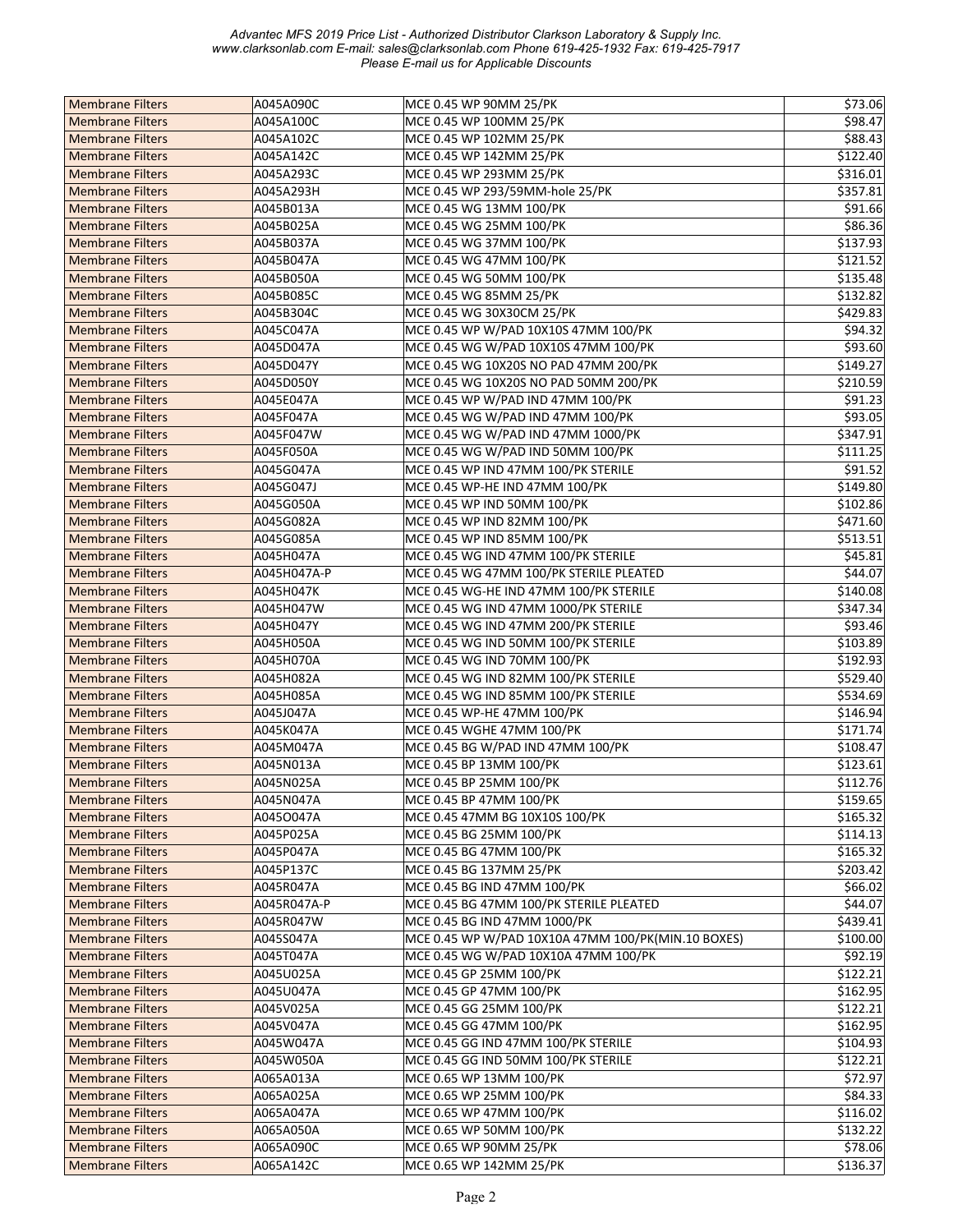| | | | |
|---|---|---|---|
| Membrane Filters | A045A090C | MCE 0.45 WP 90MM 25/PK | $73.06 |
| Membrane Filters | A045A100C | MCE 0.45 WP 100MM 25/PK | $98.47 |
| Membrane Filters | A045A102C | MCE 0.45 WP 102MM 25/PK | $88.43 |
| Membrane Filters | A045A142C | MCE 0.45 WP 142MM 25/PK | $122.40 |
| Membrane Filters | A045A293C | MCE 0.45 WP 293MM 25/PK | $316.01 |
| Membrane Filters | A045A293H | MCE 0.45 WP 293/59MM-hole 25/PK | $357.81 |
| Membrane Filters | A045B013A | MCE 0.45 WG 13MM 100/PK | $91.66 |
| Membrane Filters | A045B025A | MCE 0.45 WG 25MM 100/PK | $86.36 |
| Membrane Filters | A045B037A | MCE 0.45 WG 37MM 100/PK | $137.93 |
| Membrane Filters | A045B047A | MCE 0.45 WG 47MM 100/PK | $121.52 |
| Membrane Filters | A045B050A | MCE 0.45 WG 50MM 100/PK | $135.48 |
| Membrane Filters | A045B085C | MCE 0.45 WG 85MM 25/PK | $132.82 |
| Membrane Filters | A045B304C | MCE 0.45 WG 30X30CM 25/PK | $429.83 |
| Membrane Filters | A045C047A | MCE 0.45 WP W/PAD 10X10S 47MM 100/PK | $94.32 |
| Membrane Filters | A045D047A | MCE 0.45 WG W/PAD 10X10S 47MM 100/PK | $93.60 |
| Membrane Filters | A045D047Y | MCE 0.45 WG 10X20S NO PAD 47MM 200/PK | $149.27 |
| Membrane Filters | A045D050Y | MCE 0.45 WG 10X20S NO PAD 50MM 200/PK | $210.59 |
| Membrane Filters | A045E047A | MCE 0.45 WP W/PAD IND 47MM 100/PK | $91.23 |
| Membrane Filters | A045F047A | MCE 0.45 WG W/PAD IND 47MM 100/PK | $93.05 |
| Membrane Filters | A045F047W | MCE 0.45 WG W/PAD IND 47MM 1000/PK | $347.91 |
| Membrane Filters | A045F050A | MCE 0.45 WG W/PAD IND 50MM 100/PK | $111.25 |
| Membrane Filters | A045G047A | MCE 0.45 WP IND 47MM 100/PK STERILE | $91.52 |
| Membrane Filters | A045G047J | MCE 0.45 WP-HE IND 47MM 100/PK | $149.80 |
| Membrane Filters | A045G050A | MCE 0.45 WP IND 50MM 100/PK | $102.86 |
| Membrane Filters | A045G082A | MCE 0.45 WP IND 82MM 100/PK | $471.60 |
| Membrane Filters | A045G085A | MCE 0.45 WP IND 85MM 100/PK | $513.51 |
| Membrane Filters | A045H047A | MCE 0.45 WG IND 47MM 100/PK STERILE | $45.81 |
| Membrane Filters | A045H047A-P | MCE 0.45 WG 47MM 100/PK STERILE PLEATED | $44.07 |
| Membrane Filters | A045H047K | MCE 0.45 WG-HE IND 47MM 100/PK STERILE | $140.08 |
| Membrane Filters | A045H047W | MCE 0.45 WG IND 47MM 1000/PK STERILE | $347.34 |
| Membrane Filters | A045H047Y | MCE 0.45 WG IND 47MM 200/PK STERILE | $93.46 |
| Membrane Filters | A045H050A | MCE 0.45 WG IND 50MM 100/PK STERILE | $103.89 |
| Membrane Filters | A045H070A | MCE 0.45 WG IND 70MM 100/PK | $192.93 |
| Membrane Filters | A045H082A | MCE 0.45 WG IND 82MM 100/PK STERILE | $529.40 |
| Membrane Filters | A045H085A | MCE 0.45 WG IND 85MM 100/PK STERILE | $534.69 |
| Membrane Filters | A045J047A | MCE 0.45 WP-HE 47MM 100/PK | $146.94 |
| Membrane Filters | A045K047A | MCE 0.45 WGHE 47MM 100/PK | $171.74 |
| Membrane Filters | A045M047A | MCE 0.45 BG W/PAD IND 47MM 100/PK | $108.47 |
| Membrane Filters | A045N013A | MCE 0.45 BP 13MM 100/PK | $123.61 |
| Membrane Filters | A045N025A | MCE 0.45 BP 25MM 100/PK | $112.76 |
| Membrane Filters | A045N047A | MCE 0.45 BP 47MM 100/PK | $159.65 |
| Membrane Filters | A045O047A | MCE 0.45 47MM BG 10X10S 100/PK | $165.32 |
| Membrane Filters | A045P025A | MCE 0.45 BG 25MM 100/PK | $114.13 |
| Membrane Filters | A045P047A | MCE 0.45 BG 47MM 100/PK | $165.32 |
| Membrane Filters | A045P137C | MCE 0.45 BG 137MM 25/PK | $203.42 |
| Membrane Filters | A045R047A | MCE 0.45 BG IND 47MM 100/PK | $66.02 |
| Membrane Filters | A045R047A-P | MCE 0.45 BG 47MM 100/PK STERILE PLEATED | $44.07 |
| Membrane Filters | A045R047W | MCE 0.45 BG IND 47MM 1000/PK | $439.41 |
| Membrane Filters | A045S047A | MCE 0.45 WP W/PAD 10X10A 47MM 100/PK(MIN.10 BOXES) | $100.00 |
| Membrane Filters | A045T047A | MCE 0.45 WG W/PAD 10X10A 47MM 100/PK | $92.19 |
| Membrane Filters | A045U025A | MCE 0.45 GP 25MM 100/PK | $122.21 |
| Membrane Filters | A045U047A | MCE 0.45 GP 47MM 100/PK | $162.95 |
| Membrane Filters | A045V025A | MCE 0.45 GG 25MM 100/PK | $122.21 |
| Membrane Filters | A045V047A | MCE 0.45 GG 47MM 100/PK | $162.95 |
| Membrane Filters | A045W047A | MCE 0.45 GG IND 47MM 100/PK STERILE | $104.93 |
| Membrane Filters | A045W050A | MCE 0.45 GG IND 50MM 100/PK STERILE | $122.21 |
| Membrane Filters | A065A013A | MCE 0.65 WP 13MM 100/PK | $72.97 |
| Membrane Filters | A065A025A | MCE 0.65 WP 25MM 100/PK | $84.33 |
| Membrane Filters | A065A047A | MCE 0.65 WP 47MM 100/PK | $116.02 |
| Membrane Filters | A065A050A | MCE 0.65 WP 50MM 100/PK | $132.22 |
| Membrane Filters | A065A090C | MCE 0.65 WP 90MM 25/PK | $78.06 |
| Membrane Filters | A065A142C | MCE 0.65 WP 142MM 25/PK | $136.37 |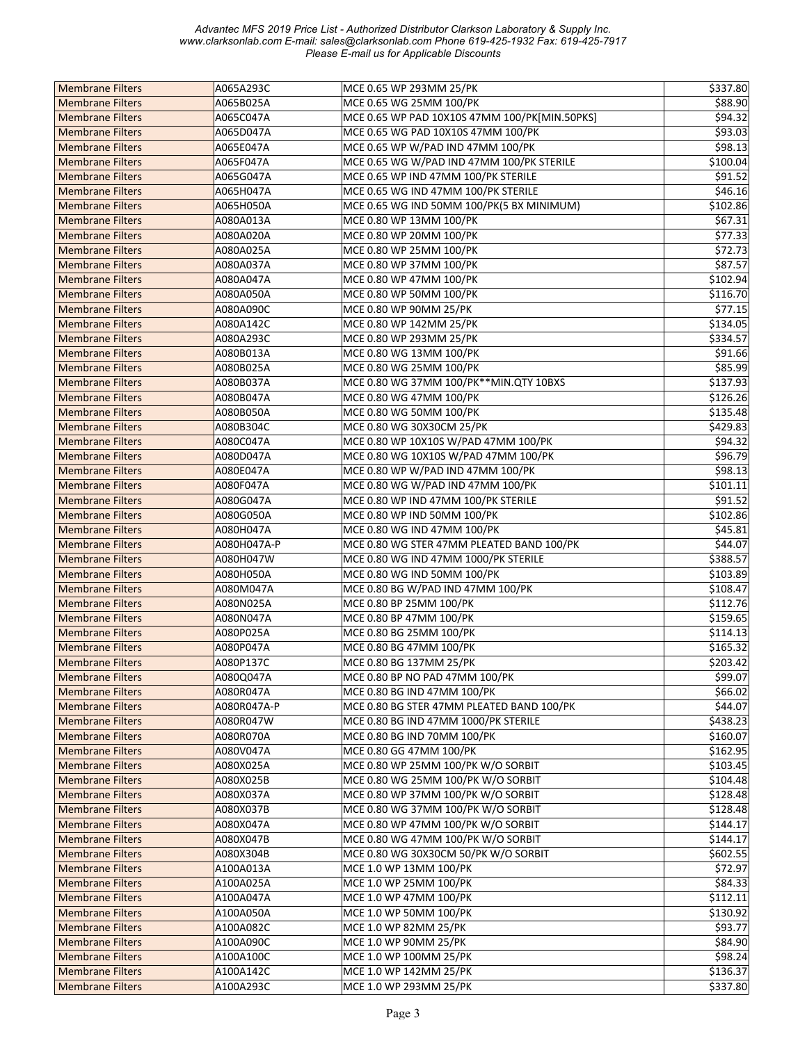| Membrane Filters | A065A293C | MCE 0.65 WP 293MM 25/PK | $337.80 |
|---|---|---|---|
| Membrane Filters | A065B025A | MCE 0.65 WG 25MM 100/PK | $88.90 |
| Membrane Filters | A065C047A | MCE 0.65 WP PAD 10X10S 47MM 100/PK[MIN.50PKS] | $94.32 |
| Membrane Filters | A065D047A | MCE 0.65 WG PAD 10X10S 47MM 100/PK | $93.03 |
| Membrane Filters | A065E047A | MCE 0.65 WP W/PAD IND 47MM 100/PK | $98.13 |
| Membrane Filters | A065F047A | MCE 0.65 WG W/PAD IND 47MM 100/PK STERILE | $100.04 |
| Membrane Filters | A065G047A | MCE 0.65 WP IND 47MM 100/PK STERILE | $91.52 |
| Membrane Filters | A065H047A | MCE 0.65 WG IND 47MM 100/PK STERILE | $46.16 |
| Membrane Filters | A065H050A | MCE 0.65 WG IND 50MM 100/PK(5 BX MINIMUM) | $102.86 |
| Membrane Filters | A080A013A | MCE 0.80 WP 13MM 100/PK | $67.31 |
| Membrane Filters | A080A020A | MCE 0.80 WP 20MM 100/PK | $77.33 |
| Membrane Filters | A080A025A | MCE 0.80 WP 25MM 100/PK | $72.73 |
| Membrane Filters | A080A037A | MCE 0.80 WP 37MM 100/PK | $87.57 |
| Membrane Filters | A080A047A | MCE 0.80 WP 47MM 100/PK | $102.94 |
| Membrane Filters | A080A050A | MCE 0.80 WP 50MM 100/PK | $116.70 |
| Membrane Filters | A080A090C | MCE 0.80 WP 90MM 25/PK | $77.15 |
| Membrane Filters | A080A142C | MCE 0.80 WP 142MM 25/PK | $134.05 |
| Membrane Filters | A080A293C | MCE 0.80 WP 293MM 25/PK | $334.57 |
| Membrane Filters | A080B013A | MCE 0.80 WG 13MM 100/PK | $91.66 |
| Membrane Filters | A080B025A | MCE 0.80 WG 25MM 100/PK | $85.99 |
| Membrane Filters | A080B037A | MCE 0.80 WG 37MM 100/PK**MIN.QTY 10BXS | $137.93 |
| Membrane Filters | A080B047A | MCE 0.80 WG 47MM 100/PK | $126.26 |
| Membrane Filters | A080B050A | MCE 0.80 WG 50MM 100/PK | $135.48 |
| Membrane Filters | A080B304C | MCE 0.80 WG 30X30CM 25/PK | $429.83 |
| Membrane Filters | A080C047A | MCE 0.80 WP 10X10S W/PAD 47MM 100/PK | $94.32 |
| Membrane Filters | A080D047A | MCE 0.80 WG 10X10S W/PAD 47MM 100/PK | $96.79 |
| Membrane Filters | A080E047A | MCE 0.80 WP W/PAD IND 47MM 100/PK | $98.13 |
| Membrane Filters | A080F047A | MCE 0.80 WG W/PAD IND 47MM 100/PK | $101.11 |
| Membrane Filters | A080G047A | MCE 0.80 WP IND 47MM 100/PK STERILE | $91.52 |
| Membrane Filters | A080G050A | MCE 0.80 WP IND 50MM 100/PK | $102.86 |
| Membrane Filters | A080H047A | MCE 0.80 WG IND 47MM 100/PK | $45.81 |
| Membrane Filters | A080H047A-P | MCE 0.80 WG STER 47MM PLEATED BAND 100/PK | $44.07 |
| Membrane Filters | A080H047W | MCE 0.80 WG IND 47MM 1000/PK STERILE | $388.57 |
| Membrane Filters | A080H050A | MCE 0.80 WG IND 50MM 100/PK | $103.89 |
| Membrane Filters | A080M047A | MCE 0.80 BG W/PAD IND 47MM 100/PK | $108.47 |
| Membrane Filters | A080N025A | MCE 0.80 BP 25MM 100/PK | $112.76 |
| Membrane Filters | A080N047A | MCE 0.80 BP 47MM 100/PK | $159.65 |
| Membrane Filters | A080P025A | MCE 0.80 BG 25MM 100/PK | $114.13 |
| Membrane Filters | A080P047A | MCE 0.80 BG 47MM 100/PK | $165.32 |
| Membrane Filters | A080P137C | MCE 0.80 BG 137MM 25/PK | $203.42 |
| Membrane Filters | A080Q047A | MCE 0.80 BP NO PAD 47MM 100/PK | $99.07 |
| Membrane Filters | A080R047A | MCE 0.80 BG IND 47MM 100/PK | $66.02 |
| Membrane Filters | A080R047A-P | MCE 0.80 BG STER 47MM PLEATED BAND 100/PK | $44.07 |
| Membrane Filters | A080R047W | MCE 0.80 BG IND 47MM 1000/PK STERILE | $438.23 |
| Membrane Filters | A080R070A | MCE 0.80 BG IND 70MM 100/PK | $160.07 |
| Membrane Filters | A080V047A | MCE 0.80 GG 47MM 100/PK | $162.95 |
| Membrane Filters | A080X025A | MCE 0.80 WP 25MM 100/PK W/O SORBIT | $103.45 |
| Membrane Filters | A080X025B | MCE 0.80 WG 25MM 100/PK W/O SORBIT | $104.48 |
| Membrane Filters | A080X037A | MCE 0.80 WP 37MM 100/PK W/O SORBIT | $128.48 |
| Membrane Filters | A080X037B | MCE 0.80 WG 37MM 100/PK W/O SORBIT | $128.48 |
| Membrane Filters | A080X047A | MCE 0.80 WP 47MM 100/PK W/O SORBIT | $144.17 |
| Membrane Filters | A080X047B | MCE 0.80 WG 47MM 100/PK W/O SORBIT | $144.17 |
| Membrane Filters | A080X304B | MCE 0.80 WG 30X30CM 50/PK W/O SORBIT | $602.55 |
| Membrane Filters | A100A013A | MCE 1.0 WP 13MM 100/PK | $72.97 |
| Membrane Filters | A100A025A | MCE 1.0 WP 25MM 100/PK | $84.33 |
| Membrane Filters | A100A047A | MCE 1.0 WP 47MM 100/PK | $112.11 |
| Membrane Filters | A100A050A | MCE 1.0 WP 50MM 100/PK | $130.92 |
| Membrane Filters | A100A082C | MCE 1.0 WP 82MM 25/PK | $93.77 |
| Membrane Filters | A100A090C | MCE 1.0 WP 90MM 25/PK | $84.90 |
| Membrane Filters | A100A100C | MCE 1.0 WP 100MM 25/PK | $98.24 |
| Membrane Filters | A100A142C | MCE 1.0 WP 142MM 25/PK | $136.37 |
| Membrane Filters | A100A293C | MCE 1.0 WP 293MM 25/PK | $337.80 |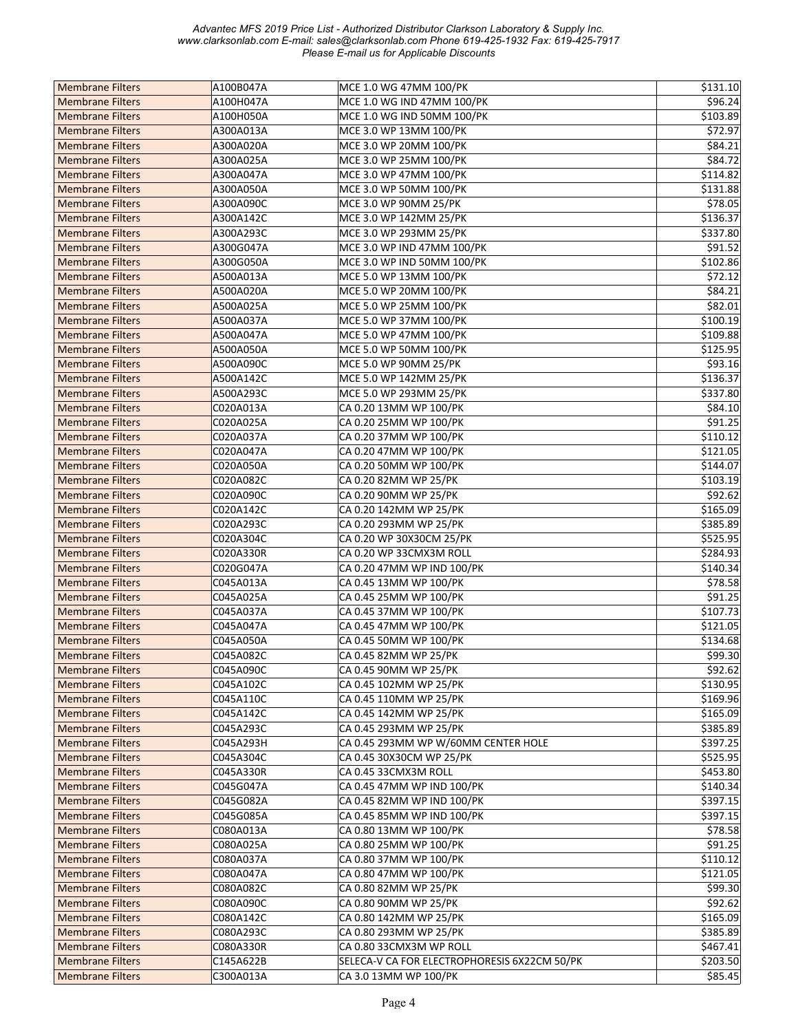| Membrane Filters | A100B047A | MCE 1.0 WG 47MM 100/PK | $131.10 |
|---|---|---|---|
| Membrane Filters | A100H047A | MCE 1.0 WG IND 47MM 100/PK | $96.24 |
| Membrane Filters | A100H050A | MCE 1.0 WG IND 50MM 100/PK | $103.89 |
| Membrane Filters | A300A013A | MCE 3.0 WP 13MM 100/PK | $72.97 |
| Membrane Filters | A300A020A | MCE 3.0 WP 20MM 100/PK | $84.21 |
| Membrane Filters | A300A025A | MCE 3.0 WP 25MM 100/PK | $84.72 |
| Membrane Filters | A300A047A | MCE 3.0 WP 47MM 100/PK | $114.82 |
| Membrane Filters | A300A050A | MCE 3.0 WP 50MM 100/PK | $131.88 |
| Membrane Filters | A300A090C | MCE 3.0 WP 90MM 25/PK | $78.05 |
| Membrane Filters | A300A142C | MCE 3.0 WP 142MM 25/PK | $136.37 |
| Membrane Filters | A300A293C | MCE 3.0 WP 293MM 25/PK | $337.80 |
| Membrane Filters | A300G047A | MCE 3.0 WP IND 47MM 100/PK | $91.52 |
| Membrane Filters | A300G050A | MCE 3.0 WP IND 50MM 100/PK | $102.86 |
| Membrane Filters | A500A013A | MCE 5.0 WP 13MM 100/PK | $72.12 |
| Membrane Filters | A500A020A | MCE 5.0 WP 20MM 100/PK | $84.21 |
| Membrane Filters | A500A025A | MCE 5.0 WP 25MM 100/PK | $82.01 |
| Membrane Filters | A500A037A | MCE 5.0 WP 37MM 100/PK | $100.19 |
| Membrane Filters | A500A047A | MCE 5.0 WP 47MM 100/PK | $109.88 |
| Membrane Filters | A500A050A | MCE 5.0 WP 50MM 100/PK | $125.95 |
| Membrane Filters | A500A090C | MCE 5.0 WP 90MM 25/PK | $93.16 |
| Membrane Filters | A500A142C | MCE 5.0 WP 142MM 25/PK | $136.37 |
| Membrane Filters | A500A293C | MCE 5.0 WP 293MM 25/PK | $337.80 |
| Membrane Filters | C020A013A | CA 0.20 13MM WP 100/PK | $84.10 |
| Membrane Filters | C020A025A | CA 0.20 25MM WP 100/PK | $91.25 |
| Membrane Filters | C020A037A | CA 0.20 37MM WP 100/PK | $110.12 |
| Membrane Filters | C020A047A | CA 0.20 47MM WP 100/PK | $121.05 |
| Membrane Filters | C020A050A | CA 0.20 50MM WP 100/PK | $144.07 |
| Membrane Filters | C020A082C | CA 0.20 82MM WP 25/PK | $103.19 |
| Membrane Filters | C020A090C | CA 0.20 90MM WP 25/PK | $92.62 |
| Membrane Filters | C020A142C | CA 0.20 142MM WP 25/PK | $165.09 |
| Membrane Filters | C020A293C | CA 0.20 293MM WP 25/PK | $385.89 |
| Membrane Filters | C020A304C | CA 0.20 WP 30X30CM 25/PK | $525.95 |
| Membrane Filters | C020A330R | CA 0.20 WP 33CMX3M ROLL | $284.93 |
| Membrane Filters | C020G047A | CA 0.20 47MM WP IND 100/PK | $140.34 |
| Membrane Filters | C045A013A | CA 0.45 13MM WP 100/PK | $78.58 |
| Membrane Filters | C045A025A | CA 0.45 25MM WP 100/PK | $91.25 |
| Membrane Filters | C045A037A | CA 0.45 37MM WP 100/PK | $107.73 |
| Membrane Filters | C045A047A | CA 0.45 47MM WP 100/PK | $121.05 |
| Membrane Filters | C045A050A | CA 0.45 50MM WP 100/PK | $134.68 |
| Membrane Filters | C045A082C | CA 0.45 82MM WP 25/PK | $99.30 |
| Membrane Filters | C045A090C | CA 0.45 90MM WP 25/PK | $92.62 |
| Membrane Filters | C045A102C | CA 0.45 102MM WP 25/PK | $130.95 |
| Membrane Filters | C045A110C | CA 0.45 110MM WP 25/PK | $169.96 |
| Membrane Filters | C045A142C | CA 0.45 142MM WP 25/PK | $165.09 |
| Membrane Filters | C045A293C | CA 0.45 293MM WP 25/PK | $385.89 |
| Membrane Filters | C045A293H | CA 0.45 293MM WP W/60MM CENTER HOLE | $397.25 |
| Membrane Filters | C045A304C | CA 0.45 30X30CM WP 25/PK | $525.95 |
| Membrane Filters | C045A330R | CA 0.45 33CMX3M ROLL | $453.80 |
| Membrane Filters | C045G047A | CA 0.45 47MM WP IND 100/PK | $140.34 |
| Membrane Filters | C045G082A | CA 0.45 82MM WP IND 100/PK | $397.15 |
| Membrane Filters | C045G085A | CA 0.45 85MM WP IND 100/PK | $397.15 |
| Membrane Filters | C080A013A | CA 0.80 13MM WP 100/PK | $78.58 |
| Membrane Filters | C080A025A | CA 0.80 25MM WP 100/PK | $91.25 |
| Membrane Filters | C080A037A | CA 0.80 37MM WP 100/PK | $110.12 |
| Membrane Filters | C080A047A | CA 0.80 47MM WP 100/PK | $121.05 |
| Membrane Filters | C080A082C | CA 0.80 82MM WP 25/PK | $99.30 |
| Membrane Filters | C080A090C | CA 0.80 90MM WP 25/PK | $92.62 |
| Membrane Filters | C080A142C | CA 0.80 142MM WP 25/PK | $165.09 |
| Membrane Filters | C080A293C | CA 0.80 293MM WP 25/PK | $385.89 |
| Membrane Filters | C080A330R | CA 0.80 33CMX3M WP ROLL | $467.41 |
| Membrane Filters | C145A622B | SELECA-V CA FOR ELECTROPHORESIS 6X22CM 50/PK | $203.50 |
| Membrane Filters | C300A013A | CA 3.0 13MM WP 100/PK | $85.45 |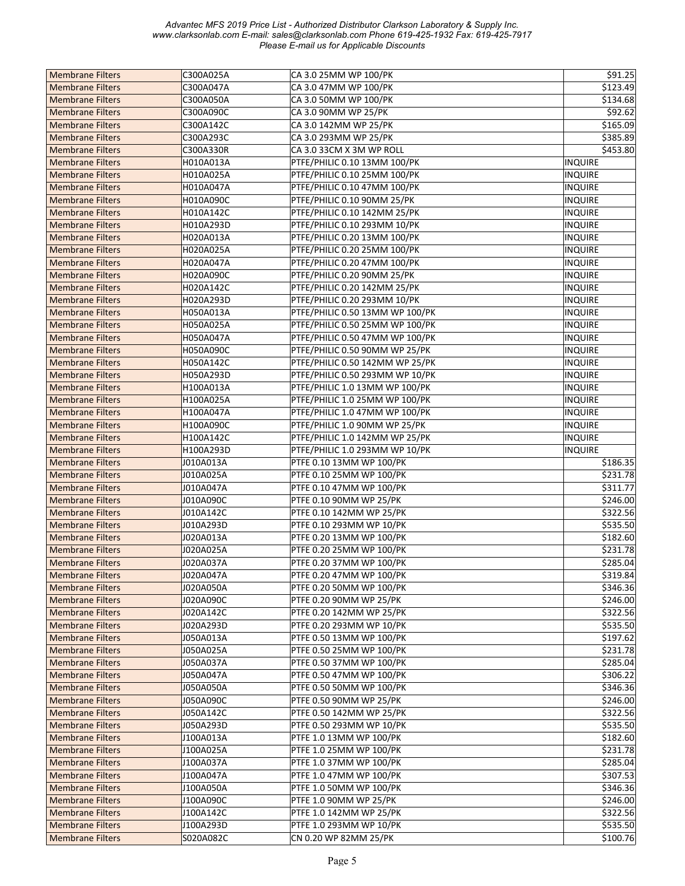| Membrane Filters | C300A025A | CA 3.0 25MM WP 100/PK | $91.25 |
|---|---|---|---|
| Membrane Filters | C300A047A | CA 3.0 47MM WP 100/PK | $123.49 |
| Membrane Filters | C300A050A | CA 3.0 50MM WP 100/PK | $134.68 |
| Membrane Filters | C300A090C | CA 3.0 90MM WP 25/PK | $92.62 |
| Membrane Filters | C300A142C | CA 3.0 142MM WP 25/PK | $165.09 |
| Membrane Filters | C300A293C | CA 3.0 293MM WP 25/PK | $385.89 |
| Membrane Filters | C300A330R | CA 3.0 33CM X 3M WP ROLL | $453.80 |
| Membrane Filters | H010A013A | PTFE/PHILIC 0.10 13MM 100/PK | INQUIRE |
| Membrane Filters | H010A025A | PTFE/PHILIC 0.10 25MM 100/PK | INQUIRE |
| Membrane Filters | H010A047A | PTFE/PHILIC 0.10 47MM 100/PK | INQUIRE |
| Membrane Filters | H010A090C | PTFE/PHILIC 0.10 90MM 25/PK | INQUIRE |
| Membrane Filters | H010A142C | PTFE/PHILIC 0.10 142MM 25/PK | INQUIRE |
| Membrane Filters | H010A293D | PTFE/PHILIC 0.10 293MM 10/PK | INQUIRE |
| Membrane Filters | H020A013A | PTFE/PHILIC 0.20 13MM 100/PK | INQUIRE |
| Membrane Filters | H020A025A | PTFE/PHILIC 0.20 25MM 100/PK | INQUIRE |
| Membrane Filters | H020A047A | PTFE/PHILIC 0.20 47MM 100/PK | INQUIRE |
| Membrane Filters | H020A090C | PTFE/PHILIC 0.20 90MM 25/PK | INQUIRE |
| Membrane Filters | H020A142C | PTFE/PHILIC 0.20 142MM 25/PK | INQUIRE |
| Membrane Filters | H020A293D | PTFE/PHILIC 0.20 293MM 10/PK | INQUIRE |
| Membrane Filters | H050A013A | PTFE/PHILIC 0.50 13MM WP 100/PK | INQUIRE |
| Membrane Filters | H050A025A | PTFE/PHILIC 0.50 25MM WP 100/PK | INQUIRE |
| Membrane Filters | H050A047A | PTFE/PHILIC 0.50 47MM WP 100/PK | INQUIRE |
| Membrane Filters | H050A090C | PTFE/PHILIC 0.50 90MM WP 25/PK | INQUIRE |
| Membrane Filters | H050A142C | PTFE/PHILIC 0.50 142MM WP 25/PK | INQUIRE |
| Membrane Filters | H050A293D | PTFE/PHILIC 0.50 293MM WP 10/PK | INQUIRE |
| Membrane Filters | H100A013A | PTFE/PHILIC 1.0 13MM WP 100/PK | INQUIRE |
| Membrane Filters | H100A025A | PTFE/PHILIC 1.0 25MM WP 100/PK | INQUIRE |
| Membrane Filters | H100A047A | PTFE/PHILIC 1.0 47MM WP 100/PK | INQUIRE |
| Membrane Filters | H100A090C | PTFE/PHILIC 1.0 90MM WP 25/PK | INQUIRE |
| Membrane Filters | H100A142C | PTFE/PHILIC 1.0 142MM WP 25/PK | INQUIRE |
| Membrane Filters | H100A293D | PTFE/PHILIC 1.0 293MM WP 10/PK | INQUIRE |
| Membrane Filters | J010A013A | PTFE 0.10 13MM WP 100/PK | $186.35 |
| Membrane Filters | J010A025A | PTFE 0.10 25MM WP 100/PK | $231.78 |
| Membrane Filters | J010A047A | PTFE 0.10 47MM WP 100/PK | $311.77 |
| Membrane Filters | J010A090C | PTFE 0.10 90MM WP 25/PK | $246.00 |
| Membrane Filters | J010A142C | PTFE 0.10 142MM WP 25/PK | $322.56 |
| Membrane Filters | J010A293D | PTFE 0.10 293MM WP 10/PK | $535.50 |
| Membrane Filters | J020A013A | PTFE 0.20 13MM WP 100/PK | $182.60 |
| Membrane Filters | J020A025A | PTFE 0.20 25MM WP 100/PK | $231.78 |
| Membrane Filters | J020A037A | PTFE 0.20 37MM WP 100/PK | $285.04 |
| Membrane Filters | J020A047A | PTFE 0.20 47MM WP 100/PK | $319.84 |
| Membrane Filters | J020A050A | PTFE 0.20 50MM WP 100/PK | $346.36 |
| Membrane Filters | J020A090C | PTFE 0.20 90MM WP 25/PK | $246.00 |
| Membrane Filters | J020A142C | PTFE 0.20 142MM WP 25/PK | $322.56 |
| Membrane Filters | J020A293D | PTFE 0.20 293MM WP 10/PK | $535.50 |
| Membrane Filters | J050A013A | PTFE 0.50 13MM WP 100/PK | $197.62 |
| Membrane Filters | J050A025A | PTFE 0.50 25MM WP 100/PK | $231.78 |
| Membrane Filters | J050A037A | PTFE 0.50 37MM WP 100/PK | $285.04 |
| Membrane Filters | J050A047A | PTFE 0.50 47MM WP 100/PK | $306.22 |
| Membrane Filters | J050A050A | PTFE 0.50 50MM WP 100/PK | $346.36 |
| Membrane Filters | J050A090C | PTFE 0.50 90MM WP 25/PK | $246.00 |
| Membrane Filters | J050A142C | PTFE 0.50 142MM WP 25/PK | $322.56 |
| Membrane Filters | J050A293D | PTFE 0.50 293MM WP 10/PK | $535.50 |
| Membrane Filters | J100A013A | PTFE 1.0 13MM WP 100/PK | $182.60 |
| Membrane Filters | J100A025A | PTFE 1.0 25MM WP 100/PK | $231.78 |
| Membrane Filters | J100A037A | PTFE 1.0 37MM WP 100/PK | $285.04 |
| Membrane Filters | J100A047A | PTFE 1.0 47MM WP 100/PK | $307.53 |
| Membrane Filters | J100A050A | PTFE 1.0 50MM WP 100/PK | $346.36 |
| Membrane Filters | J100A090C | PTFE 1.0 90MM WP 25/PK | $246.00 |
| Membrane Filters | J100A142C | PTFE 1.0 142MM WP 25/PK | $322.56 |
| Membrane Filters | J100A293D | PTFE 1.0 293MM WP 10/PK | $535.50 |
| Membrane Filters | S020A082C | CN 0.20 WP 82MM 25/PK | $100.76 |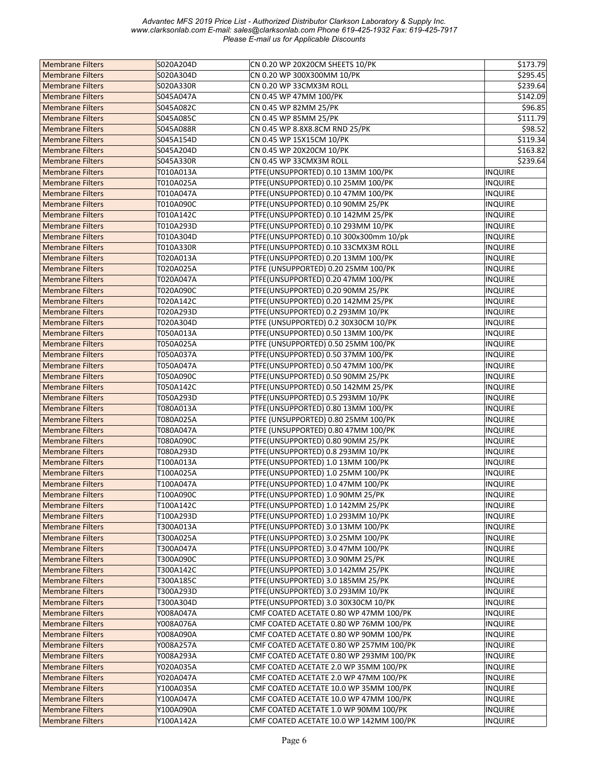| Membrane Filters | S020A204D | CN 0.20 WP 20X20CM SHEETS 10/PK | $173.79 |
|---|---|---|---|
| Membrane Filters | S020A304D | CN 0.20 WP 300X300MM 10/PK | $295.45 |
| Membrane Filters | S020A330R | CN 0.20 WP 33CMX3M ROLL | $239.64 |
| Membrane Filters | S045A047A | CN 0.45 WP 47MM 100/PK | $142.09 |
| Membrane Filters | S045A082C | CN 0.45 WP 82MM 25/PK | $96.85 |
| Membrane Filters | S045A085C | CN 0.45 WP 85MM 25/PK | $111.79 |
| Membrane Filters | S045A088R | CN 0.45 WP 8.8X8.8CM RND 25/PK | $98.52 |
| Membrane Filters | S045A154D | CN 0.45 WP 15X15CM 10/PK | $119.34 |
| Membrane Filters | S045A204D | CN 0.45 WP 20X20CM 10/PK | $163.82 |
| Membrane Filters | S045A330R | CN 0.45 WP 33CMX3M ROLL | $239.64 |
| Membrane Filters | T010A013A | PTFE(UNSUPPORTED) 0.10 13MM 100/PK | INQUIRE |
| Membrane Filters | T010A025A | PTFE(UNSUPPORTED) 0.10 25MM 100/PK | INQUIRE |
| Membrane Filters | T010A047A | PTFE(UNSUPPORTED) 0.10 47MM 100/PK | INQUIRE |
| Membrane Filters | T010A090C | PTFE(UNSUPPORTED) 0.10 90MM 25/PK | INQUIRE |
| Membrane Filters | T010A142C | PTFE(UNSUPPORTED) 0.10 142MM 25/PK | INQUIRE |
| Membrane Filters | T010A293D | PTFE(UNSUPPORTED) 0.10 293MM 10/PK | INQUIRE |
| Membrane Filters | T010A304D | PTFE(UNSUPPORTED) 0.10 300x300mm 10/pk | INQUIRE |
| Membrane Filters | T010A330R | PTFE(UNSUPPORTED) 0.10 33CMX3M ROLL | INQUIRE |
| Membrane Filters | T020A013A | PTFE(UNSUPPORTED) 0.20 13MM 100/PK | INQUIRE |
| Membrane Filters | T020A025A | PTFE (UNSUPPORTED) 0.20 25MM 100/PK | INQUIRE |
| Membrane Filters | T020A047A | PTFE(UNSUPPORTED) 0.20 47MM 100/PK | INQUIRE |
| Membrane Filters | T020A090C | PTFE(UNSUPPORTED) 0.20 90MM 25/PK | INQUIRE |
| Membrane Filters | T020A142C | PTFE(UNSUPPORTED) 0.20 142MM 25/PK | INQUIRE |
| Membrane Filters | T020A293D | PTFE(UNSUPPORTED) 0.2 293MM 10/PK | INQUIRE |
| Membrane Filters | T020A304D | PTFE (UNSUPPORTED) 0.2 30X30CM 10/PK | INQUIRE |
| Membrane Filters | T050A013A | PTFE(UNSUPPORTED) 0.50 13MM 100/PK | INQUIRE |
| Membrane Filters | T050A025A | PTFE (UNSUPPORTED) 0.50 25MM 100/PK | INQUIRE |
| Membrane Filters | T050A037A | PTFE(UNSUPPORTED) 0.50 37MM 100/PK | INQUIRE |
| Membrane Filters | T050A047A | PTFE(UNSUPPORTED) 0.50 47MM 100/PK | INQUIRE |
| Membrane Filters | T050A090C | PTFE(UNSUPPORTED) 0.50 90MM 25/PK | INQUIRE |
| Membrane Filters | T050A142C | PTFE(UNSUPPORTED) 0.50 142MM 25/PK | INQUIRE |
| Membrane Filters | T050A293D | PTFE(UNSUPPORTED) 0.5 293MM 10/PK | INQUIRE |
| Membrane Filters | T080A013A | PTFE(UNSUPPORTED) 0.80 13MM 100/PK | INQUIRE |
| Membrane Filters | T080A025A | PTFE (UNSUPPORTED) 0.80 25MM 100/PK | INQUIRE |
| Membrane Filters | T080A047A | PTFE (UNSUPPORTED) 0.80 47MM 100/PK | INQUIRE |
| Membrane Filters | T080A090C | PTFE(UNSUPPORTED) 0.80 90MM 25/PK | INQUIRE |
| Membrane Filters | T080A293D | PTFE(UNSUPPORTED) 0.8 293MM 10/PK | INQUIRE |
| Membrane Filters | T100A013A | PTFE(UNSUPPORTED) 1.0 13MM 100/PK | INQUIRE |
| Membrane Filters | T100A025A | PTFE(UNSUPPORTED) 1.0 25MM 100/PK | INQUIRE |
| Membrane Filters | T100A047A | PTFE(UNSUPPORTED) 1.0 47MM 100/PK | INQUIRE |
| Membrane Filters | T100A090C | PTFE(UNSUPPORTED) 1.0 90MM 25/PK | INQUIRE |
| Membrane Filters | T100A142C | PTFE(UNSUPPORTED) 1.0 142MM 25/PK | INQUIRE |
| Membrane Filters | T100A293D | PTFE(UNSUPPORTED) 1.0 293MM 10/PK | INQUIRE |
| Membrane Filters | T300A013A | PTFE(UNSUPPORTED) 3.0 13MM 100/PK | INQUIRE |
| Membrane Filters | T300A025A | PTFE(UNSUPPORTED) 3.0 25MM 100/PK | INQUIRE |
| Membrane Filters | T300A047A | PTFE(UNSUPPORTED) 3.0 47MM 100/PK | INQUIRE |
| Membrane Filters | T300A090C | PTFE(UNSUPPORTED) 3.0 90MM 25/PK | INQUIRE |
| Membrane Filters | T300A142C | PTFE(UNSUPPORTED) 3.0 142MM 25/PK | INQUIRE |
| Membrane Filters | T300A185C | PTFE(UNSUPPORTED) 3.0 185MM 25/PK | INQUIRE |
| Membrane Filters | T300A293D | PTFE(UNSUPPORTED) 3.0 293MM 10/PK | INQUIRE |
| Membrane Filters | T300A304D | PTFE(UNSUPPORTED) 3.0 30X30CM 10/PK | INQUIRE |
| Membrane Filters | Y008A047A | CMF COATED ACETATE 0.80 WP 47MM 100/PK | INQUIRE |
| Membrane Filters | Y008A076A | CMF COATED ACETATE 0.80 WP 76MM 100/PK | INQUIRE |
| Membrane Filters | Y008A090A | CMF COATED ACETATE 0.80 WP 90MM 100/PK | INQUIRE |
| Membrane Filters | Y008A257A | CMF COATED ACETATE 0.80 WP 257MM 100/PK | INQUIRE |
| Membrane Filters | Y008A293A | CMF COATED ACETATE 0.80 WP 293MM 100/PK | INQUIRE |
| Membrane Filters | Y020A035A | CMF COATED ACETATE 2.0 WP 35MM 100/PK | INQUIRE |
| Membrane Filters | Y020A047A | CMF COATED ACETATE 2.0 WP 47MM 100/PK | INQUIRE |
| Membrane Filters | Y100A035A | CMF COATED ACETATE 10.0 WP 35MM 100/PK | INQUIRE |
| Membrane Filters | Y100A047A | CMF COATED ACETATE 10.0 WP 47MM 100/PK | INQUIRE |
| Membrane Filters | Y100A090A | CMF COATED ACETATE 1.0 WP 90MM 100/PK | INQUIRE |
| Membrane Filters | Y100A142A | CMF COATED ACETATE 10.0 WP 142MM 100/PK | INQUIRE |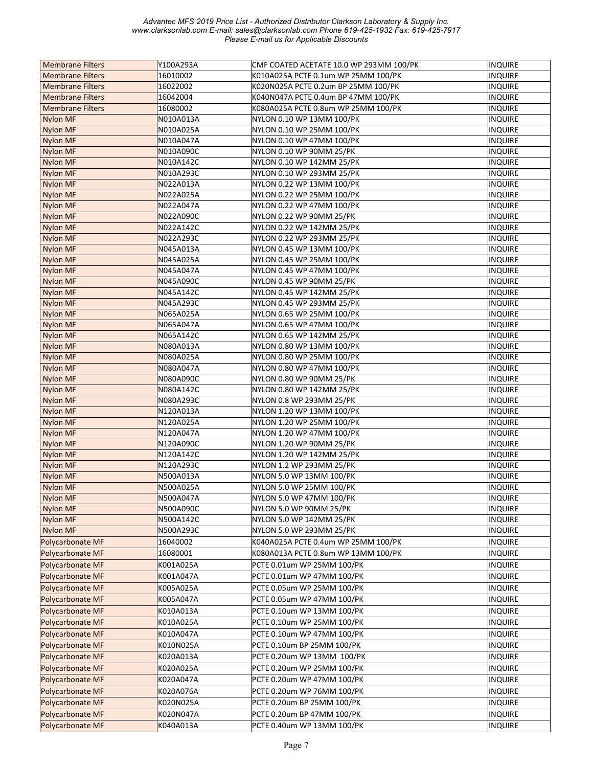| Membrane Filters | Y100A293A | CMF COATED ACETATE 10.0 WP 293MM 100/PK | INQUIRE |
|---|---|---|---|
| Membrane Filters | 16010002 | K010A025A PCTE 0.1um WP 25MM 100/PK | INQUIRE |
| Membrane Filters | 16022002 | K020N025A PCTE 0.2um BP 25MM 100/PK | INQUIRE |
| Membrane Filters | 16042004 | K040N047A PCTE 0.4um BP 47MM 100/PK | INQUIRE |
| Membrane Filters | 16080002 | K080A025A PCTE 0.8um WP 25MM 100/PK | INQUIRE |
| Nylon MF | N010A013A | NYLON 0.10 WP 13MM 100/PK | INQUIRE |
| Nylon MF | N010A025A | NYLON 0.10 WP 25MM 100/PK | INQUIRE |
| Nylon MF | N010A047A | NYLON 0.10 WP 47MM 100/PK | INQUIRE |
| Nylon MF | N010A090C | NYLON 0.10 WP 90MM 25/PK | INQUIRE |
| Nylon MF | N010A142C | NYLON 0.10 WP 142MM 25/PK | INQUIRE |
| Nylon MF | N010A293C | NYLON 0.10 WP 293MM 25/PK | INQUIRE |
| Nylon MF | N022A013A | NYLON 0.22 WP 13MM 100/PK | INQUIRE |
| Nylon MF | N022A025A | NYLON 0.22 WP 25MM 100/PK | INQUIRE |
| Nylon MF | N022A047A | NYLON 0.22 WP 47MM 100/PK | INQUIRE |
| Nylon MF | N022A090C | NYLON 0.22 WP 90MM 25/PK | INQUIRE |
| Nylon MF | N022A142C | NYLON 0.22 WP 142MM 25/PK | INQUIRE |
| Nylon MF | N022A293C | NYLON 0.22 WP 293MM 25/PK | INQUIRE |
| Nylon MF | N045A013A | NYLON 0.45 WP 13MM 100/PK | INQUIRE |
| Nylon MF | N045A025A | NYLON 0.45 WP 25MM 100/PK | INQUIRE |
| Nylon MF | N045A047A | NYLON 0.45 WP 47MM 100/PK | INQUIRE |
| Nylon MF | N045A090C | NYLON 0.45 WP 90MM 25/PK | INQUIRE |
| Nylon MF | N045A142C | NYLON 0.45 WP 142MM 25/PK | INQUIRE |
| Nylon MF | N045A293C | NYLON 0.45 WP 293MM 25/PK | INQUIRE |
| Nylon MF | N065A025A | NYLON 0.65 WP 25MM 100/PK | INQUIRE |
| Nylon MF | N065A047A | NYLON 0.65 WP 47MM 100/PK | INQUIRE |
| Nylon MF | N065A142C | NYLON 0.65 WP 142MM 25/PK | INQUIRE |
| Nylon MF | N080A013A | NYLON 0.80 WP 13MM 100/PK | INQUIRE |
| Nylon MF | N080A025A | NYLON 0.80 WP 25MM 100/PK | INQUIRE |
| Nylon MF | N080A047A | NYLON 0.80 WP 47MM 100/PK | INQUIRE |
| Nylon MF | N080A090C | NYLON 0.80 WP 90MM 25/PK | INQUIRE |
| Nylon MF | N080A142C | NYLON 0.80 WP 142MM 25/PK | INQUIRE |
| Nylon MF | N080A293C | NYLON 0.8 WP 293MM 25/PK | INQUIRE |
| Nylon MF | N120A013A | NYLON 1.20 WP 13MM 100/PK | INQUIRE |
| Nylon MF | N120A025A | NYLON 1.20 WP 25MM 100/PK | INQUIRE |
| Nylon MF | N120A047A | NYLON 1.20 WP 47MM 100/PK | INQUIRE |
| Nylon MF | N120A090C | NYLON 1.20 WP 90MM 25/PK | INQUIRE |
| Nylon MF | N120A142C | NYLON 1.20 WP 142MM 25/PK | INQUIRE |
| Nylon MF | N120A293C | NYLON 1.2 WP 293MM 25/PK | INQUIRE |
| Nylon MF | N500A013A | NYLON 5.0 WP 13MM 100/PK | INQUIRE |
| Nylon MF | N500A025A | NYLON 5.0 WP 25MM 100/PK | INQUIRE |
| Nylon MF | N500A047A | NYLON 5.0 WP 47MM 100/PK | INQUIRE |
| Nylon MF | N500A090C | NYLON 5.0 WP 90MM 25/PK | INQUIRE |
| Nylon MF | N500A142C | NYLON 5.0 WP 142MM 25/PK | INQUIRE |
| Nylon MF | N500A293C | NYLON 5.0 WP 293MM 25/PK | INQUIRE |
| Polycarbonate MF | 16040002 | K040A025A PCTE 0.4um WP 25MM 100/PK | INQUIRE |
| Polycarbonate MF | 16080001 | K080A013A PCTE 0.8um WP 13MM 100/PK | INQUIRE |
| Polycarbonate MF | K001A025A | PCTE 0.01um WP 25MM 100/PK | INQUIRE |
| Polycarbonate MF | K001A047A | PCTE 0.01um WP 47MM 100/PK | INQUIRE |
| Polycarbonate MF | K005A025A | PCTE 0.05um WP 25MM 100/PK | INQUIRE |
| Polycarbonate MF | K005A047A | PCTE 0.05um WP 47MM 100/PK | INQUIRE |
| Polycarbonate MF | K010A013A | PCTE 0.10um WP 13MM 100/PK | INQUIRE |
| Polycarbonate MF | K010A025A | PCTE 0.10um WP 25MM 100/PK | INQUIRE |
| Polycarbonate MF | K010A047A | PCTE 0.10um WP 47MM 100/PK | INQUIRE |
| Polycarbonate MF | K010N025A | PCTE 0.10um BP 25MM 100/PK | INQUIRE |
| Polycarbonate MF | K020A013A | PCTE 0.20um WP 13MM 100/PK | INQUIRE |
| Polycarbonate MF | K020A025A | PCTE 0.20um WP 25MM 100/PK | INQUIRE |
| Polycarbonate MF | K020A047A | PCTE 0.20um WP 47MM 100/PK | INQUIRE |
| Polycarbonate MF | K020A076A | PCTE 0.20um WP 76MM 100/PK | INQUIRE |
| Polycarbonate MF | K020N025A | PCTE 0.20um BP 25MM 100/PK | INQUIRE |
| Polycarbonate MF | K020N047A | PCTE 0.20um BP 47MM 100/PK | INQUIRE |
| Polycarbonate MF | K040A013A | PCTE 0.40um WP 13MM 100/PK | INQUIRE |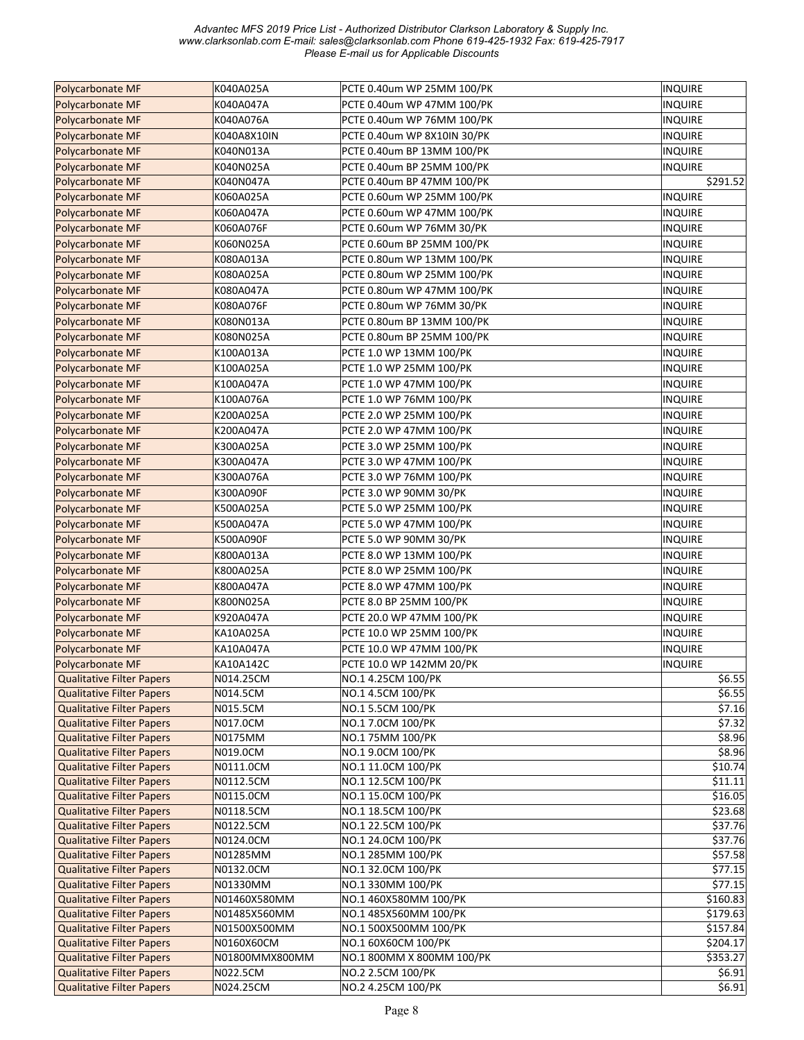| | | | |
|---|---|---|---|
| Polycarbonate MF | K040A025A | PCTE 0.40um WP 25MM 100/PK | INQUIRE |
| Polycarbonate MF | K040A047A | PCTE 0.40um WP 47MM 100/PK | INQUIRE |
| Polycarbonate MF | K040A076A | PCTE 0.40um WP 76MM 100/PK | INQUIRE |
| Polycarbonate MF | K040A8X10IN | PCTE 0.40um WP 8X10IN 30/PK | INQUIRE |
| Polycarbonate MF | K040N013A | PCTE 0.40um BP 13MM 100/PK | INQUIRE |
| Polycarbonate MF | K040N025A | PCTE 0.40um BP 25MM 100/PK | INQUIRE |
| Polycarbonate MF | K040N047A | PCTE 0.40um BP 47MM 100/PK | $291.52 |
| Polycarbonate MF | K060A025A | PCTE 0.60um WP 25MM 100/PK | INQUIRE |
| Polycarbonate MF | K060A047A | PCTE 0.60um WP 47MM 100/PK | INQUIRE |
| Polycarbonate MF | K060A076F | PCTE 0.60um WP 76MM 30/PK | INQUIRE |
| Polycarbonate MF | K060N025A | PCTE 0.60um BP 25MM 100/PK | INQUIRE |
| Polycarbonate MF | K080A013A | PCTE 0.80um WP 13MM 100/PK | INQUIRE |
| Polycarbonate MF | K080A025A | PCTE 0.80um WP 25MM 100/PK | INQUIRE |
| Polycarbonate MF | K080A047A | PCTE 0.80um WP 47MM 100/PK | INQUIRE |
| Polycarbonate MF | K080A076F | PCTE 0.80um WP 76MM 30/PK | INQUIRE |
| Polycarbonate MF | K080N013A | PCTE 0.80um BP 13MM 100/PK | INQUIRE |
| Polycarbonate MF | K080N025A | PCTE 0.80um BP 25MM 100/PK | INQUIRE |
| Polycarbonate MF | K100A013A | PCTE 1.0 WP 13MM 100/PK | INQUIRE |
| Polycarbonate MF | K100A025A | PCTE 1.0 WP 25MM 100/PK | INQUIRE |
| Polycarbonate MF | K100A047A | PCTE 1.0 WP 47MM 100/PK | INQUIRE |
| Polycarbonate MF | K100A076A | PCTE 1.0 WP 76MM 100/PK | INQUIRE |
| Polycarbonate MF | K200A025A | PCTE 2.0 WP 25MM 100/PK | INQUIRE |
| Polycarbonate MF | K200A047A | PCTE 2.0 WP 47MM 100/PK | INQUIRE |
| Polycarbonate MF | K300A025A | PCTE 3.0 WP 25MM 100/PK | INQUIRE |
| Polycarbonate MF | K300A047A | PCTE 3.0 WP 47MM 100/PK | INQUIRE |
| Polycarbonate MF | K300A076A | PCTE 3.0 WP 76MM 100/PK | INQUIRE |
| Polycarbonate MF | K300A090F | PCTE 3.0 WP 90MM 30/PK | INQUIRE |
| Polycarbonate MF | K500A025A | PCTE 5.0 WP 25MM 100/PK | INQUIRE |
| Polycarbonate MF | K500A047A | PCTE 5.0 WP 47MM 100/PK | INQUIRE |
| Polycarbonate MF | K500A090F | PCTE 5.0 WP 90MM 30/PK | INQUIRE |
| Polycarbonate MF | K800A013A | PCTE 8.0 WP 13MM 100/PK | INQUIRE |
| Polycarbonate MF | K800A025A | PCTE 8.0 WP 25MM 100/PK | INQUIRE |
| Polycarbonate MF | K800A047A | PCTE 8.0 WP 47MM 100/PK | INQUIRE |
| Polycarbonate MF | K800N025A | PCTE 8.0 BP 25MM 100/PK | INQUIRE |
| Polycarbonate MF | K920A047A | PCTE 20.0 WP 47MM 100/PK | INQUIRE |
| Polycarbonate MF | KA10A025A | PCTE 10.0 WP 25MM 100/PK | INQUIRE |
| Polycarbonate MF | KA10A047A | PCTE 10.0 WP 47MM 100/PK | INQUIRE |
| Polycarbonate MF | KA10A142C | PCTE 10.0 WP 142MM 20/PK | INQUIRE |
| Qualitative Filter Papers | N014.25CM | NO.1 4.25CM 100/PK | $6.55 |
| Qualitative Filter Papers | N014.5CM | NO.1 4.5CM 100/PK | $6.55 |
| Qualitative Filter Papers | N015.5CM | NO.1 5.5CM 100/PK | $7.16 |
| Qualitative Filter Papers | N017.0CM | NO.1 7.0CM 100/PK | $7.32 |
| Qualitative Filter Papers | N0175MM | NO.1 75MM 100/PK | $8.96 |
| Qualitative Filter Papers | N019.0CM | NO.1 9.0CM 100/PK | $8.96 |
| Qualitative Filter Papers | N0111.0CM | NO.1 11.0CM 100/PK | $10.74 |
| Qualitative Filter Papers | N0112.5CM | NO.1 12.5CM 100/PK | $11.11 |
| Qualitative Filter Papers | N0115.0CM | NO.1 15.0CM 100/PK | $16.05 |
| Qualitative Filter Papers | N0118.5CM | NO.1 18.5CM 100/PK | $23.68 |
| Qualitative Filter Papers | N0122.5CM | NO.1 22.5CM 100/PK | $37.76 |
| Qualitative Filter Papers | N0124.0CM | NO.1 24.0CM 100/PK | $37.76 |
| Qualitative Filter Papers | N01285MM | NO.1 285MM 100/PK | $57.58 |
| Qualitative Filter Papers | N0132.0CM | NO.1 32.0CM 100/PK | $77.15 |
| Qualitative Filter Papers | N01330MM | NO.1 330MM 100/PK | $77.15 |
| Qualitative Filter Papers | N01460X580MM | NO.1 460X580MM 100/PK | $160.83 |
| Qualitative Filter Papers | N01485X560MM | NO.1 485X560MM 100/PK | $179.63 |
| Qualitative Filter Papers | N01500X500MM | NO.1 500X500MM 100/PK | $157.84 |
| Qualitative Filter Papers | N0160X60CM | NO.1 60X60CM 100/PK | $204.17 |
| Qualitative Filter Papers | N01800MMX800MM | NO.1 800MM X 800MM 100/PK | $353.27 |
| Qualitative Filter Papers | N022.5CM | NO.2 2.5CM 100/PK | $6.91 |
| Qualitative Filter Papers | N024.25CM | NO.2 4.25CM 100/PK | $6.91 |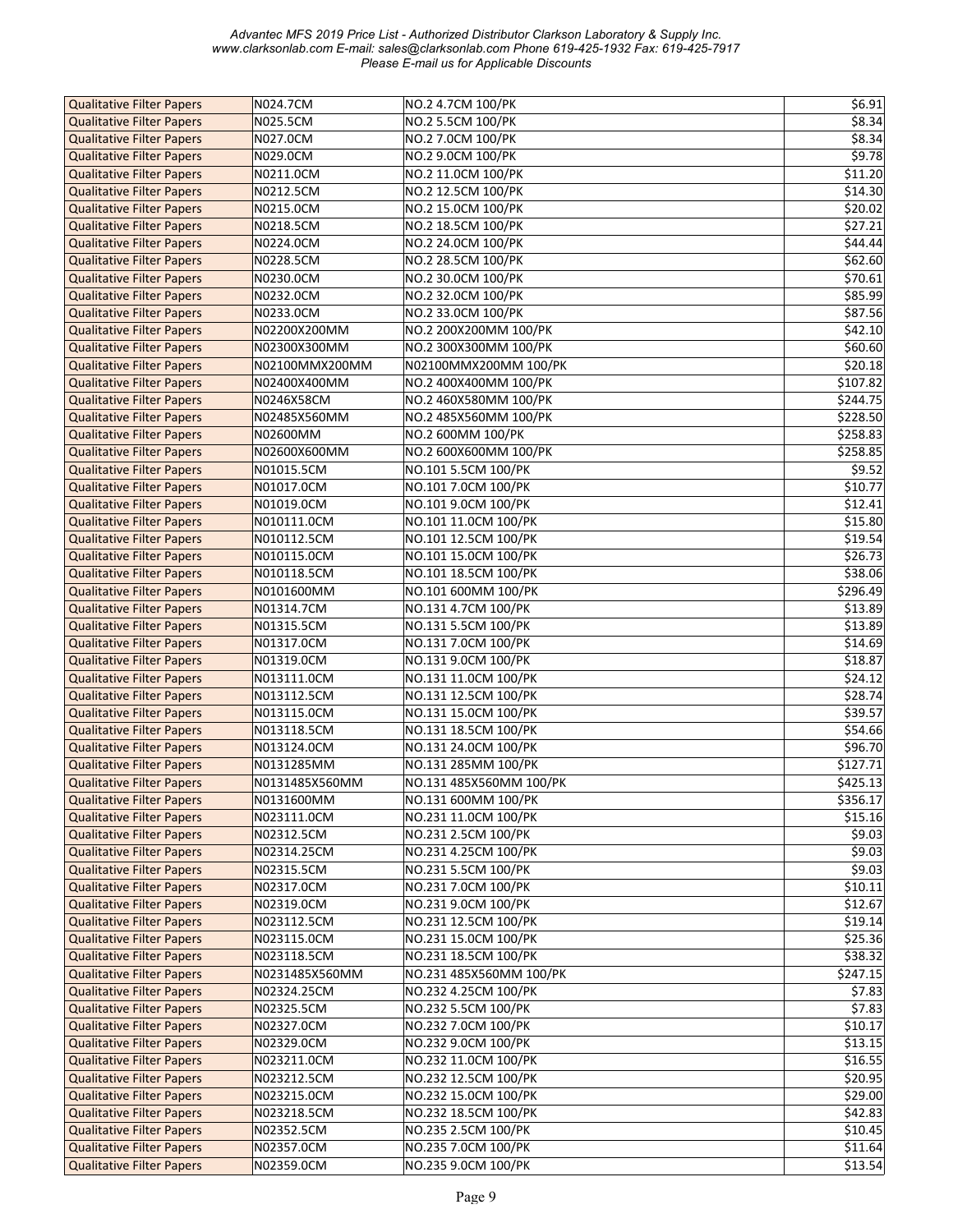| Qualitative Filter Papers | N024.7CM | NO.2 4.7CM 100/PK | $6.91 |
|---|---|---|---|
| Qualitative Filter Papers | N025.5CM | NO.2 5.5CM 100/PK | $8.34 |
| Qualitative Filter Papers | N027.0CM | NO.2 7.0CM 100/PK | $8.34 |
| Qualitative Filter Papers | N029.0CM | NO.2 9.0CM 100/PK | $9.78 |
| Qualitative Filter Papers | N0211.0CM | NO.2 11.0CM 100/PK | $11.20 |
| Qualitative Filter Papers | N0212.5CM | NO.2 12.5CM 100/PK | $14.30 |
| Qualitative Filter Papers | N0215.0CM | NO.2 15.0CM 100/PK | $20.02 |
| Qualitative Filter Papers | N0218.5CM | NO.2 18.5CM 100/PK | $27.21 |
| Qualitative Filter Papers | N0224.0CM | NO.2 24.0CM 100/PK | $44.44 |
| Qualitative Filter Papers | N0228.5CM | NO.2 28.5CM 100/PK | $62.60 |
| Qualitative Filter Papers | N0230.0CM | NO.2 30.0CM 100/PK | $70.61 |
| Qualitative Filter Papers | N0232.0CM | NO.2 32.0CM 100/PK | $85.99 |
| Qualitative Filter Papers | N0233.0CM | NO.2 33.0CM 100/PK | $87.56 |
| Qualitative Filter Papers | N02200X200MM | NO.2 200X200MM 100/PK | $42.10 |
| Qualitative Filter Papers | N02300X300MM | NO.2 300X300MM 100/PK | $60.60 |
| Qualitative Filter Papers | N02100MMX200MM | N02100MMX200MM 100/PK | $20.18 |
| Qualitative Filter Papers | N02400X400MM | NO.2 400X400MM 100/PK | $107.82 |
| Qualitative Filter Papers | N0246X58CM | NO.2 460X580MM 100/PK | $244.75 |
| Qualitative Filter Papers | N02485X560MM | NO.2 485X560MM 100/PK | $228.50 |
| Qualitative Filter Papers | N02600MM | NO.2 600MM 100/PK | $258.83 |
| Qualitative Filter Papers | N02600X600MM | NO.2 600X600MM 100/PK | $258.85 |
| Qualitative Filter Papers | N01015.5CM | NO.101 5.5CM 100/PK | $9.52 |
| Qualitative Filter Papers | N01017.0CM | NO.101 7.0CM 100/PK | $10.77 |
| Qualitative Filter Papers | N01019.0CM | NO.101 9.0CM 100/PK | $12.41 |
| Qualitative Filter Papers | N010111.0CM | NO.101 11.0CM 100/PK | $15.80 |
| Qualitative Filter Papers | N010112.5CM | NO.101 12.5CM 100/PK | $19.54 |
| Qualitative Filter Papers | N010115.0CM | NO.101 15.0CM 100/PK | $26.73 |
| Qualitative Filter Papers | N010118.5CM | NO.101 18.5CM 100/PK | $38.06 |
| Qualitative Filter Papers | N0101600MM | NO.101 600MM 100/PK | $296.49 |
| Qualitative Filter Papers | N01314.7CM | NO.131 4.7CM 100/PK | $13.89 |
| Qualitative Filter Papers | N01315.5CM | NO.131 5.5CM 100/PK | $13.89 |
| Qualitative Filter Papers | N01317.0CM | NO.131 7.0CM 100/PK | $14.69 |
| Qualitative Filter Papers | N01319.0CM | NO.131 9.0CM 100/PK | $18.87 |
| Qualitative Filter Papers | N013111.0CM | NO.131 11.0CM 100/PK | $24.12 |
| Qualitative Filter Papers | N013112.5CM | NO.131 12.5CM 100/PK | $28.74 |
| Qualitative Filter Papers | N013115.0CM | NO.131 15.0CM 100/PK | $39.57 |
| Qualitative Filter Papers | N013118.5CM | NO.131 18.5CM 100/PK | $54.66 |
| Qualitative Filter Papers | N013124.0CM | NO.131 24.0CM 100/PK | $96.70 |
| Qualitative Filter Papers | N0131285MM | NO.131 285MM 100/PK | $127.71 |
| Qualitative Filter Papers | N0131485X560MM | NO.131 485X560MM 100/PK | $425.13 |
| Qualitative Filter Papers | N0131600MM | NO.131 600MM 100/PK | $356.17 |
| Qualitative Filter Papers | N023111.0CM | NO.231 11.0CM 100/PK | $15.16 |
| Qualitative Filter Papers | N02312.5CM | NO.231 2.5CM 100/PK | $9.03 |
| Qualitative Filter Papers | N02314.25CM | NO.231 4.25CM 100/PK | $9.03 |
| Qualitative Filter Papers | N02315.5CM | NO.231 5.5CM 100/PK | $9.03 |
| Qualitative Filter Papers | N02317.0CM | NO.231 7.0CM 100/PK | $10.11 |
| Qualitative Filter Papers | N02319.0CM | NO.231 9.0CM 100/PK | $12.67 |
| Qualitative Filter Papers | N023112.5CM | NO.231 12.5CM 100/PK | $19.14 |
| Qualitative Filter Papers | N023115.0CM | NO.231 15.0CM 100/PK | $25.36 |
| Qualitative Filter Papers | N023118.5CM | NO.231 18.5CM 100/PK | $38.32 |
| Qualitative Filter Papers | N0231485X560MM | NO.231 485X560MM 100/PK | $247.15 |
| Qualitative Filter Papers | N02324.25CM | NO.232 4.25CM 100/PK | $7.83 |
| Qualitative Filter Papers | N02325.5CM | NO.232 5.5CM 100/PK | $7.83 |
| Qualitative Filter Papers | N02327.0CM | NO.232 7.0CM 100/PK | $10.17 |
| Qualitative Filter Papers | N02329.0CM | NO.232 9.0CM 100/PK | $13.15 |
| Qualitative Filter Papers | N023211.0CM | NO.232 11.0CM 100/PK | $16.55 |
| Qualitative Filter Papers | N023212.5CM | NO.232 12.5CM 100/PK | $20.95 |
| Qualitative Filter Papers | N023215.0CM | NO.232 15.0CM 100/PK | $29.00 |
| Qualitative Filter Papers | N023218.5CM | NO.232 18.5CM 100/PK | $42.83 |
| Qualitative Filter Papers | N02352.5CM | NO.235 2.5CM 100/PK | $10.45 |
| Qualitative Filter Papers | N02357.0CM | NO.235 7.0CM 100/PK | $11.64 |
| Qualitative Filter Papers | N02359.0CM | NO.235 9.0CM 100/PK | $13.54 |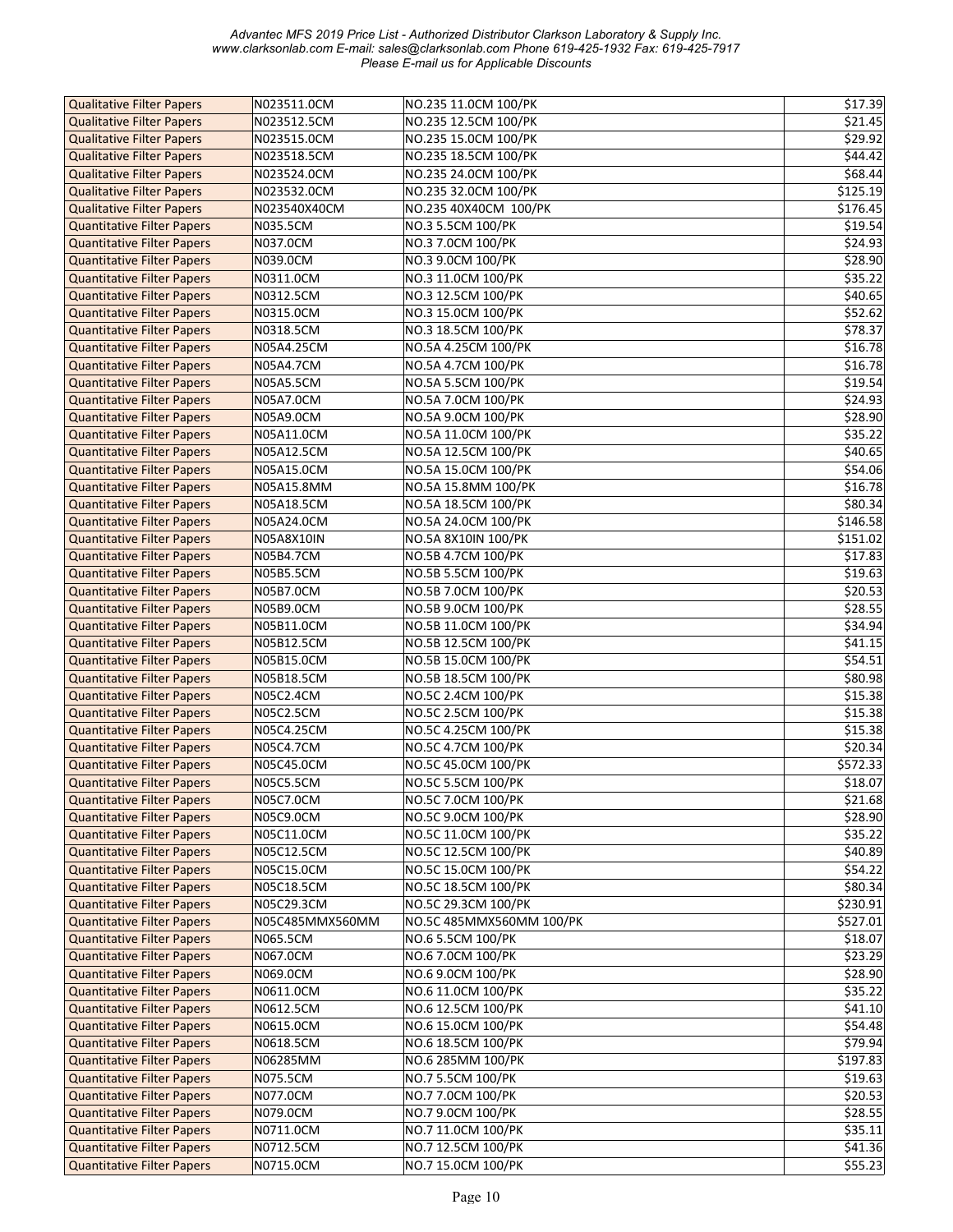| Qualitative Filter Papers | N023511.0CM | NO.235 11.0CM 100/PK | $17.39 |
|---|---|---|---|
| Qualitative Filter Papers | N023512.5CM | NO.235 12.5CM 100/PK | $21.45 |
| Qualitative Filter Papers | N023515.0CM | NO.235 15.0CM 100/PK | $29.92 |
| Qualitative Filter Papers | N023518.5CM | NO.235 18.5CM 100/PK | $44.42 |
| Qualitative Filter Papers | N023524.0CM | NO.235 24.0CM 100/PK | $68.44 |
| Qualitative Filter Papers | N023532.0CM | NO.235 32.0CM 100/PK | $125.19 |
| Qualitative Filter Papers | N023540X40CM | NO.235 40X40CM 100/PK | $176.45 |
| Quantitative Filter Papers | N035.5CM | NO.3 5.5CM 100/PK | $19.54 |
| Quantitative Filter Papers | N037.0CM | NO.3 7.0CM 100/PK | $24.93 |
| Quantitative Filter Papers | N039.0CM | NO.3 9.0CM 100/PK | $28.90 |
| Quantitative Filter Papers | N0311.0CM | NO.3 11.0CM 100/PK | $35.22 |
| Quantitative Filter Papers | N0312.5CM | NO.3 12.5CM 100/PK | $40.65 |
| Quantitative Filter Papers | N0315.0CM | NO.3 15.0CM 100/PK | $52.62 |
| Quantitative Filter Papers | N0318.5CM | NO.3 18.5CM 100/PK | $78.37 |
| Quantitative Filter Papers | N05A4.25CM | NO.5A 4.25CM 100/PK | $16.78 |
| Quantitative Filter Papers | N05A4.7CM | NO.5A 4.7CM 100/PK | $16.78 |
| Quantitative Filter Papers | N05A5.5CM | NO.5A 5.5CM 100/PK | $19.54 |
| Quantitative Filter Papers | N05A7.0CM | NO.5A 7.0CM 100/PK | $24.93 |
| Quantitative Filter Papers | N05A9.0CM | NO.5A 9.0CM 100/PK | $28.90 |
| Quantitative Filter Papers | N05A11.0CM | NO.5A 11.0CM 100/PK | $35.22 |
| Quantitative Filter Papers | N05A12.5CM | NO.5A 12.5CM 100/PK | $40.65 |
| Quantitative Filter Papers | N05A15.0CM | NO.5A 15.0CM 100/PK | $54.06 |
| Quantitative Filter Papers | N05A15.8MM | NO.5A 15.8MM 100/PK | $16.78 |
| Quantitative Filter Papers | N05A18.5CM | NO.5A 18.5CM 100/PK | $80.34 |
| Quantitative Filter Papers | N05A24.0CM | NO.5A 24.0CM 100/PK | $146.58 |
| Quantitative Filter Papers | N05A8X10IN | NO.5A 8X10IN 100/PK | $151.02 |
| Quantitative Filter Papers | N05B4.7CM | NO.5B 4.7CM 100/PK | $17.83 |
| Quantitative Filter Papers | N05B5.5CM | NO.5B 5.5CM 100/PK | $19.63 |
| Quantitative Filter Papers | N05B7.0CM | NO.5B 7.0CM 100/PK | $20.53 |
| Quantitative Filter Papers | N05B9.0CM | NO.5B 9.0CM 100/PK | $28.55 |
| Quantitative Filter Papers | N05B11.0CM | NO.5B 11.0CM 100/PK | $34.94 |
| Quantitative Filter Papers | N05B12.5CM | NO.5B 12.5CM 100/PK | $41.15 |
| Quantitative Filter Papers | N05B15.0CM | NO.5B 15.0CM 100/PK | $54.51 |
| Quantitative Filter Papers | N05B18.5CM | NO.5B 18.5CM 100/PK | $80.98 |
| Quantitative Filter Papers | N05C2.4CM | NO.5C 2.4CM 100/PK | $15.38 |
| Quantitative Filter Papers | N05C2.5CM | NO.5C 2.5CM 100/PK | $15.38 |
| Quantitative Filter Papers | N05C4.25CM | NO.5C 4.25CM 100/PK | $15.38 |
| Quantitative Filter Papers | N05C4.7CM | NO.5C 4.7CM 100/PK | $20.34 |
| Quantitative Filter Papers | N05C45.0CM | NO.5C 45.0CM 100/PK | $572.33 |
| Quantitative Filter Papers | N05C5.5CM | NO.5C 5.5CM 100/PK | $18.07 |
| Quantitative Filter Papers | N05C7.0CM | NO.5C 7.0CM 100/PK | $21.68 |
| Quantitative Filter Papers | N05C9.0CM | NO.5C 9.0CM 100/PK | $28.90 |
| Quantitative Filter Papers | N05C11.0CM | NO.5C 11.0CM 100/PK | $35.22 |
| Quantitative Filter Papers | N05C12.5CM | NO.5C 12.5CM 100/PK | $40.89 |
| Quantitative Filter Papers | N05C15.0CM | NO.5C 15.0CM 100/PK | $54.22 |
| Quantitative Filter Papers | N05C18.5CM | NO.5C 18.5CM 100/PK | $80.34 |
| Quantitative Filter Papers | N05C29.3CM | NO.5C 29.3CM 100/PK | $230.91 |
| Quantitative Filter Papers | N05C485MMX560MM | NO.5C 485MMX560MM 100/PK | $527.01 |
| Quantitative Filter Papers | N065.5CM | NO.6 5.5CM 100/PK | $18.07 |
| Quantitative Filter Papers | N067.0CM | NO.6 7.0CM 100/PK | $23.29 |
| Quantitative Filter Papers | N069.0CM | NO.6 9.0CM 100/PK | $28.90 |
| Quantitative Filter Papers | N0611.0CM | NO.6 11.0CM 100/PK | $35.22 |
| Quantitative Filter Papers | N0612.5CM | NO.6 12.5CM 100/PK | $41.10 |
| Quantitative Filter Papers | N0615.0CM | NO.6 15.0CM 100/PK | $54.48 |
| Quantitative Filter Papers | N0618.5CM | NO.6 18.5CM 100/PK | $79.94 |
| Quantitative Filter Papers | N06285MM | NO.6 285MM 100/PK | $197.83 |
| Quantitative Filter Papers | N075.5CM | NO.7 5.5CM 100/PK | $19.63 |
| Quantitative Filter Papers | N077.0CM | NO.7 7.0CM 100/PK | $20.53 |
| Quantitative Filter Papers | N079.0CM | NO.7 9.0CM 100/PK | $28.55 |
| Quantitative Filter Papers | N0711.0CM | NO.7 11.0CM 100/PK | $35.11 |
| Quantitative Filter Papers | N0712.5CM | NO.7 12.5CM 100/PK | $41.36 |
| Quantitative Filter Papers | N0715.0CM | NO.7 15.0CM 100/PK | $55.23 |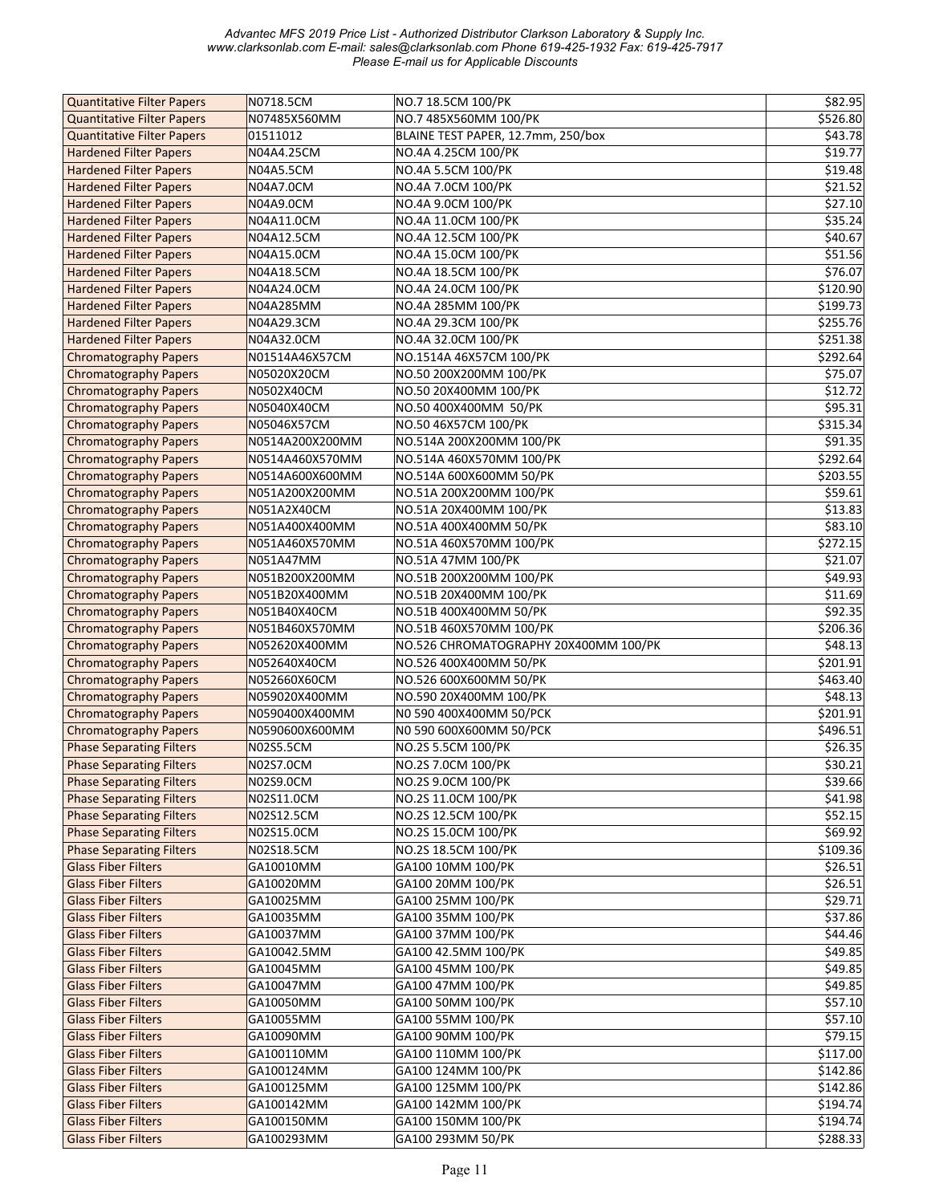| Quantitative Filter Papers | N0718.5CM | NO.7 18.5CM 100/PK | $82.95 |
|---|---|---|---|
| Quantitative Filter Papers | N07485X560MM | NO.7 485X560MM 100/PK | $526.80 |
| Quantitative Filter Papers | 01511012 | BLAINE TEST PAPER, 12.7mm, 250/box | $43.78 |
| Hardened Filter Papers | N04A4.25CM | NO.4A 4.25CM 100/PK | $19.77 |
| Hardened Filter Papers | N04A5.5CM | NO.4A 5.5CM 100/PK | $19.48 |
| Hardened Filter Papers | N04A7.0CM | NO.4A 7.0CM 100/PK | $21.52 |
| Hardened Filter Papers | N04A9.0CM | NO.4A 9.0CM 100/PK | $27.10 |
| Hardened Filter Papers | N04A11.0CM | NO.4A 11.0CM 100/PK | $35.24 |
| Hardened Filter Papers | N04A12.5CM | NO.4A 12.5CM 100/PK | $40.67 |
| Hardened Filter Papers | N04A15.0CM | NO.4A 15.0CM 100/PK | $51.56 |
| Hardened Filter Papers | N04A18.5CM | NO.4A 18.5CM 100/PK | $76.07 |
| Hardened Filter Papers | N04A24.0CM | NO.4A 24.0CM 100/PK | $120.90 |
| Hardened Filter Papers | N04A285MM | NO.4A 285MM 100/PK | $199.73 |
| Hardened Filter Papers | N04A29.3CM | NO.4A 29.3CM 100/PK | $255.76 |
| Hardened Filter Papers | N04A32.0CM | NO.4A 32.0CM 100/PK | $251.38 |
| Chromatography Papers | N01514A46X57CM | NO.1514A 46X57CM 100/PK | $292.64 |
| Chromatography Papers | N05020X20CM | NO.50 200X200MM 100/PK | $75.07 |
| Chromatography Papers | N0502X40CM | NO.50 20X400MM 100/PK | $12.72 |
| Chromatography Papers | N05040X40CM | NO.50 400X400MM  50/PK | $95.31 |
| Chromatography Papers | N05046X57CM | NO.50 46X57CM 100/PK | $315.34 |
| Chromatography Papers | N0514A200X200MM | NO.514A 200X200MM 100/PK | $91.35 |
| Chromatography Papers | N0514A460X570MM | NO.514A 460X570MM 100/PK | $292.64 |
| Chromatography Papers | N0514A600X600MM | NO.514A 600X600MM 50/PK | $203.55 |
| Chromatography Papers | N051A200X200MM | NO.51A 200X200MM 100/PK | $59.61 |
| Chromatography Papers | N051A2X40CM | NO.51A 20X400MM 100/PK | $13.83 |
| Chromatography Papers | N051A400X400MM | NO.51A 400X400MM 50/PK | $83.10 |
| Chromatography Papers | N051A460X570MM | NO.51A 460X570MM 100/PK | $272.15 |
| Chromatography Papers | N051A47MM | NO.51A 47MM 100/PK | $21.07 |
| Chromatography Papers | N051B200X200MM | NO.51B 200X200MM 100/PK | $49.93 |
| Chromatography Papers | N051B20X400MM | NO.51B 20X400MM 100/PK | $11.69 |
| Chromatography Papers | N051B40X40CM | NO.51B 400X400MM 50/PK | $92.35 |
| Chromatography Papers | N051B460X570MM | NO.51B 460X570MM 100/PK | $206.36 |
| Chromatography Papers | N052620X400MM | NO.526 CHROMATOGRAPHY 20X400MM 100/PK | $48.13 |
| Chromatography Papers | N052640X40CM | NO.526 400X400MM 50/PK | $201.91 |
| Chromatography Papers | N052660X60CM | NO.526 600X600MM 50/PK | $463.40 |
| Chromatography Papers | N059020X400MM | NO.590 20X400MM 100/PK | $48.13 |
| Chromatography Papers | N0590400X400MM | N0 590 400X400MM 50/PCK | $201.91 |
| Chromatography Papers | N0590600X600MM | N0 590 600X600MM 50/PCK | $496.51 |
| Phase Separating Filters | N02S5.5CM | NO.2S 5.5CM 100/PK | $26.35 |
| Phase Separating Filters | N02S7.0CM | NO.2S 7.0CM 100/PK | $30.21 |
| Phase Separating Filters | N02S9.0CM | NO.2S 9.0CM 100/PK | $39.66 |
| Phase Separating Filters | N02S11.0CM | NO.2S 11.0CM 100/PK | $41.98 |
| Phase Separating Filters | N02S12.5CM | NO.2S 12.5CM 100/PK | $52.15 |
| Phase Separating Filters | N02S15.0CM | NO.2S 15.0CM 100/PK | $69.92 |
| Phase Separating Filters | N02S18.5CM | NO.2S 18.5CM 100/PK | $109.36 |
| Glass Fiber Filters | GA10010MM | GA100 10MM 100/PK | $26.51 |
| Glass Fiber Filters | GA10020MM | GA100 20MM 100/PK | $26.51 |
| Glass Fiber Filters | GA10025MM | GA100 25MM 100/PK | $29.71 |
| Glass Fiber Filters | GA10035MM | GA100 35MM 100/PK | $37.86 |
| Glass Fiber Filters | GA10037MM | GA100 37MM 100/PK | $44.46 |
| Glass Fiber Filters | GA10042.5MM | GA100 42.5MM 100/PK | $49.85 |
| Glass Fiber Filters | GA10045MM | GA100 45MM 100/PK | $49.85 |
| Glass Fiber Filters | GA10047MM | GA100 47MM 100/PK | $49.85 |
| Glass Fiber Filters | GA10050MM | GA100 50MM 100/PK | $57.10 |
| Glass Fiber Filters | GA10055MM | GA100 55MM 100/PK | $57.10 |
| Glass Fiber Filters | GA10090MM | GA100 90MM 100/PK | $79.15 |
| Glass Fiber Filters | GA100110MM | GA100 110MM 100/PK | $117.00 |
| Glass Fiber Filters | GA100124MM | GA100 124MM 100/PK | $142.86 |
| Glass Fiber Filters | GA100125MM | GA100 125MM 100/PK | $142.86 |
| Glass Fiber Filters | GA100142MM | GA100 142MM 100/PK | $194.74 |
| Glass Fiber Filters | GA100150MM | GA100 150MM 100/PK | $194.74 |
| Glass Fiber Filters | GA100293MM | GA100 293MM 50/PK | $288.33 |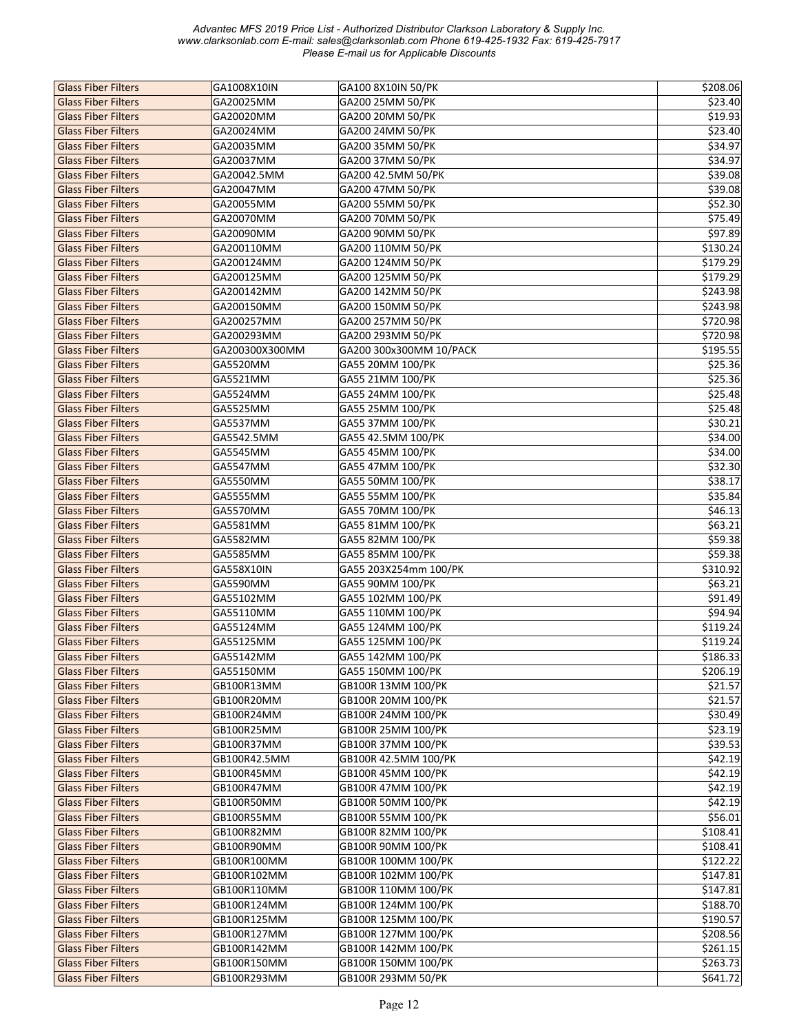| Glass Fiber Filters | GA1008X10IN | GA100 8X10IN 50/PK | $208.06 |
|---|---|---|---|
| Glass Fiber Filters | GA20025MM | GA200 25MM 50/PK | $23.40 |
| Glass Fiber Filters | GA20020MM | GA200 20MM 50/PK | $19.93 |
| Glass Fiber Filters | GA20024MM | GA200 24MM 50/PK | $23.40 |
| Glass Fiber Filters | GA20035MM | GA200 35MM 50/PK | $34.97 |
| Glass Fiber Filters | GA20037MM | GA200 37MM 50/PK | $34.97 |
| Glass Fiber Filters | GA20042.5MM | GA200 42.5MM 50/PK | $39.08 |
| Glass Fiber Filters | GA20047MM | GA200 47MM 50/PK | $39.08 |
| Glass Fiber Filters | GA20055MM | GA200 55MM 50/PK | $52.30 |
| Glass Fiber Filters | GA20070MM | GA200 70MM 50/PK | $75.49 |
| Glass Fiber Filters | GA20090MM | GA200 90MM 50/PK | $97.89 |
| Glass Fiber Filters | GA200110MM | GA200 110MM 50/PK | $130.24 |
| Glass Fiber Filters | GA200124MM | GA200 124MM 50/PK | $179.29 |
| Glass Fiber Filters | GA200125MM | GA200 125MM 50/PK | $179.29 |
| Glass Fiber Filters | GA200142MM | GA200 142MM 50/PK | $243.98 |
| Glass Fiber Filters | GA200150MM | GA200 150MM 50/PK | $243.98 |
| Glass Fiber Filters | GA200257MM | GA200 257MM 50/PK | $720.98 |
| Glass Fiber Filters | GA200293MM | GA200 293MM 50/PK | $720.98 |
| Glass Fiber Filters | GA200300X300MM | GA200 300x300MM 10/PACK | $195.55 |
| Glass Fiber Filters | GA5520MM | GA55 20MM 100/PK | $25.36 |
| Glass Fiber Filters | GA5521MM | GA55 21MM 100/PK | $25.36 |
| Glass Fiber Filters | GA5524MM | GA55 24MM 100/PK | $25.48 |
| Glass Fiber Filters | GA5525MM | GA55 25MM 100/PK | $25.48 |
| Glass Fiber Filters | GA5537MM | GA55 37MM 100/PK | $30.21 |
| Glass Fiber Filters | GA5542.5MM | GA55 42.5MM 100/PK | $34.00 |
| Glass Fiber Filters | GA5545MM | GA55 45MM 100/PK | $34.00 |
| Glass Fiber Filters | GA5547MM | GA55 47MM 100/PK | $32.30 |
| Glass Fiber Filters | GA5550MM | GA55 50MM 100/PK | $38.17 |
| Glass Fiber Filters | GA5555MM | GA55 55MM 100/PK | $35.84 |
| Glass Fiber Filters | GA5570MM | GA55 70MM 100/PK | $46.13 |
| Glass Fiber Filters | GA5581MM | GA55 81MM 100/PK | $63.21 |
| Glass Fiber Filters | GA5582MM | GA55 82MM 100/PK | $59.38 |
| Glass Fiber Filters | GA5585MM | GA55 85MM 100/PK | $59.38 |
| Glass Fiber Filters | GA558X10IN | GA55 203X254mm 100/PK | $310.92 |
| Glass Fiber Filters | GA5590MM | GA55 90MM 100/PK | $63.21 |
| Glass Fiber Filters | GA55102MM | GA55 102MM 100/PK | $91.49 |
| Glass Fiber Filters | GA55110MM | GA55 110MM 100/PK | $94.94 |
| Glass Fiber Filters | GA55124MM | GA55 124MM 100/PK | $119.24 |
| Glass Fiber Filters | GA55125MM | GA55 125MM 100/PK | $119.24 |
| Glass Fiber Filters | GA55142MM | GA55 142MM 100/PK | $186.33 |
| Glass Fiber Filters | GA55150MM | GA55 150MM 100/PK | $206.19 |
| Glass Fiber Filters | GB100R13MM | GB100R 13MM 100/PK | $21.57 |
| Glass Fiber Filters | GB100R20MM | GB100R 20MM 100/PK | $21.57 |
| Glass Fiber Filters | GB100R24MM | GB100R 24MM 100/PK | $30.49 |
| Glass Fiber Filters | GB100R25MM | GB100R 25MM 100/PK | $23.19 |
| Glass Fiber Filters | GB100R37MM | GB100R 37MM 100/PK | $39.53 |
| Glass Fiber Filters | GB100R42.5MM | GB100R 42.5MM 100/PK | $42.19 |
| Glass Fiber Filters | GB100R45MM | GB100R 45MM 100/PK | $42.19 |
| Glass Fiber Filters | GB100R47MM | GB100R 47MM 100/PK | $42.19 |
| Glass Fiber Filters | GB100R50MM | GB100R 50MM 100/PK | $42.19 |
| Glass Fiber Filters | GB100R55MM | GB100R 55MM 100/PK | $56.01 |
| Glass Fiber Filters | GB100R82MM | GB100R 82MM 100/PK | $108.41 |
| Glass Fiber Filters | GB100R90MM | GB100R 90MM 100/PK | $108.41 |
| Glass Fiber Filters | GB100R100MM | GB100R 100MM 100/PK | $122.22 |
| Glass Fiber Filters | GB100R102MM | GB100R 102MM 100/PK | $147.81 |
| Glass Fiber Filters | GB100R110MM | GB100R 110MM 100/PK | $147.81 |
| Glass Fiber Filters | GB100R124MM | GB100R 124MM 100/PK | $188.70 |
| Glass Fiber Filters | GB100R125MM | GB100R 125MM 100/PK | $190.57 |
| Glass Fiber Filters | GB100R127MM | GB100R 127MM 100/PK | $208.56 |
| Glass Fiber Filters | GB100R142MM | GB100R 142MM 100/PK | $261.15 |
| Glass Fiber Filters | GB100R150MM | GB100R 150MM 100/PK | $263.73 |
| Glass Fiber Filters | GB100R293MM | GB100R 293MM 50/PK | $641.72 |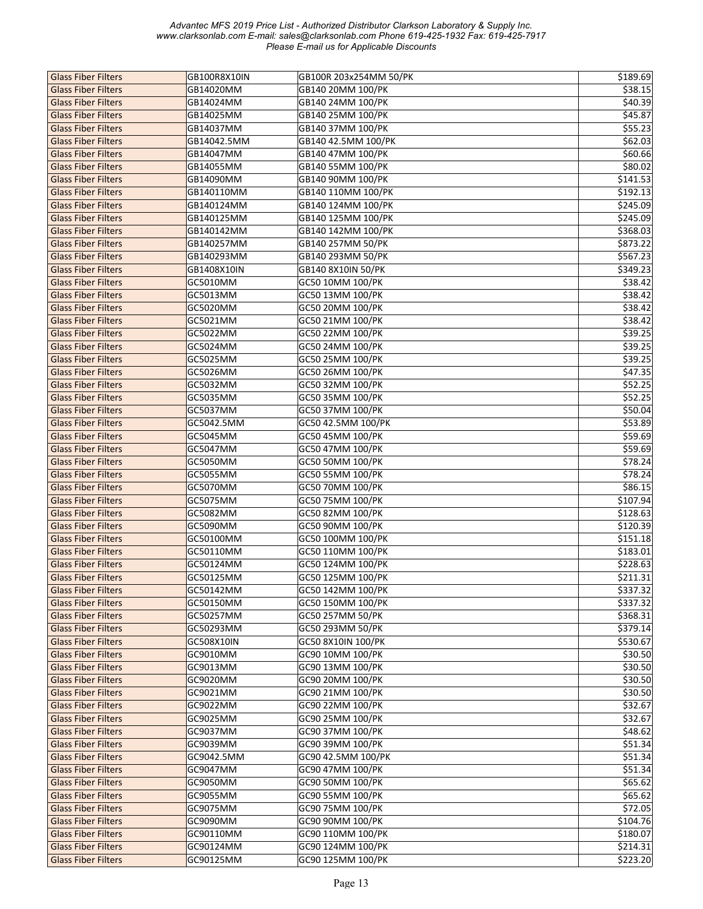| Glass Fiber Filters | GB100R8X10IN | GB100R 203x254MM 50/PK | $189.69 |
|---|---|---|---|
| Glass Fiber Filters | GB14020MM | GB140 20MM 100/PK | $38.15 |
| Glass Fiber Filters | GB14024MM | GB140 24MM 100/PK | $40.39 |
| Glass Fiber Filters | GB14025MM | GB140 25MM 100/PK | $45.87 |
| Glass Fiber Filters | GB14037MM | GB140 37MM 100/PK | $55.23 |
| Glass Fiber Filters | GB14042.5MM | GB140 42.5MM 100/PK | $62.03 |
| Glass Fiber Filters | GB14047MM | GB140 47MM 100/PK | $60.66 |
| Glass Fiber Filters | GB14055MM | GB140 55MM 100/PK | $80.02 |
| Glass Fiber Filters | GB14090MM | GB140 90MM 100/PK | $141.53 |
| Glass Fiber Filters | GB140110MM | GB140 110MM 100/PK | $192.13 |
| Glass Fiber Filters | GB140124MM | GB140 124MM 100/PK | $245.09 |
| Glass Fiber Filters | GB140125MM | GB140 125MM 100/PK | $245.09 |
| Glass Fiber Filters | GB140142MM | GB140 142MM 100/PK | $368.03 |
| Glass Fiber Filters | GB140257MM | GB140 257MM 50/PK | $873.22 |
| Glass Fiber Filters | GB140293MM | GB140 293MM 50/PK | $567.23 |
| Glass Fiber Filters | GB1408X10IN | GB140 8X10IN 50/PK | $349.23 |
| Glass Fiber Filters | GC5010MM | GC50 10MM 100/PK | $38.42 |
| Glass Fiber Filters | GC5013MM | GC50 13MM 100/PK | $38.42 |
| Glass Fiber Filters | GC5020MM | GC50 20MM 100/PK | $38.42 |
| Glass Fiber Filters | GC5021MM | GC50 21MM 100/PK | $38.42 |
| Glass Fiber Filters | GC5022MM | GC50 22MM 100/PK | $39.25 |
| Glass Fiber Filters | GC5024MM | GC50 24MM 100/PK | $39.25 |
| Glass Fiber Filters | GC5025MM | GC50 25MM 100/PK | $39.25 |
| Glass Fiber Filters | GC5026MM | GC50 26MM 100/PK | $47.35 |
| Glass Fiber Filters | GC5032MM | GC50 32MM 100/PK | $52.25 |
| Glass Fiber Filters | GC5035MM | GC50 35MM 100/PK | $52.25 |
| Glass Fiber Filters | GC5037MM | GC50 37MM 100/PK | $50.04 |
| Glass Fiber Filters | GC5042.5MM | GC50 42.5MM 100/PK | $53.89 |
| Glass Fiber Filters | GC5045MM | GC50 45MM 100/PK | $59.69 |
| Glass Fiber Filters | GC5047MM | GC50 47MM 100/PK | $59.69 |
| Glass Fiber Filters | GC5050MM | GC50 50MM 100/PK | $78.24 |
| Glass Fiber Filters | GC5055MM | GC50 55MM 100/PK | $78.24 |
| Glass Fiber Filters | GC5070MM | GC50 70MM 100/PK | $86.15 |
| Glass Fiber Filters | GC5075MM | GC50 75MM 100/PK | $107.94 |
| Glass Fiber Filters | GC5082MM | GC50 82MM 100/PK | $128.63 |
| Glass Fiber Filters | GC5090MM | GC50 90MM 100/PK | $120.39 |
| Glass Fiber Filters | GC50100MM | GC50 100MM 100/PK | $151.18 |
| Glass Fiber Filters | GC50110MM | GC50 110MM 100/PK | $183.01 |
| Glass Fiber Filters | GC50124MM | GC50 124MM 100/PK | $228.63 |
| Glass Fiber Filters | GC50125MM | GC50 125MM 100/PK | $211.31 |
| Glass Fiber Filters | GC50142MM | GC50 142MM 100/PK | $337.32 |
| Glass Fiber Filters | GC50150MM | GC50 150MM 100/PK | $337.32 |
| Glass Fiber Filters | GC50257MM | GC50 257MM 50/PK | $368.31 |
| Glass Fiber Filters | GC50293MM | GC50 293MM 50/PK | $379.14 |
| Glass Fiber Filters | GC508X10IN | GC50 8X10IN 100/PK | $530.67 |
| Glass Fiber Filters | GC9010MM | GC90 10MM 100/PK | $30.50 |
| Glass Fiber Filters | GC9013MM | GC90 13MM 100/PK | $30.50 |
| Glass Fiber Filters | GC9020MM | GC90 20MM 100/PK | $30.50 |
| Glass Fiber Filters | GC9021MM | GC90 21MM 100/PK | $30.50 |
| Glass Fiber Filters | GC9022MM | GC90 22MM 100/PK | $32.67 |
| Glass Fiber Filters | GC9025MM | GC90 25MM 100/PK | $32.67 |
| Glass Fiber Filters | GC9037MM | GC90 37MM 100/PK | $48.62 |
| Glass Fiber Filters | GC9039MM | GC90 39MM 100/PK | $51.34 |
| Glass Fiber Filters | GC9042.5MM | GC90 42.5MM 100/PK | $51.34 |
| Glass Fiber Filters | GC9047MM | GC90 47MM 100/PK | $51.34 |
| Glass Fiber Filters | GC9050MM | GC90 50MM 100/PK | $65.62 |
| Glass Fiber Filters | GC9055MM | GC90 55MM 100/PK | $65.62 |
| Glass Fiber Filters | GC9075MM | GC90 75MM 100/PK | $72.05 |
| Glass Fiber Filters | GC9090MM | GC90 90MM 100/PK | $104.76 |
| Glass Fiber Filters | GC90110MM | GC90 110MM 100/PK | $180.07 |
| Glass Fiber Filters | GC90124MM | GC90 124MM 100/PK | $214.31 |
| Glass Fiber Filters | GC90125MM | GC90 125MM 100/PK | $223.20 |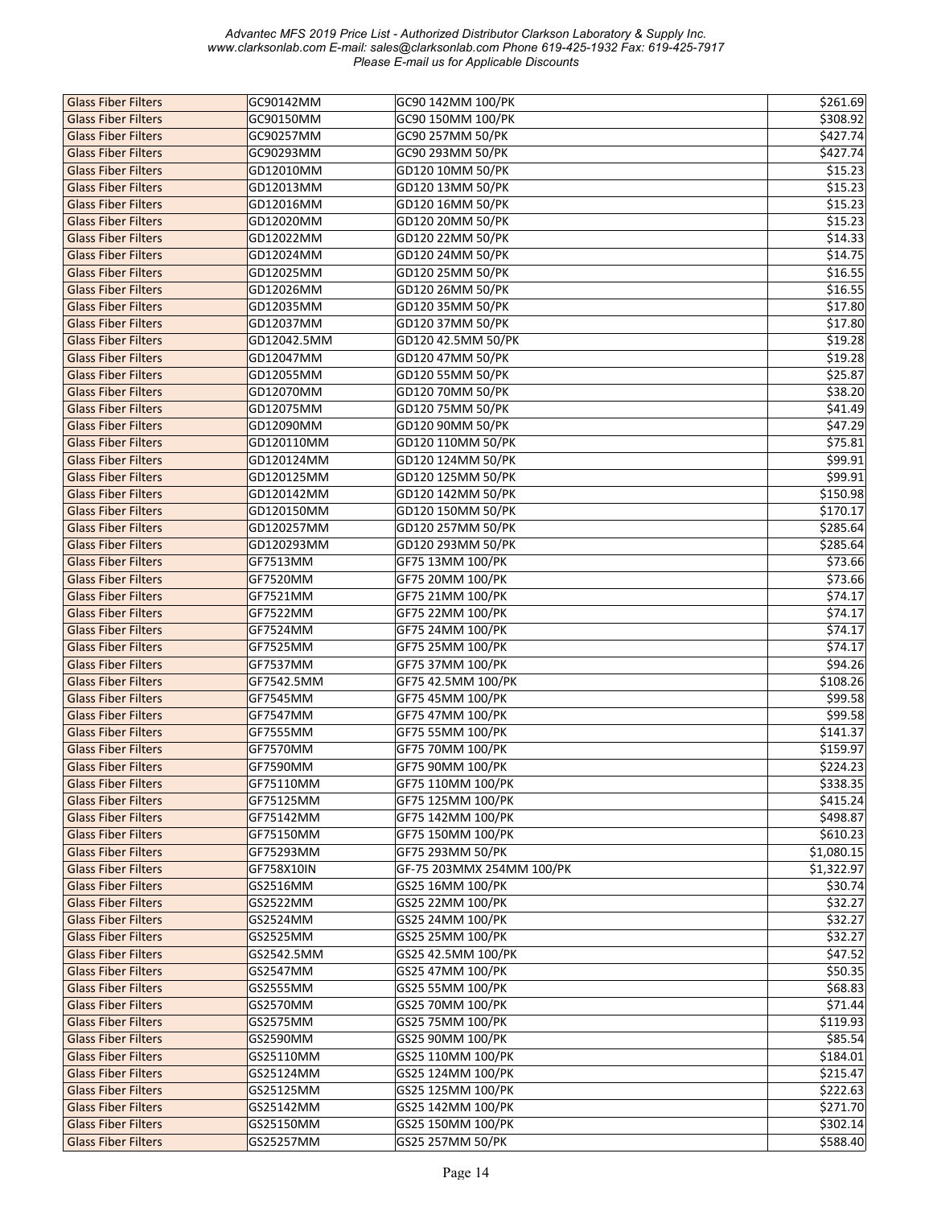| Glass Fiber Filters | GC90142MM | GC90 142MM 100/PK | $261.69 |
|---|---|---|---|
| Glass Fiber Filters | GC90150MM | GC90 150MM 100/PK | $308.92 |
| Glass Fiber Filters | GC90257MM | GC90 257MM 50/PK | $427.74 |
| Glass Fiber Filters | GC90293MM | GC90 293MM 50/PK | $427.74 |
| Glass Fiber Filters | GD12010MM | GD120 10MM 50/PK | $15.23 |
| Glass Fiber Filters | GD12013MM | GD120 13MM 50/PK | $15.23 |
| Glass Fiber Filters | GD12016MM | GD120 16MM 50/PK | $15.23 |
| Glass Fiber Filters | GD12020MM | GD120 20MM 50/PK | $15.23 |
| Glass Fiber Filters | GD12022MM | GD120 22MM 50/PK | $14.33 |
| Glass Fiber Filters | GD12024MM | GD120 24MM 50/PK | $14.75 |
| Glass Fiber Filters | GD12025MM | GD120 25MM 50/PK | $16.55 |
| Glass Fiber Filters | GD12026MM | GD120 26MM 50/PK | $16.55 |
| Glass Fiber Filters | GD12035MM | GD120 35MM 50/PK | $17.80 |
| Glass Fiber Filters | GD12037MM | GD120 37MM 50/PK | $17.80 |
| Glass Fiber Filters | GD12042.5MM | GD120 42.5MM 50/PK | $19.28 |
| Glass Fiber Filters | GD12047MM | GD120 47MM 50/PK | $19.28 |
| Glass Fiber Filters | GD12055MM | GD120 55MM 50/PK | $25.87 |
| Glass Fiber Filters | GD12070MM | GD120 70MM 50/PK | $38.20 |
| Glass Fiber Filters | GD12075MM | GD120 75MM 50/PK | $41.49 |
| Glass Fiber Filters | GD12090MM | GD120 90MM 50/PK | $47.29 |
| Glass Fiber Filters | GD120110MM | GD120 110MM 50/PK | $75.81 |
| Glass Fiber Filters | GD120124MM | GD120 124MM 50/PK | $99.91 |
| Glass Fiber Filters | GD120125MM | GD120 125MM 50/PK | $99.91 |
| Glass Fiber Filters | GD120142MM | GD120 142MM 50/PK | $150.98 |
| Glass Fiber Filters | GD120150MM | GD120 150MM 50/PK | $170.17 |
| Glass Fiber Filters | GD120257MM | GD120 257MM 50/PK | $285.64 |
| Glass Fiber Filters | GD120293MM | GD120 293MM 50/PK | $285.64 |
| Glass Fiber Filters | GF7513MM | GF75 13MM 100/PK | $73.66 |
| Glass Fiber Filters | GF7520MM | GF75 20MM 100/PK | $73.66 |
| Glass Fiber Filters | GF7521MM | GF75 21MM 100/PK | $74.17 |
| Glass Fiber Filters | GF7522MM | GF75 22MM 100/PK | $74.17 |
| Glass Fiber Filters | GF7524MM | GF75 24MM 100/PK | $74.17 |
| Glass Fiber Filters | GF7525MM | GF75 25MM 100/PK | $74.17 |
| Glass Fiber Filters | GF7537MM | GF75 37MM 100/PK | $94.26 |
| Glass Fiber Filters | GF7542.5MM | GF75 42.5MM 100/PK | $108.26 |
| Glass Fiber Filters | GF7545MM | GF75 45MM 100/PK | $99.58 |
| Glass Fiber Filters | GF7547MM | GF75 47MM 100/PK | $99.58 |
| Glass Fiber Filters | GF7555MM | GF75 55MM 100/PK | $141.37 |
| Glass Fiber Filters | GF7570MM | GF75 70MM 100/PK | $159.97 |
| Glass Fiber Filters | GF7590MM | GF75 90MM 100/PK | $224.23 |
| Glass Fiber Filters | GF75110MM | GF75 110MM 100/PK | $338.35 |
| Glass Fiber Filters | GF75125MM | GF75 125MM 100/PK | $415.24 |
| Glass Fiber Filters | GF75142MM | GF75 142MM 100/PK | $498.87 |
| Glass Fiber Filters | GF75150MM | GF75 150MM 100/PK | $610.23 |
| Glass Fiber Filters | GF75293MM | GF75 293MM 50/PK | $1,080.15 |
| Glass Fiber Filters | GF758X10IN | GF-75 203MMX 254MM 100/PK | $1,322.97 |
| Glass Fiber Filters | GS2516MM | GS25 16MM 100/PK | $30.74 |
| Glass Fiber Filters | GS2522MM | GS25 22MM 100/PK | $32.27 |
| Glass Fiber Filters | GS2524MM | GS25 24MM 100/PK | $32.27 |
| Glass Fiber Filters | GS2525MM | GS25 25MM 100/PK | $32.27 |
| Glass Fiber Filters | GS2542.5MM | GS25 42.5MM 100/PK | $47.52 |
| Glass Fiber Filters | GS2547MM | GS25 47MM 100/PK | $50.35 |
| Glass Fiber Filters | GS2555MM | GS25 55MM 100/PK | $68.83 |
| Glass Fiber Filters | GS2570MM | GS25 70MM 100/PK | $71.44 |
| Glass Fiber Filters | GS2575MM | GS25 75MM 100/PK | $119.93 |
| Glass Fiber Filters | GS2590MM | GS25 90MM 100/PK | $85.54 |
| Glass Fiber Filters | GS25110MM | GS25 110MM 100/PK | $184.01 |
| Glass Fiber Filters | GS25124MM | GS25 124MM 100/PK | $215.47 |
| Glass Fiber Filters | GS25125MM | GS25 125MM 100/PK | $222.63 |
| Glass Fiber Filters | GS25142MM | GS25 142MM 100/PK | $271.70 |
| Glass Fiber Filters | GS25150MM | GS25 150MM 100/PK | $302.14 |
| Glass Fiber Filters | GS25257MM | GS25 257MM 50/PK | $588.40 |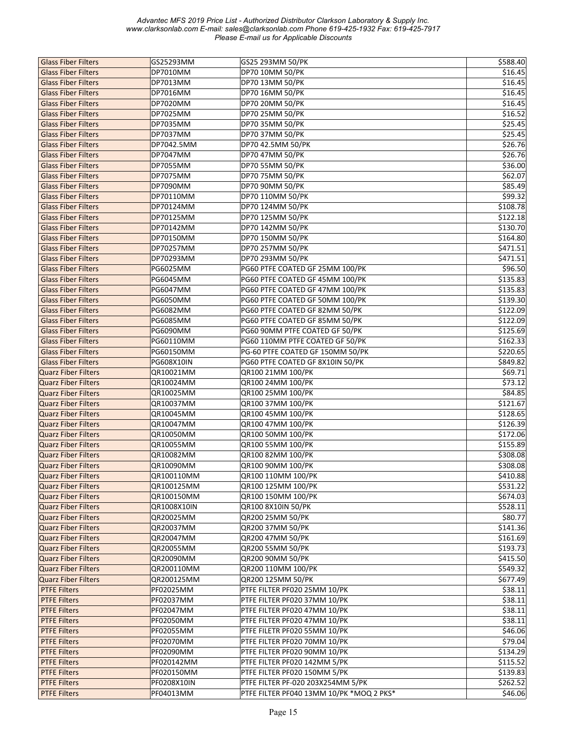| Glass Fiber Filters | GS25293MM | GS25 293MM 50/PK | $588.40 |
|---|---|---|---|
| Glass Fiber Filters | DP7010MM | DP70 10MM 50/PK | $16.45 |
| Glass Fiber Filters | DP7013MM | DP70 13MM 50/PK | $16.45 |
| Glass Fiber Filters | DP7016MM | DP70 16MM 50/PK | $16.45 |
| Glass Fiber Filters | DP7020MM | DP70 20MM 50/PK | $16.45 |
| Glass Fiber Filters | DP7025MM | DP70 25MM 50/PK | $16.52 |
| Glass Fiber Filters | DP7035MM | DP70 35MM 50/PK | $25.45 |
| Glass Fiber Filters | DP7037MM | DP70 37MM 50/PK | $25.45 |
| Glass Fiber Filters | DP7042.5MM | DP70 42.5MM 50/PK | $26.76 |
| Glass Fiber Filters | DP7047MM | DP70 47MM 50/PK | $26.76 |
| Glass Fiber Filters | DP7055MM | DP70 55MM 50/PK | $36.00 |
| Glass Fiber Filters | DP7075MM | DP70 75MM 50/PK | $62.07 |
| Glass Fiber Filters | DP7090MM | DP70 90MM 50/PK | $85.49 |
| Glass Fiber Filters | DP70110MM | DP70 110MM 50/PK | $99.32 |
| Glass Fiber Filters | DP70124MM | DP70 124MM 50/PK | $108.78 |
| Glass Fiber Filters | DP70125MM | DP70 125MM 50/PK | $122.18 |
| Glass Fiber Filters | DP70142MM | DP70 142MM 50/PK | $130.70 |
| Glass Fiber Filters | DP70150MM | DP70 150MM 50/PK | $164.80 |
| Glass Fiber Filters | DP70257MM | DP70 257MM 50/PK | $471.51 |
| Glass Fiber Filters | DP70293MM | DP70 293MM 50/PK | $471.51 |
| Glass Fiber Filters | PG6025MM | PG60 PTFE COATED GF 25MM 100/PK | $96.50 |
| Glass Fiber Filters | PG6045MM | PG60 PTFE COATED GF 45MM 100/PK | $135.83 |
| Glass Fiber Filters | PG6047MM | PG60 PTFE COATED GF 47MM 100/PK | $135.83 |
| Glass Fiber Filters | PG6050MM | PG60 PTFE COATED GF 50MM 100/PK | $139.30 |
| Glass Fiber Filters | PG6082MM | PG60 PTFE COATED GF 82MM 50/PK | $122.09 |
| Glass Fiber Filters | PG6085MM | PG60 PTFE COATED GF 85MM 50/PK | $122.09 |
| Glass Fiber Filters | PG6090MM | PG60 90MM PTFE COATED GF 50/PK | $125.69 |
| Glass Fiber Filters | PG60110MM | PG60 110MM PTFE COATED GF 50/PK | $162.33 |
| Glass Fiber Filters | PG60150MM | PG-60 PTFE COATED GF 150MM 50/PK | $220.65 |
| Glass Fiber Filters | PG608X10IN | PG60 PTFE COATED GF 8X10IN 50/PK | $849.82 |
| Quarz Fiber Filters | QR10021MM | QR100 21MM 100/PK | $69.71 |
| Quarz Fiber Filters | QR10024MM | QR100 24MM 100/PK | $73.12 |
| Quarz Fiber Filters | QR10025MM | QR100 25MM 100/PK | $84.85 |
| Quarz Fiber Filters | QR10037MM | QR100 37MM 100/PK | $121.67 |
| Quarz Fiber Filters | QR10045MM | QR100 45MM 100/PK | $128.65 |
| Quarz Fiber Filters | QR10047MM | QR100 47MM 100/PK | $126.39 |
| Quarz Fiber Filters | QR10050MM | QR100 50MM 100/PK | $172.06 |
| Quarz Fiber Filters | QR10055MM | QR100 55MM 100/PK | $155.89 |
| Quarz Fiber Filters | QR10082MM | QR100 82MM 100/PK | $308.08 |
| Quarz Fiber Filters | QR10090MM | QR100 90MM 100/PK | $308.08 |
| Quarz Fiber Filters | QR100110MM | QR100 110MM 100/PK | $410.88 |
| Quarz Fiber Filters | QR100125MM | QR100 125MM 100/PK | $531.22 |
| Quarz Fiber Filters | QR100150MM | QR100 150MM 100/PK | $674.03 |
| Quarz Fiber Filters | QR1008X10IN | QR100 8X10IN 50/PK | $528.11 |
| Quarz Fiber Filters | QR20025MM | QR200 25MM 50/PK | $80.77 |
| Quarz Fiber Filters | QR20037MM | QR200 37MM 50/PK | $141.36 |
| Quarz Fiber Filters | QR20047MM | QR200 47MM 50/PK | $161.69 |
| Quarz Fiber Filters | QR20055MM | QR200 55MM 50/PK | $193.73 |
| Quarz Fiber Filters | QR20090MM | QR200 90MM 50/PK | $415.50 |
| Quarz Fiber Filters | QR200110MM | QR200 110MM 100/PK | $549.32 |
| Quarz Fiber Filters | QR200125MM | QR200 125MM 50/PK | $677.49 |
| PTFE Filters | PF02025MM | PTFE FILTER PF020 25MM 10/PK | $38.11 |
| PTFE Filters | PF02037MM | PTFE FILTER PF020 37MM 10/PK | $38.11 |
| PTFE Filters | PF02047MM | PTFE FILTER PF020 47MM 10/PK | $38.11 |
| PTFE Filters | PF02050MM | PTFE FILTER PF020 47MM 10/PK | $38.11 |
| PTFE Filters | PF02055MM | PTFE FILETR PF020 55MM 10/PK | $46.06 |
| PTFE Filters | PF02070MM | PTFE FILTER PF020 70MM 10/PK | $79.04 |
| PTFE Filters | PF02090MM | PTFE FILTER PF020 90MM 10/PK | $134.29 |
| PTFE Filters | PF020142MM | PTFE FILTER PF020 142MM 5/PK | $115.52 |
| PTFE Filters | PF020150MM | PTFE FILTER PF020 150MM 5/PK | $139.83 |
| PTFE Filters | PF0208X10IN | PTFE FILTER PF-020 203X254MM 5/PK | $262.52 |
| PTFE Filters | PF04013MM | PTFE FILTER PF040 13MM 10/PK *MOQ 2 PKS* | $46.06 |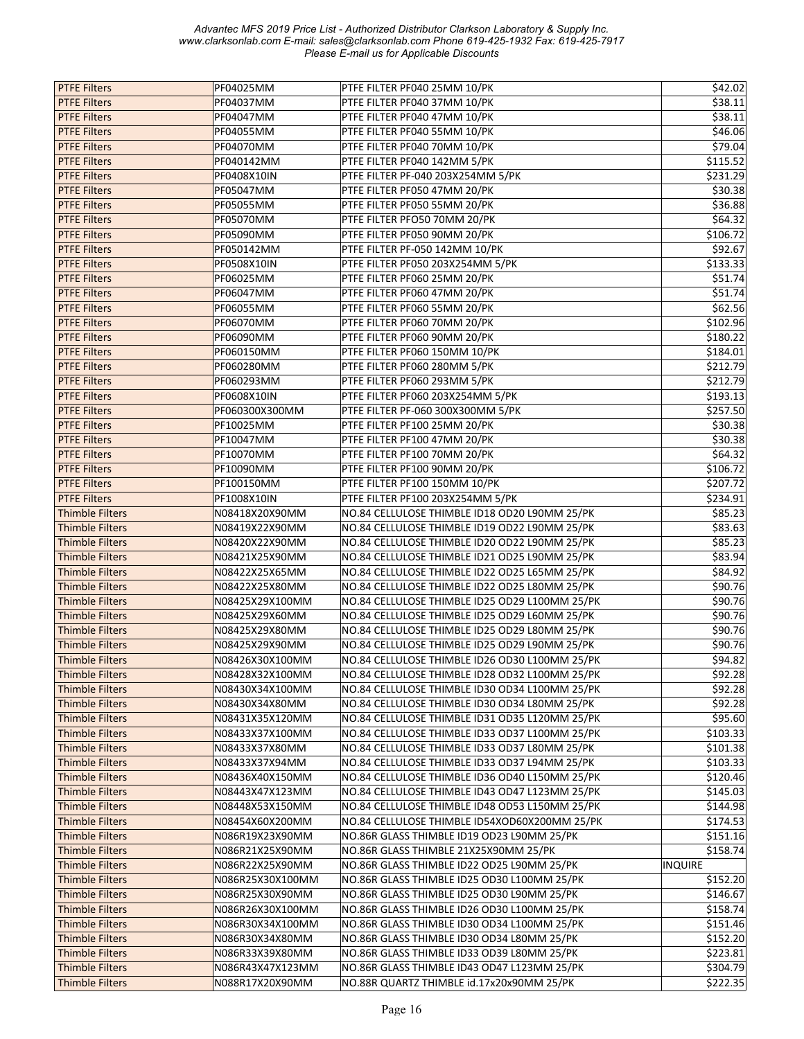| PTFE Filters | PF04025MM | PTFE FILTER PF040 25MM 10/PK | $42.02 |
|---|---|---|---|
| PTFE Filters | PF04037MM | PTFE FILTER PF040 37MM 10/PK | $38.11 |
| PTFE Filters | PF04047MM | PTFE FILTER PF040 47MM 10/PK | $38.11 |
| PTFE Filters | PF04055MM | PTFE FILTER PF040 55MM 10/PK | $46.06 |
| PTFE Filters | PF04070MM | PTFE FILTER PF040 70MM 10/PK | $79.04 |
| PTFE Filters | PF040142MM | PTFE FILTER PF040 142MM 5/PK | $115.52 |
| PTFE Filters | PF0408X10IN | PTFE FILTER PF-040 203X254MM 5/PK | $231.29 |
| PTFE Filters | PF05047MM | PTFE FILTER PF050 47MM 20/PK | $30.38 |
| PTFE Filters | PF05055MM | PTFE FILTER PF050 55MM 20/PK | $36.88 |
| PTFE Filters | PF05070MM | PTFE FILTER PFO50 70MM 20/PK | $64.32 |
| PTFE Filters | PF05090MM | PTFE FILTER PF050 90MM 20/PK | $106.72 |
| PTFE Filters | PF050142MM | PTFE FILTER PF-050 142MM 10/PK | $92.67 |
| PTFE Filters | PF0508X10IN | PTFE FILTER PF050 203X254MM 5/PK | $133.33 |
| PTFE Filters | PF06025MM | PTFE FILTER PF060 25MM 20/PK | $51.74 |
| PTFE Filters | PF06047MM | PTFE FILTER PF060 47MM 20/PK | $51.74 |
| PTFE Filters | PF06055MM | PTFE FILTER PF060 55MM 20/PK | $62.56 |
| PTFE Filters | PF06070MM | PTFE FILTER PF060 70MM 20/PK | $102.96 |
| PTFE Filters | PF06090MM | PTFE FILTER PF060 90MM 20/PK | $180.22 |
| PTFE Filters | PF060150MM | PTFE FILTER PF060 150MM 10/PK | $184.01 |
| PTFE Filters | PF060280MM | PTFE FILTER PF060 280MM 5/PK | $212.79 |
| PTFE Filters | PF060293MM | PTFE FILTER PF060 293MM 5/PK | $212.79 |
| PTFE Filters | PF0608X10IN | PTFE FILTER PF060 203X254MM 5/PK | $193.13 |
| PTFE Filters | PF060300X300MM | PTFE FILTER PF-060 300X300MM 5/PK | $257.50 |
| PTFE Filters | PF10025MM | PTFE FILTER PF100 25MM 20/PK | $30.38 |
| PTFE Filters | PF10047MM | PTFE FILTER PF100 47MM 20/PK | $30.38 |
| PTFE Filters | PF10070MM | PTFE FILTER PF100 70MM 20/PK | $64.32 |
| PTFE Filters | PF10090MM | PTFE FILTER PF100 90MM 20/PK | $106.72 |
| PTFE Filters | PF100150MM | PTFE FILTER PF100 150MM 10/PK | $207.72 |
| PTFE Filters | PF1008X10IN | PTFE FILTER PF100 203X254MM 5/PK | $234.91 |
| Thimble Filters | N08418X20X90MM | NO.84 CELLULOSE THIMBLE ID18 OD20 L90MM 25/PK | $85.23 |
| Thimble Filters | N08419X22X90MM | NO.84 CELLULOSE THIMBLE ID19 OD22 L90MM 25/PK | $83.63 |
| Thimble Filters | N08420X22X90MM | NO.84 CELLULOSE THIMBLE ID20 OD22 L90MM 25/PK | $85.23 |
| Thimble Filters | N08421X25X90MM | NO.84 CELLULOSE THIMBLE ID21 OD25 L90MM 25/PK | $83.94 |
| Thimble Filters | N08422X25X65MM | NO.84 CELLULOSE THIMBLE ID22 OD25 L65MM 25/PK | $84.92 |
| Thimble Filters | N08422X25X80MM | NO.84 CELLULOSE THIMBLE ID22 OD25 L80MM 25/PK | $90.76 |
| Thimble Filters | N08425X29X100MM | NO.84 CELLULOSE THIMBLE ID25 OD29 L100MM 25/PK | $90.76 |
| Thimble Filters | N08425X29X60MM | NO.84 CELLULOSE THIMBLE ID25 OD29 L60MM 25/PK | $90.76 |
| Thimble Filters | N08425X29X80MM | NO.84 CELLULOSE THIMBLE ID25 OD29 L80MM 25/PK | $90.76 |
| Thimble Filters | N08425X29X90MM | NO.84 CELLULOSE THIMBLE ID25 OD29 L90MM 25/PK | $90.76 |
| Thimble Filters | N08426X30X100MM | NO.84 CELLULOSE THIMBLE ID26 OD30 L100MM 25/PK | $94.82 |
| Thimble Filters | N08428X32X100MM | NO.84 CELLULOSE THIMBLE ID28 OD32 L100MM 25/PK | $92.28 |
| Thimble Filters | N08430X34X100MM | NO.84 CELLULOSE THIMBLE ID30 OD34 L100MM 25/PK | $92.28 |
| Thimble Filters | N08430X34X80MM | NO.84 CELLULOSE THIMBLE ID30 OD34 L80MM 25/PK | $92.28 |
| Thimble Filters | N08431X35X120MM | NO.84 CELLULOSE THIMBLE ID31 OD35 L120MM 25/PK | $95.60 |
| Thimble Filters | N08433X37X100MM | NO.84 CELLULOSE THIMBLE ID33 OD37 L100MM 25/PK | $103.33 |
| Thimble Filters | N08433X37X80MM | NO.84 CELLULOSE THIMBLE ID33 OD37 L80MM 25/PK | $101.38 |
| Thimble Filters | N08433X37X94MM | NO.84 CELLULOSE THIMBLE ID33 OD37 L94MM 25/PK | $103.33 |
| Thimble Filters | N08436X40X150MM | NO.84 CELLULOSE THIMBLE ID36 OD40 L150MM 25/PK | $120.46 |
| Thimble Filters | N08443X47X123MM | NO.84 CELLULOSE THIMBLE ID43 OD47 L123MM 25/PK | $145.03 |
| Thimble Filters | N08448X53X150MM | NO.84 CELLULOSE THIMBLE ID48 OD53 L150MM 25/PK | $144.98 |
| Thimble Filters | N08454X60X200MM | NO.84 CELLULOSE THIMBLE ID54XOD60X200MM 25/PK | $174.53 |
| Thimble Filters | N086R19X23X90MM | NO.86R GLASS THIMBLE ID19 OD23 L90MM 25/PK | $151.16 |
| Thimble Filters | N086R21X25X90MM | NO.86R GLASS THIMBLE 21X25X90MM 25/PK | $158.74 |
| Thimble Filters | N086R22X25X90MM | NO.86R GLASS THIMBLE ID22 OD25 L90MM 25/PK | INQUIRE |
| Thimble Filters | N086R25X30X100MM | NO.86R GLASS THIMBLE ID25 OD30 L100MM 25/PK | $152.20 |
| Thimble Filters | N086R25X30X90MM | NO.86R GLASS THIMBLE ID25 OD30 L90MM 25/PK | $146.67 |
| Thimble Filters | N086R26X30X100MM | NO.86R GLASS THIMBLE ID26 OD30 L100MM 25/PK | $158.74 |
| Thimble Filters | N086R30X34X100MM | NO.86R GLASS THIMBLE ID30 OD34 L100MM 25/PK | $151.46 |
| Thimble Filters | N086R30X34X80MM | NO.86R GLASS THIMBLE ID30 OD34 L80MM 25/PK | $152.20 |
| Thimble Filters | N086R33X39X80MM | NO.86R GLASS THIMBLE ID33 OD39 L80MM 25/PK | $223.81 |
| Thimble Filters | N086R43X47X123MM | NO.86R GLASS THIMBLE ID43 OD47 L123MM 25/PK | $304.79 |
| Thimble Filters | N088R17X20X90MM | NO.88R QUARTZ THIMBLE id.17x20x90MM 25/PK | $222.35 |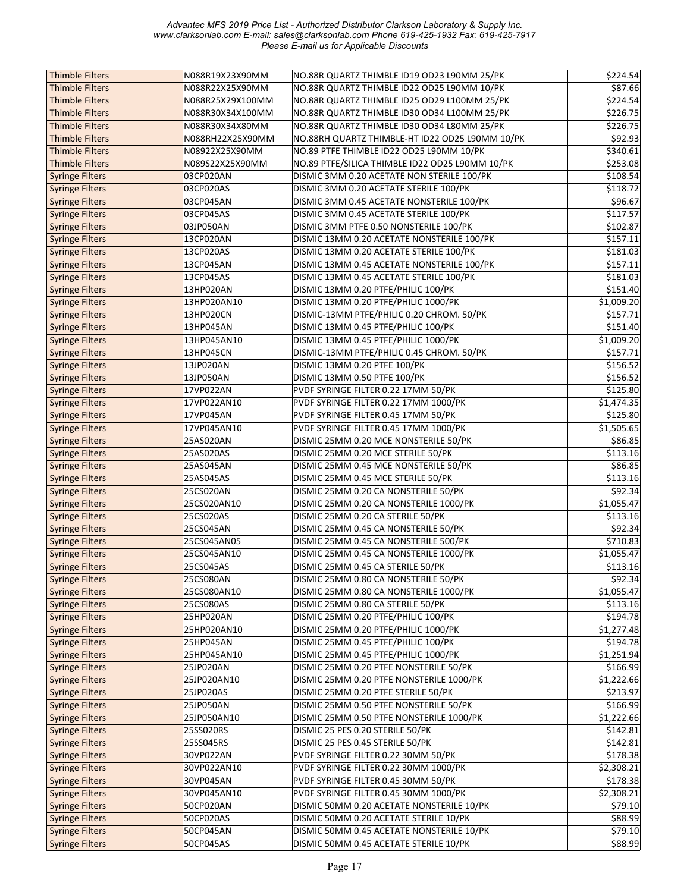| Thimble Filters | N088R19X23X90MM | NO.88R QUARTZ THIMBLE ID19 OD23 L90MM 25/PK | $224.54 |
|---|---|---|---|
| Thimble Filters | N088R22X25X90MM | NO.88R QUARTZ THIMBLE ID22 OD25 L90MM 10/PK | $87.66 |
| Thimble Filters | N088R25X29X100MM | NO.88R QUARTZ THIMBLE ID25 OD29 L100MM 25/PK | $224.54 |
| Thimble Filters | N088R30X34X100MM | NO.88R QUARTZ THIMBLE ID30 OD34 L100MM 25/PK | $226.75 |
| Thimble Filters | N088R30X34X80MM | NO.88R QUARTZ THIMBLE ID30 OD34 L80MM 25/PK | $226.75 |
| Thimble Filters | N088RH22X25X90MM | NO.88RH QUARTZ THIMBLE-HT ID22 OD25 L90MM 10/PK | $92.93 |
| Thimble Filters | N08922X25X90MM | NO.89 PTFE THIMBLE ID22 OD25 L90MM 10/PK | $340.61 |
| Thimble Filters | N089S22X25X90MM | NO.89 PTFE/SILICA THIMBLE ID22 OD25 L90MM 10/PK | $253.08 |
| Syringe Filters | 03CP020AN | DISMIC 3MM 0.20 ACETATE NON STERILE 100/PK | $108.54 |
| Syringe Filters | 03CP020AS | DISMIC 3MM 0.20 ACETATE STERILE 100/PK | $118.72 |
| Syringe Filters | 03CP045AN | DISMIC 3MM 0.45 ACETATE NONSTERILE 100/PK | $96.67 |
| Syringe Filters | 03CP045AS | DISMIC 3MM 0.45 ACETATE STERILE 100/PK | $117.57 |
| Syringe Filters | 03JP050AN | DISMIC 3MM PTFE 0.50 NONSTERILE 100/PK | $102.87 |
| Syringe Filters | 13CP020AN | DISMIC 13MM 0.20 ACETATE NONSTERILE 100/PK | $157.11 |
| Syringe Filters | 13CP020AS | DISMIC 13MM 0.20 ACETATE STERILE 100/PK | $181.03 |
| Syringe Filters | 13CP045AN | DISMIC 13MM 0.45 ACETATE NONSTERILE 100/PK | $157.11 |
| Syringe Filters | 13CP045AS | DISMIC 13MM 0.45 ACETATE STERILE 100/PK | $181.03 |
| Syringe Filters | 13HP020AN | DISMIC 13MM 0.20 PTFE/PHILIC 100/PK | $151.40 |
| Syringe Filters | 13HP020AN10 | DISMIC 13MM 0.20 PTFE/PHILIC 1000/PK | $1,009.20 |
| Syringe Filters | 13HP020CN | DISMIC-13MM PTFE/PHILIC 0.20 CHROM. 50/PK | $157.71 |
| Syringe Filters | 13HP045AN | DISMIC 13MM 0.45 PTFE/PHILIC 100/PK | $151.40 |
| Syringe Filters | 13HP045AN10 | DISMIC 13MM 0.45 PTFE/PHILIC 1000/PK | $1,009.20 |
| Syringe Filters | 13HP045CN | DISMIC-13MM PTFE/PHILIC 0.45 CHROM. 50/PK | $157.71 |
| Syringe Filters | 13JP020AN | DISMIC 13MM 0.20 PTFE 100/PK | $156.52 |
| Syringe Filters | 13JP050AN | DISMIC 13MM 0.50 PTFE 100/PK | $156.52 |
| Syringe Filters | 17VP022AN | PVDF SYRINGE FILTER 0.22 17MM 50/PK | $125.80 |
| Syringe Filters | 17VP022AN10 | PVDF SYRINGE FILTER 0.22 17MM 1000/PK | $1,474.35 |
| Syringe Filters | 17VP045AN | PVDF SYRINGE FILTER 0.45 17MM 50/PK | $125.80 |
| Syringe Filters | 17VP045AN10 | PVDF SYRINGE FILTER 0.45 17MM 1000/PK | $1,505.65 |
| Syringe Filters | 25AS020AN | DISMIC 25MM 0.20 MCE NONSTERILE 50/PK | $86.85 |
| Syringe Filters | 25AS020AS | DISMIC 25MM 0.20 MCE STERILE 50/PK | $113.16 |
| Syringe Filters | 25AS045AN | DISMIC 25MM 0.45 MCE NONSTERILE 50/PK | $86.85 |
| Syringe Filters | 25AS045AS | DISMIC 25MM 0.45 MCE STERILE 50/PK | $113.16 |
| Syringe Filters | 25CS020AN | DISMIC 25MM 0.20 CA NONSTERILE 50/PK | $92.34 |
| Syringe Filters | 25CS020AN10 | DISMIC 25MM 0.20 CA NONSTERILE 1000/PK | $1,055.47 |
| Syringe Filters | 25CS020AS | DISMIC 25MM 0.20 CA STERILE 50/PK | $113.16 |
| Syringe Filters | 25CS045AN | DISMIC 25MM 0.45 CA NONSTERILE 50/PK | $92.34 |
| Syringe Filters | 25CS045AN05 | DISMIC 25MM 0.45 CA NONSTERILE 500/PK | $710.83 |
| Syringe Filters | 25CS045AN10 | DISMIC 25MM 0.45 CA NONSTERILE 1000/PK | $1,055.47 |
| Syringe Filters | 25CS045AS | DISMIC 25MM 0.45 CA STERILE 50/PK | $113.16 |
| Syringe Filters | 25CS080AN | DISMIC 25MM 0.80 CA NONSTERILE 50/PK | $92.34 |
| Syringe Filters | 25CS080AN10 | DISMIC 25MM 0.80 CA NONSTERILE 1000/PK | $1,055.47 |
| Syringe Filters | 25CS080AS | DISMIC 25MM 0.80 CA STERILE 50/PK | $113.16 |
| Syringe Filters | 25HP020AN | DISMIC 25MM 0.20 PTFE/PHILIC 100/PK | $194.78 |
| Syringe Filters | 25HP020AN10 | DISMIC 25MM 0.20 PTFE/PHILIC 1000/PK | $1,277.48 |
| Syringe Filters | 25HP045AN | DISMIC 25MM 0.45 PTFE/PHILIC 100/PK | $194.78 |
| Syringe Filters | 25HP045AN10 | DISMIC 25MM 0.45 PTFE/PHILIC 1000/PK | $1,251.94 |
| Syringe Filters | 25JP020AN | DISMIC 25MM 0.20 PTFE NONSTERILE 50/PK | $166.99 |
| Syringe Filters | 25JP020AN10 | DISMIC 25MM 0.20 PTFE NONSTERILE 1000/PK | $1,222.66 |
| Syringe Filters | 25JP020AS | DISMIC 25MM 0.20 PTFE STERILE 50/PK | $213.97 |
| Syringe Filters | 25JP050AN | DISMIC 25MM 0.50 PTFE NONSTERILE 50/PK | $166.99 |
| Syringe Filters | 25JP050AN10 | DISMIC 25MM 0.50 PTFE NONSTERILE 1000/PK | $1,222.66 |
| Syringe Filters | 25SS020RS | DISMIC 25 PES 0.20 STERILE 50/PK | $142.81 |
| Syringe Filters | 25SS045RS | DISMIC 25 PES 0.45 STERILE 50/PK | $142.81 |
| Syringe Filters | 30VP022AN | PVDF SYRINGE FILTER 0.22 30MM 50/PK | $178.38 |
| Syringe Filters | 30VP022AN10 | PVDF SYRINGE FILTER 0.22 30MM 1000/PK | $2,308.21 |
| Syringe Filters | 30VP045AN | PVDF SYRINGE FILTER 0.45 30MM 50/PK | $178.38 |
| Syringe Filters | 30VP045AN10 | PVDF SYRINGE FILTER 0.45 30MM 1000/PK | $2,308.21 |
| Syringe Filters | 50CP020AN | DISMIC 50MM 0.20 ACETATE NONSTERILE 10/PK | $79.10 |
| Syringe Filters | 50CP020AS | DISMIC 50MM 0.20 ACETATE STERILE 10/PK | $88.99 |
| Syringe Filters | 50CP045AN | DISMIC 50MM 0.45 ACETATE NONSTERILE 10/PK | $79.10 |
| Syringe Filters | 50CP045AS | DISMIC 50MM 0.45 ACETATE STERILE 10/PK | $88.99 |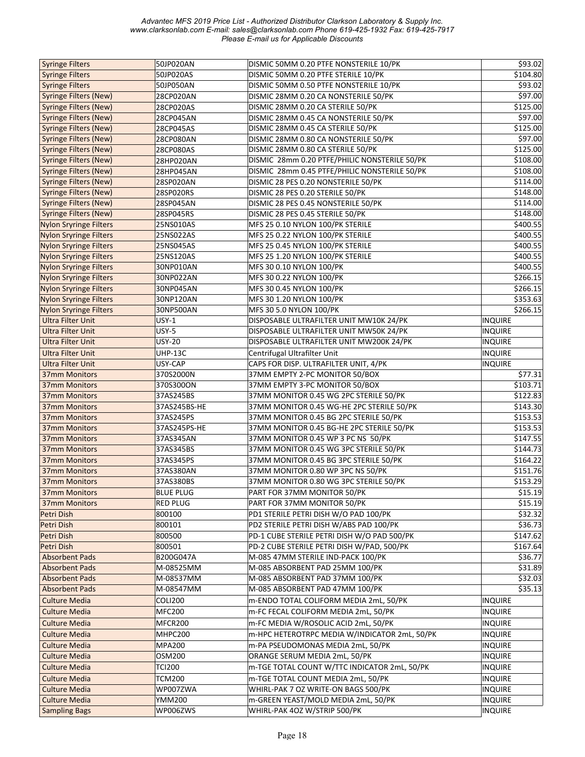| Syringe Filters | 50JP020AN | DISMIC 50MM 0.20 PTFE NONSTERILE 10/PK | $93.02 |
|---|---|---|---|
| Syringe Filters | 50JP020AS | DISMIC 50MM 0.20 PTFE STERILE 10/PK | $104.80 |
| Syringe Filters | 50JP050AN | DISMIC 50MM 0.50 PTFE NONSTERILE 10/PK | $93.02 |
| Syringe Filters (New) | 28CP020AN | DISMIC 28MM 0.20 CA NONSTERILE 50/PK | $97.00 |
| Syringe Filters (New) | 28CP020AS | DISMIC 28MM 0.20 CA STERILE 50/PK | $125.00 |
| Syringe Filters (New) | 28CP045AN | DISMIC 28MM 0.45 CA NONSTERILE 50/PK | $97.00 |
| Syringe Filters (New) | 28CP045AS | DISMIC 28MM 0.45 CA STERILE 50/PK | $125.00 |
| Syringe Filters (New) | 28CP080AN | DISMIC 28MM 0.80 CA NONSTERILE 50/PK | $97.00 |
| Syringe Filters (New) | 28CP080AS | DISMIC 28MM 0.80 CA STERILE 50/PK | $125.00 |
| Syringe Filters (New) | 28HP020AN | DISMIC 28mm 0.20 PTFE/PHILIC NONSTERILE 50/PK | $108.00 |
| Syringe Filters (New) | 28HP045AN | DISMIC 28mm 0.45 PTFE/PHILIC NONSTERILE 50/PK | $108.00 |
| Syringe Filters (New) | 28SP020AN | DISMIC 28 PES 0.20 NONSTERILE 50/PK | $114.00 |
| Syringe Filters (New) | 28SP020RS | DISMIC 28 PES 0.20 STERILE 50/PK | $148.00 |
| Syringe Filters (New) | 28SP045AN | DISMIC 28 PES 0.45 NONSTERILE 50/PK | $114.00 |
| Syringe Filters (New) | 28SP045RS | DISMIC 28 PES 0.45 STERILE 50/PK | $148.00 |
| Nylon Sryringe Filters | 25NS010AS | MFS 25 0.10 NYLON 100/PK STERILE | $400.55 |
| Nylon Sryringe Filters | 25NS022AS | MFS 25 0.22 NYLON 100/PK STERILE | $400.55 |
| Nylon Sryringe Filters | 25NS045AS | MFS 25 0.45 NYLON 100/PK STERILE | $400.55 |
| Nylon Sryringe Filters | 25NS120AS | MFS 25 1.20 NYLON 100/PK STERILE | $400.55 |
| Nylon Sryringe Filters | 30NP010AN | MFS 30 0.10 NYLON 100/PK | $400.55 |
| Nylon Sryringe Filters | 30NP022AN | MFS 30 0.22 NYLON 100/PK | $266.15 |
| Nylon Sryringe Filters | 30NP045AN | MFS 30 0.45 NYLON 100/PK | $266.15 |
| Nylon Sryringe Filters | 30NP120AN | MFS 30 1.20 NYLON 100/PK | $353.63 |
| Nylon Sryringe Filters | 30NP500AN | MFS 30 5.0 NYLON 100/PK | $266.15 |
| Ultra Filter Unit | USY-1 | DISPOSABLE ULTRAFILTER UNIT MW10K 24/PK | INQUIRE |
| Ultra Filter Unit | USY-5 | DISPOSABLE ULTRAFILTER UNIT MW50K 24/PK | INQUIRE |
| Ultra Filter Unit | USY-20 | DISPOSABLE ULTRAFILTER UNIT MW200K 24/PK | INQUIRE |
| Ultra Filter Unit | UHP-13C | Centrifugal Ultrafilter Unit | INQUIRE |
| Ultra Filter Unit | USY-CAP | CAPS FOR DISP. ULTRAFILTER UNIT, 4/PK | INQUIRE |
| 37mm Monitors | 370S2000N | 37MM EMPTY 2-PC MONITOR 50/BOX | $77.31 |
| 37mm Monitors | 370S3000N | 37MM EMPTY 3-PC MONITOR 50/BOX | $103.71 |
| 37mm Monitors | 37AS245BS | 37MM MONITOR 0.45 WG 2PC STERILE 50/PK | $122.83 |
| 37mm Monitors | 37AS245BS-HE | 37MM MONITOR 0.45 WG-HE 2PC STERILE 50/PK | $143.30 |
| 37mm Monitors | 37AS245PS | 37MM MONITOR 0.45 BG 2PC STERILE 50/PK | $153.53 |
| 37mm Monitors | 37AS245PS-HE | 37MM MONITOR 0.45 BG-HE 2PC STERILE 50/PK | $153.53 |
| 37mm Monitors | 37AS345AN | 37MM MONITOR 0.45 WP 3 PC NS 50/PK | $147.55 |
| 37mm Monitors | 37AS345BS | 37MM MONITOR 0.45 WG 3PC STERILE 50/PK | $144.73 |
| 37mm Monitors | 37AS345PS | 37MM MONITOR 0.45 BG 3PC STERILE 50/PK | $164.22 |
| 37mm Monitors | 37AS380AN | 37MM MONITOR 0.80 WP 3PC NS 50/PK | $151.76 |
| 37mm Monitors | 37AS380BS | 37MM MONITOR 0.80 WG 3PC STERILE 50/PK | $153.29 |
| 37mm Monitors | BLUE PLUG | PART FOR 37MM MONITOR 50/PK | $15.19 |
| 37mm Monitors | RED PLUG | PART FOR 37MM MONITOR 50/PK | $15.19 |
| Petri Dish | 800100 | PD1 STERILE PETRI DISH W/O PAD 100/PK | $32.32 |
| Petri Dish | 800101 | PD2 STERILE PETRI DISH W/ABS PAD 100/PK | $36.73 |
| Petri Dish | 800500 | PD-1 CUBE STERILE PETRI DISH W/O PAD 500/PK | $147.62 |
| Petri Dish | 800501 | PD-2 CUBE STERILE PETRI DISH W/PAD, 500/PK | $167.64 |
| Absorbent Pads | B200G047A | M-085 47MM STERILE IND-PACK 100/PK | $36.77 |
| Absorbent Pads | M-08525MM | M-085 ABSORBENT PAD 25MM 100/PK | $31.89 |
| Absorbent Pads | M-08537MM | M-085 ABSORBENT PAD 37MM 100/PK | $32.03 |
| Absorbent Pads | M-08547MM | M-085 ABSORBENT PAD 47MM 100/PK | $35.13 |
| Culture Media | COLI200 | m-ENDO TOTAL COLIFORM MEDIA 2mL, 50/PK | INQUIRE |
| Culture Media | MFC200 | m-FC FECAL COLIFORM MEDIA 2mL, 50/PK | INQUIRE |
| Culture Media | MFCR200 | m-FC MEDIA W/ROSOLIC ACID 2mL, 50/PK | INQUIRE |
| Culture Media | MHPC200 | m-HPC HETEROTRPC MEDIA W/INDICATOR 2mL, 50/PK | INQUIRE |
| Culture Media | MPA200 | m-PA PSEUDOMONAS MEDIA 2mL, 50/PK | INQUIRE |
| Culture Media | OSM200 | ORANGE SERUM MEDIA 2mL, 50/PK | INQUIRE |
| Culture Media | TCI200 | m-TGE TOTAL COUNT W/TTC INDICATOR 2mL, 50/PK | INQUIRE |
| Culture Media | TCM200 | m-TGE TOTAL COUNT MEDIA 2mL, 50/PK | INQUIRE |
| Culture Media | WP007ZWA | WHIRL-PAK 7 OZ WRITE-ON BAGS 500/PK | INQUIRE |
| Culture Media | YMM200 | m-GREEN YEAST/MOLD MEDIA 2mL, 50/PK | INQUIRE |
| Sampling Bags | WP006ZWS | WHIRL-PAK 4OZ W/STRIP 500/PK | INQUIRE |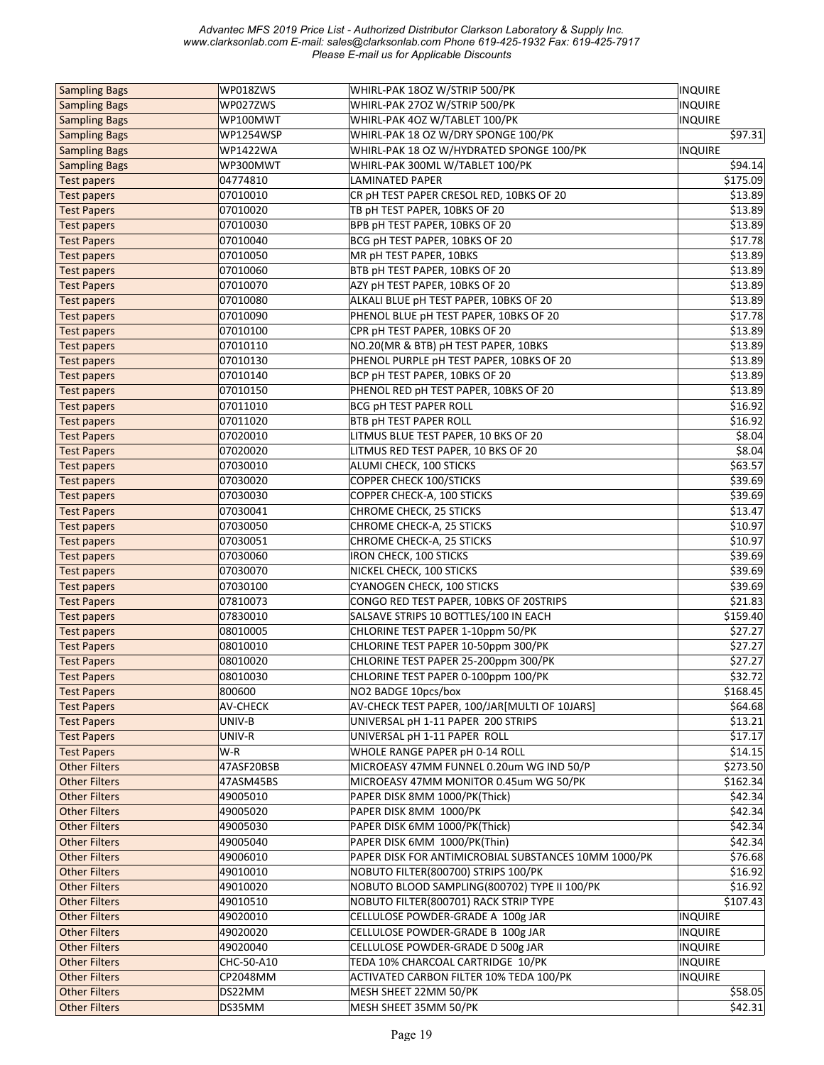| Sampling Bags | WP018ZWS | WHIRL-PAK 18OZ W/STRIP 500/PK | INQUIRE |
|---|---|---|---|
| Sampling Bags | WP027ZWS | WHIRL-PAK 27OZ W/STRIP 500/PK | INQUIRE |
| Sampling Bags | WP100MWT | WHIRL-PAK 4OZ W/TABLET 100/PK | INQUIRE |
| Sampling Bags | WP1254WSP | WHIRL-PAK 18 OZ W/DRY SPONGE 100/PK | $97.31 |
| Sampling Bags | WP1422WA | WHIRL-PAK 18 OZ W/HYDRATED SPONGE 100/PK | INQUIRE |
| Sampling Bags | WP300MWT | WHIRL-PAK 300ML W/TABLET 100/PK | $94.14 |
| Test papers | 04774810 | LAMINATED PAPER | $175.09 |
| Test papers | 07010010 | CR pH TEST PAPER CRESOL RED, 10BKS OF 20 | $13.89 |
| Test Papers | 07010020 | TB pH TEST PAPER, 10BKS OF 20 | $13.89 |
| Test papers | 07010030 | BPB pH TEST PAPER, 10BKS OF 20 | $13.89 |
| Test Papers | 07010040 | BCG pH TEST PAPER, 10BKS OF 20 | $17.78 |
| Test papers | 07010050 | MR pH TEST PAPER, 10BKS | $13.89 |
| Test papers | 07010060 | BTB pH TEST PAPER, 10BKS OF 20 | $13.89 |
| Test Papers | 07010070 | AZY pH TEST PAPER, 10BKS OF 20 | $13.89 |
| Test papers | 07010080 | ALKALI BLUE pH TEST PAPER, 10BKS OF 20 | $13.89 |
| Test papers | 07010090 | PHENOL BLUE pH TEST PAPER, 10BKS OF 20 | $17.78 |
| Test papers | 07010100 | CPR pH TEST PAPER, 10BKS OF 20 | $13.89 |
| Test papers | 07010110 | NO.20(MR & BTB) pH TEST PAPER, 10BKS | $13.89 |
| Test papers | 07010130 | PHENOL PURPLE pH TEST PAPER, 10BKS OF 20 | $13.89 |
| Test papers | 07010140 | BCP pH TEST PAPER, 10BKS OF 20 | $13.89 |
| Test papers | 07010150 | PHENOL RED pH TEST PAPER, 10BKS OF 20 | $13.89 |
| Test papers | 07011010 | BCG pH TEST PAPER ROLL | $16.92 |
| Test papers | 07011020 | BTB pH TEST PAPER ROLL | $16.92 |
| Test Papers | 07020010 | LITMUS BLUE TEST PAPER, 10 BKS OF 20 | $8.04 |
| Test Papers | 07020020 | LITMUS RED TEST PAPER, 10 BKS OF 20 | $8.04 |
| Test papers | 07030010 | ALUMI CHECK, 100 STICKS | $63.57 |
| Test papers | 07030020 | COPPER CHECK 100/STICKS | $39.69 |
| Test papers | 07030030 | COPPER CHECK-A, 100 STICKS | $39.69 |
| Test Papers | 07030041 | CHROME CHECK, 25 STICKS | $13.47 |
| Test papers | 07030050 | CHROME CHECK-A, 25 STICKS | $10.97 |
| Test papers | 07030051 | CHROME CHECK-A, 25 STICKS | $10.97 |
| Test papers | 07030060 | IRON CHECK, 100 STICKS | $39.69 |
| Test papers | 07030070 | NICKEL CHECK, 100 STICKS | $39.69 |
| Test papers | 07030100 | CYANOGEN CHECK, 100 STICKS | $39.69 |
| Test Papers | 07810073 | CONGO RED TEST PAPER, 10BKS OF 20STRIPS | $21.83 |
| Test papers | 07830010 | SALSAVE STRIPS 10 BOTTLES/100 IN EACH | $159.40 |
| Test papers | 08010005 | CHLORINE TEST PAPER 1-10ppm 50/PK | $27.27 |
| Test Papers | 08010010 | CHLORINE TEST PAPER 10-50ppm 300/PK | $27.27 |
| Test Papers | 08010020 | CHLORINE TEST PAPER 25-200ppm 300/PK | $27.27 |
| Test Papers | 08010030 | CHLORINE TEST PAPER 0-100ppm 100/PK | $32.72 |
| Test Papers | 800600 | NO2 BADGE 10pcs/box | $168.45 |
| Test Papers | AV-CHECK | AV-CHECK TEST PAPER, 100/JAR[MULTI OF 10JARS] | $64.68 |
| Test Papers | UNIV-B | UNIVERSAL pH 1-11 PAPER 200 STRIPS | $13.21 |
| Test Papers | UNIV-R | UNIVERSAL pH 1-11 PAPER ROLL | $17.17 |
| Test Papers | W-R | WHOLE RANGE PAPER pH 0-14 ROLL | $14.15 |
| Other Filters | 47ASF20BSB | MICROEASY 47MM FUNNEL 0.20um WG IND 50/P | $273.50 |
| Other Filters | 47ASM45BS | MICROEASY 47MM MONITOR 0.45um WG 50/PK | $162.34 |
| Other Filters | 49005010 | PAPER DISK 8MM 1000/PK(Thick) | $42.34 |
| Other Filters | 49005020 | PAPER DISK 8MM 1000/PK | $42.34 |
| Other Filters | 49005030 | PAPER DISK 6MM 1000/PK(Thick) | $42.34 |
| Other Filters | 49005040 | PAPER DISK 6MM 1000/PK(Thin) | $42.34 |
| Other Filters | 49006010 | PAPER DISK FOR ANTIMICROBIAL SUBSTANCES 10MM 1000/PK | $76.68 |
| Other Filters | 49010010 | NOBUTO FILTER(800700) STRIPS 100/PK | $16.92 |
| Other Filters | 49010020 | NOBUTO BLOOD SAMPLING(800702) TYPE II 100/PK | $16.92 |
| Other Filters | 49010510 | NOBUTO FILTER(800701) RACK STRIP TYPE | $107.43 |
| Other Filters | 49020010 | CELLULOSE POWDER-GRADE A 100g JAR | INQUIRE |
| Other Filters | 49020020 | CELLULOSE POWDER-GRADE B 100g JAR | INQUIRE |
| Other Filters | 49020040 | CELLULOSE POWDER-GRADE D 500g JAR | INQUIRE |
| Other Filters | CHC-50-A10 | TEDA 10% CHARCOAL CARTRIDGE 10/PK | INQUIRE |
| Other Filters | CP2048MM | ACTIVATED CARBON FILTER 10% TEDA 100/PK | INQUIRE |
| Other Filters | DS22MM | MESH SHEET 22MM 50/PK | $58.05 |
| Other Filters | DS35MM | MESH SHEET 35MM 50/PK | $42.31 |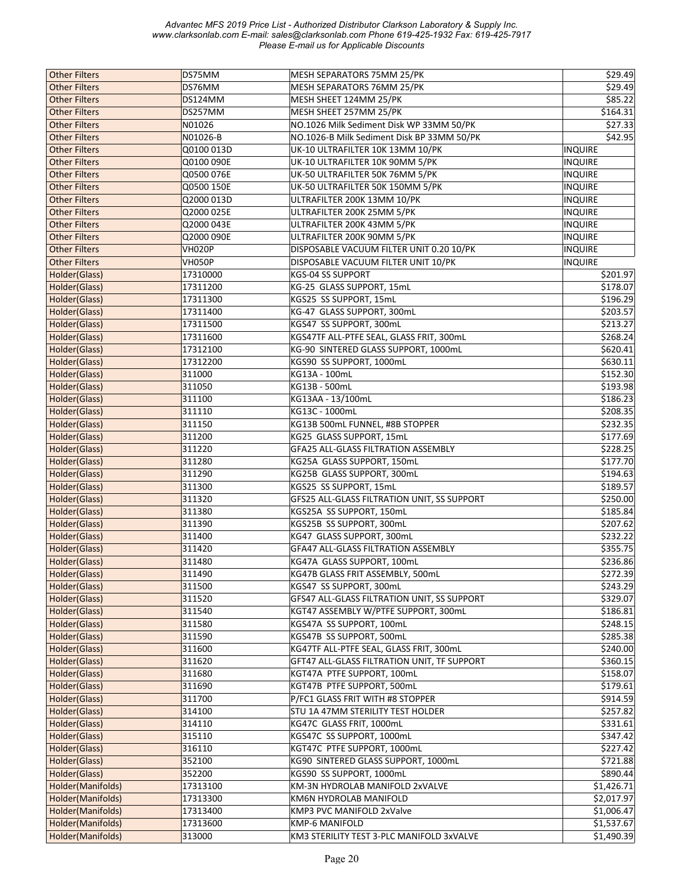| Other Filters | DS75MM | MESH SEPARATORS 75MM 25/PK | $29.49 |
|---|---|---|---|
| Other Filters | DS76MM | MESH SEPARATORS 76MM 25/PK | $29.49 |
| Other Filters | DS124MM | MESH SHEET 124MM 25/PK | $85.22 |
| Other Filters | DS257MM | MESH SHEET 257MM 25/PK | $164.31 |
| Other Filters | N01026 | NO.1026 Milk Sediment Disk WP 33MM 50/PK | $27.33 |
| Other Filters | N01026-B | NO.1026-B Milk Sediment Disk BP 33MM 50/PK | $42.95 |
| Other Filters | Q0100 013D | UK-10 ULTRAFILTER 10K 13MM 10/PK | INQUIRE |
| Other Filters | Q0100 090E | UK-10 ULTRAFILTER 10K 90MM 5/PK | INQUIRE |
| Other Filters | Q0500 076E | UK-50 ULTRAFILTER 50K 76MM 5/PK | INQUIRE |
| Other Filters | Q0500 150E | UK-50 ULTRAFILTER 50K 150MM 5/PK | INQUIRE |
| Other Filters | Q2000 013D | ULTRAFILTER 200K 13MM 10/PK | INQUIRE |
| Other Filters | Q2000 025E | ULTRAFILTER 200K 25MM 5/PK | INQUIRE |
| Other Filters | Q2000 043E | ULTRAFILTER 200K 43MM 5/PK | INQUIRE |
| Other Filters | Q2000 090E | ULTRAFILTER 200K 90MM 5/PK | INQUIRE |
| Other Filters | VH020P | DISPOSABLE VACUUM FILTER UNIT 0.20 10/PK | INQUIRE |
| Other Filters | VH050P | DISPOSABLE VACUUM FILTER UNIT 10/PK | INQUIRE |
| Holder(Glass) | 17310000 | KGS-04 SS SUPPORT | $201.97 |
| Holder(Glass) | 17311200 | KG-25 GLASS SUPPORT, 15mL | $178.07 |
| Holder(Glass) | 17311300 | KGS25 SS SUPPORT, 15mL | $196.29 |
| Holder(Glass) | 17311400 | KG-47 GLASS SUPPORT, 300mL | $203.57 |
| Holder(Glass) | 17311500 | KGS47 SS SUPPORT, 300mL | $213.27 |
| Holder(Glass) | 17311600 | KGS47TF ALL-PTFE SEAL, GLASS FRIT, 300mL | $268.24 |
| Holder(Glass) | 17312100 | KG-90 SINTERED GLASS SUPPORT, 1000mL | $620.41 |
| Holder(Glass) | 17312200 | KGS90 SS SUPPORT, 1000mL | $630.11 |
| Holder(Glass) | 311000 | KG13A - 100mL | $152.30 |
| Holder(Glass) | 311050 | KG13B - 500mL | $193.98 |
| Holder(Glass) | 311100 | KG13AA - 13/100mL | $186.23 |
| Holder(Glass) | 311110 | KG13C - 1000mL | $208.35 |
| Holder(Glass) | 311150 | KG13B 500mL FUNNEL, #8B STOPPER | $232.35 |
| Holder(Glass) | 311200 | KG25 GLASS SUPPORT, 15mL | $177.69 |
| Holder(Glass) | 311220 | GFA25 ALL-GLASS FILTRATION ASSEMBLY | $228.25 |
| Holder(Glass) | 311280 | KG25A GLASS SUPPORT, 150mL | $177.70 |
| Holder(Glass) | 311290 | KG25B GLASS SUPPORT, 300mL | $194.63 |
| Holder(Glass) | 311300 | KGS25 SS SUPPORT, 15mL | $189.57 |
| Holder(Glass) | 311320 | GFS25 ALL-GLASS FILTRATION UNIT, SS SUPPORT | $250.00 |
| Holder(Glass) | 311380 | KGS25A SS SUPPORT, 150mL | $185.84 |
| Holder(Glass) | 311390 | KGS25B SS SUPPORT, 300mL | $207.62 |
| Holder(Glass) | 311400 | KG47 GLASS SUPPORT, 300mL | $232.22 |
| Holder(Glass) | 311420 | GFA47 ALL-GLASS FILTRATION ASSEMBLY | $355.75 |
| Holder(Glass) | 311480 | KG47A GLASS SUPPORT, 100mL | $236.86 |
| Holder(Glass) | 311490 | KG47B GLASS FRIT ASSEMBLY, 500mL | $272.39 |
| Holder(Glass) | 311500 | KGS47 SS SUPPORT, 300mL | $243.29 |
| Holder(Glass) | 311520 | GFS47 ALL-GLASS FILTRATION UNIT, SS SUPPORT | $329.07 |
| Holder(Glass) | 311540 | KGT47 ASSEMBLY W/PTFE SUPPORT, 300mL | $186.81 |
| Holder(Glass) | 311580 | KGS47A SS SUPPORT, 100mL | $248.15 |
| Holder(Glass) | 311590 | KGS47B SS SUPPORT, 500mL | $285.38 |
| Holder(Glass) | 311600 | KG47TF ALL-PTFE SEAL, GLASS FRIT, 300mL | $240.00 |
| Holder(Glass) | 311620 | GFT47 ALL-GLASS FILTRATION UNIT, TF SUPPORT | $360.15 |
| Holder(Glass) | 311680 | KGT47A PTFE SUPPORT, 100mL | $158.07 |
| Holder(Glass) | 311690 | KGT47B PTFE SUPPORT, 500mL | $179.61 |
| Holder(Glass) | 311700 | P/FC1 GLASS FRIT WITH #8 STOPPER | $914.59 |
| Holder(Glass) | 314100 | STU 1A 47MM STERILITY TEST HOLDER | $257.82 |
| Holder(Glass) | 314110 | KG47C GLASS FRIT, 1000mL | $331.61 |
| Holder(Glass) | 315110 | KGS47C SS SUPPORT, 1000mL | $347.42 |
| Holder(Glass) | 316110 | KGT47C PTFE SUPPORT, 1000mL | $227.42 |
| Holder(Glass) | 352100 | KG90 SINTERED GLASS SUPPORT, 1000mL | $721.88 |
| Holder(Glass) | 352200 | KGS90 SS SUPPORT, 1000mL | $890.44 |
| Holder(Manifolds) | 17313100 | KM-3N HYDROLAB MANIFOLD 2xVALVE | $1,426.71 |
| Holder(Manifolds) | 17313300 | KM6N HYDROLAB MANIFOLD | $2,017.97 |
| Holder(Manifolds) | 17313400 | KMP3 PVC MANIFOLD 2xValve | $1,006.47 |
| Holder(Manifolds) | 17313600 | KMP-6 MANIFOLD | $1,537.67 |
| Holder(Manifolds) | 313000 | KM3 STERILITY TEST 3-PLC MANIFOLD 3xVALVE | $1,490.39 |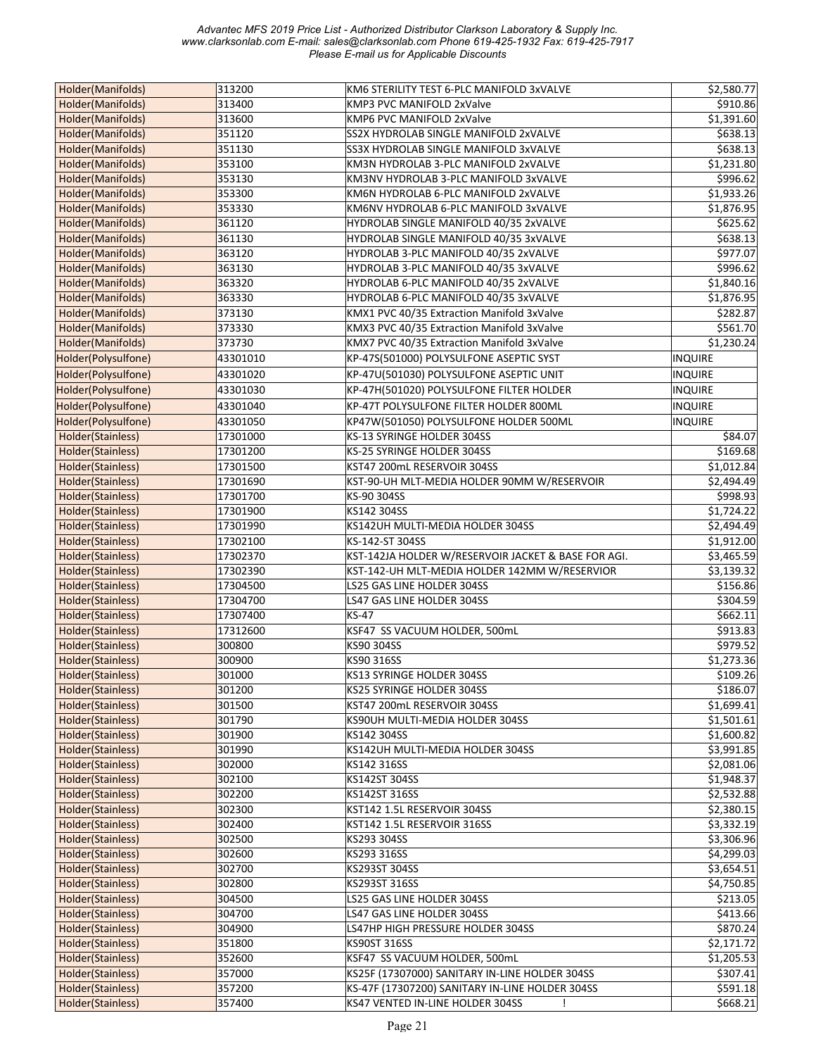| Holder(Manifolds) | 313200 | KM6 STERILITY TEST 6-PLC MANIFOLD 3xVALVE | $2,580.77 |
|---|---|---|---|
| Holder(Manifolds) | 313400 | KMP3 PVC MANIFOLD 2xValve | $910.86 |
| Holder(Manifolds) | 313600 | KMP6 PVC MANIFOLD 2xValve | $1,391.60 |
| Holder(Manifolds) | 351120 | SS2X HYDROLAB SINGLE MANIFOLD 2xVALVE | $638.13 |
| Holder(Manifolds) | 351130 | SS3X HYDROLAB SINGLE MANIFOLD 3xVALVE | $638.13 |
| Holder(Manifolds) | 353100 | KM3N HYDROLAB 3-PLC MANIFOLD 2xVALVE | $1,231.80 |
| Holder(Manifolds) | 353130 | KM3NV HYDROLAB 3-PLC MANIFOLD 3xVALVE | $996.62 |
| Holder(Manifolds) | 353300 | KM6N HYDROLAB 6-PLC MANIFOLD 2xVALVE | $1,933.26 |
| Holder(Manifolds) | 353330 | KM6NV HYDROLAB 6-PLC MANIFOLD 3xVALVE | $1,876.95 |
| Holder(Manifolds) | 361120 | HYDROLAB SINGLE MANIFOLD 40/35 2xVALVE | $625.62 |
| Holder(Manifolds) | 361130 | HYDROLAB SINGLE MANIFOLD 40/35 3xVALVE | $638.13 |
| Holder(Manifolds) | 363120 | HYDROLAB 3-PLC MANIFOLD 40/35 2xVALVE | $977.07 |
| Holder(Manifolds) | 363130 | HYDROLAB 3-PLC MANIFOLD 40/35 3xVALVE | $996.62 |
| Holder(Manifolds) | 363320 | HYDROLAB 6-PLC MANIFOLD 40/35 2xVALVE | $1,840.16 |
| Holder(Manifolds) | 363330 | HYDROLAB 6-PLC MANIFOLD 40/35 3xVALVE | $1,876.95 |
| Holder(Manifolds) | 373130 | KMX1 PVC 40/35 Extraction Manifold 3xValve | $282.87 |
| Holder(Manifolds) | 373330 | KMX3 PVC 40/35 Extraction Manifold 3xValve | $561.70 |
| Holder(Manifolds) | 373730 | KMX7 PVC 40/35 Extraction Manifold 3xValve | $1,230.24 |
| Holder(Polysulfone) | 43301010 | KP-47S(501000) POLYSULFONE ASEPTIC SYST | INQUIRE |
| Holder(Polysulfone) | 43301020 | KP-47U(501030) POLYSULFONE ASEPTIC UNIT | INQUIRE |
| Holder(Polysulfone) | 43301030 | KP-47H(501020) POLYSULFONE FILTER HOLDER | INQUIRE |
| Holder(Polysulfone) | 43301040 | KP-47T POLYSULFONE FILTER HOLDER 800ML | INQUIRE |
| Holder(Polysulfone) | 43301050 | KP47W(501050) POLYSULFONE HOLDER 500ML | INQUIRE |
| Holder(Stainless) | 17301000 | KS-13 SYRINGE HOLDER 304SS | $84.07 |
| Holder(Stainless) | 17301200 | KS-25 SYRINGE HOLDER 304SS | $169.68 |
| Holder(Stainless) | 17301500 | KST47 200mL RESERVOIR 304SS | $1,012.84 |
| Holder(Stainless) | 17301690 | KST-90-UH MLT-MEDIA HOLDER 90MM W/RESERVOIR | $2,494.49 |
| Holder(Stainless) | 17301700 | KS-90 304SS | $998.93 |
| Holder(Stainless) | 17301900 | KS142 304SS | $1,724.22 |
| Holder(Stainless) | 17301990 | KS142UH MULTI-MEDIA HOLDER 304SS | $2,494.49 |
| Holder(Stainless) | 17302100 | KS-142-ST 304SS | $1,912.00 |
| Holder(Stainless) | 17302370 | KST-142JA HOLDER W/RESERVOIR JACKET & BASE FOR AGI. | $3,465.59 |
| Holder(Stainless) | 17302390 | KST-142-UH MLT-MEDIA HOLDER 142MM W/RESERVIOR | $3,139.32 |
| Holder(Stainless) | 17304500 | LS25 GAS LINE HOLDER 304SS | $156.86 |
| Holder(Stainless) | 17304700 | LS47 GAS LINE HOLDER 304SS | $304.59 |
| Holder(Stainless) | 17307400 | KS-47 | $662.11 |
| Holder(Stainless) | 17312600 | KSF47 SS VACUUM HOLDER, 500mL | $913.83 |
| Holder(Stainless) | 300800 | KS90 304SS | $979.52 |
| Holder(Stainless) | 300900 | KS90 316SS | $1,273.36 |
| Holder(Stainless) | 301000 | KS13 SYRINGE HOLDER 304SS | $109.26 |
| Holder(Stainless) | 301200 | KS25 SYRINGE HOLDER 304SS | $186.07 |
| Holder(Stainless) | 301500 | KST47 200mL RESERVOIR 304SS | $1,699.41 |
| Holder(Stainless) | 301790 | KS90UH MULTI-MEDIA HOLDER 304SS | $1,501.61 |
| Holder(Stainless) | 301900 | KS142 304SS | $1,600.82 |
| Holder(Stainless) | 301990 | KS142UH MULTI-MEDIA HOLDER 304SS | $3,991.85 |
| Holder(Stainless) | 302000 | KS142 316SS | $2,081.06 |
| Holder(Stainless) | 302100 | KS142ST 304SS | $1,948.37 |
| Holder(Stainless) | 302200 | KS142ST 316SS | $2,532.88 |
| Holder(Stainless) | 302300 | KST142 1.5L RESERVOIR 304SS | $2,380.15 |
| Holder(Stainless) | 302400 | KST142 1.5L RESERVOIR 316SS | $3,332.19 |
| Holder(Stainless) | 302500 | KS293 304SS | $3,306.96 |
| Holder(Stainless) | 302600 | KS293 316SS | $4,299.03 |
| Holder(Stainless) | 302700 | KS293ST 304SS | $3,654.51 |
| Holder(Stainless) | 302800 | KS293ST 316SS | $4,750.85 |
| Holder(Stainless) | 304500 | LS25 GAS LINE HOLDER 304SS | $213.05 |
| Holder(Stainless) | 304700 | LS47 GAS LINE HOLDER 304SS | $413.66 |
| Holder(Stainless) | 304900 | LS47HP HIGH PRESSURE HOLDER 304SS | $870.24 |
| Holder(Stainless) | 351800 | KS90ST 316SS | $2,171.72 |
| Holder(Stainless) | 352600 | KSF47 SS VACUUM HOLDER, 500mL | $1,205.53 |
| Holder(Stainless) | 357000 | KS25F (17307000) SANITARY IN-LINE HOLDER 304SS | $307.41 |
| Holder(Stainless) | 357200 | KS-47F (17307200) SANITARY IN-LINE HOLDER 304SS | $591.18 |
| Holder(Stainless) | 357400 | KS47 VENTED IN-LINE HOLDER 304SS ! | $668.21 |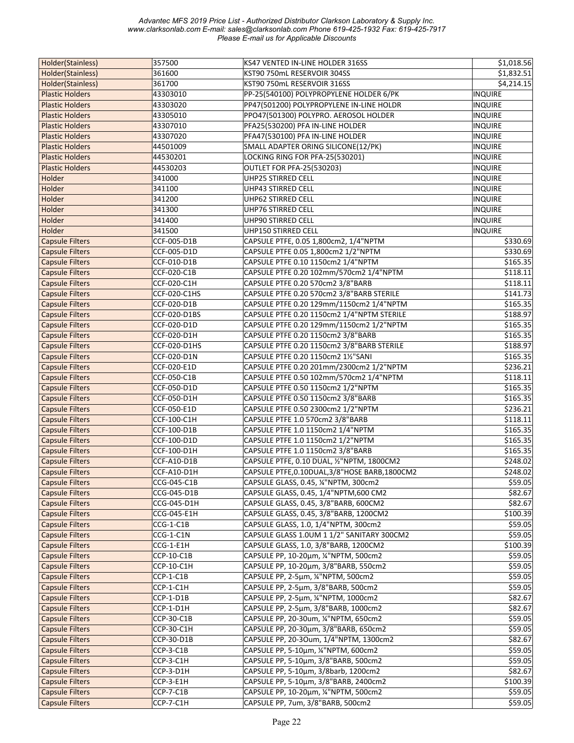| Holder(Stainless) | 357500 | KS47 VENTED IN-LINE HOLDER 316SS | $1,018.56 |
|---|---|---|---|
| Holder(Stainless) | 361600 | KST90 750mL RESERVOIR 304SS | $1,832.51 |
| Holder(Stainless) | 361700 | KST90 750mL RESERVOIR 316SS | $4,214.15 |
| Plastic Holders | 43303010 | PP-25(540100) POLYPROPYLENE HOLDER 6/PK | INQUIRE |
| Plastic Holders | 43303020 | PP47(501200) POLYPROPYLENE IN-LINE HOLDR | INQUIRE |
| Plastic Holders | 43305010 | PPO47(501300) POLYPRO. AEROSOL HOLDER | INQUIRE |
| Plastic Holders | 43307010 | PFA25(530200) PFA IN-LINE HOLDER | INQUIRE |
| Plastic Holders | 43307020 | PFA47(530100) PFA IN-LINE HOLDER | INQUIRE |
| Plastic Holders | 44501009 | SMALL ADAPTER ORING SILICONE(12/PK) | INQUIRE |
| Plastic Holders | 44530201 | LOCKING RING FOR PFA-25(530201) | INQUIRE |
| Plastic Holders | 44530203 | OUTLET FOR PFA-25(530203) | INQUIRE |
| Holder | 341000 | UHP25 STIRRED CELL | INQUIRE |
| Holder | 341100 | UHP43 STIRRED CELL | INQUIRE |
| Holder | 341200 | UHP62 STIRRED CELL | INQUIRE |
| Holder | 341300 | UHP76 STIRRED CELL | INQUIRE |
| Holder | 341400 | UHP90 STIRRED CELL | INQUIRE |
| Holder | 341500 | UHP150 STIRRED CELL | INQUIRE |
| Capsule Filters | CCF-005-D1B | CAPSULE PTFE, 0.05 1,800cm2, 1/4"NPTM | $330.69 |
| Capsule Filters | CCF-005-D1D | CAPSULE PTFE 0.05 1,800cm2 1/2"NPTM | $330.69 |
| Capsule Filters | CCF-010-D1B | CAPSULE PTFE 0.10 1150cm2 1/4"NPTM | $165.35 |
| Capsule Filters | CCF-020-C1B | CAPSULE PTFE 0.20 102mm/570cm2 1/4"NPTM | $118.11 |
| Capsule Filters | CCF-020-C1H | CAPSULE PTFE 0.20 570cm2 3/8"BARB | $118.11 |
| Capsule Filters | CCF-020-C1HS | CAPSULE PTFE 0.20 570cm2 3/8"BARB STERILE | $141.73 |
| Capsule Filters | CCF-020-D1B | CAPSULE PTFE 0.20 129mm/1150cm2 1/4"NPTM | $165.35 |
| Capsule Filters | CCF-020-D1BS | CAPSULE PTFE 0.20 1150cm2 1/4"NPTM STERILE | $188.97 |
| Capsule Filters | CCF-020-D1D | CAPSULE PTFE 0.20 129mm/1150cm2 1/2"NPTM | $165.35 |
| Capsule Filters | CCF-020-D1H | CAPSULE PTFE 0.20 1150cm2 3/8"BARB | $165.35 |
| Capsule Filters | CCF-020-D1HS | CAPSULE PTFE 0.20 1150cm2 3/8"BARB STERILE | $188.97 |
| Capsule Filters | CCF-020-D1N | CAPSULE PTFE 0.20 1150cm2 1½"SANI | $165.35 |
| Capsule Filters | CCF-020-E1D | CAPSULE PTFE 0.20 201mm/2300cm2 1/2"NPTM | $236.21 |
| Capsule Filters | CCF-050-C1B | CAPSULE PTFE 0.50 102mm/570cm2 1/4"NPTM | $118.11 |
| Capsule Filters | CCF-050-D1D | CAPSULE PTFE 0.50 1150cm2 1/2"NPTM | $165.35 |
| Capsule Filters | CCF-050-D1H | CAPSULE PTFE 0.50 1150cm2 3/8"BARB | $165.35 |
| Capsule Filters | CCF-050-E1D | CAPSULE PTFE 0.50 2300cm2 1/2"NPTM | $236.21 |
| Capsule Filters | CCF-100-C1H | CAPSULE PTFE 1.0 570cm2 3/8"BARB | $118.11 |
| Capsule Filters | CCF-100-D1B | CAPSULE PTFE 1.0 1150cm2 1/4"NPTM | $165.35 |
| Capsule Filters | CCF-100-D1D | CAPSULE PTFE 1.0 1150cm2 1/2"NPTM | $165.35 |
| Capsule Filters | CCF-100-D1H | CAPSULE PTFE 1.0 1150cm2 3/8"BARB | $165.35 |
| Capsule Filters | CCF-A10-D1B | CAPSULE PTFE, 0.10 DUAL, ½"NPTM, 1800CM2 | $248.02 |
| Capsule Filters | CCF-A10-D1H | CAPSULE PTFE,0.10DUAL,3/8"HOSE BARB,1800CM2 | $248.02 |
| Capsule Filters | CCG-045-C1B | CAPSULE GLASS, 0.45, ¼"NPTM, 300cm2 | $59.05 |
| Capsule Filters | CCG-045-D1B | CAPSULE GLASS, 0.45, 1/4"NPTM,600 CM2 | $82.67 |
| Capsule Filters | CCG-045-D1H | CAPSULE GLASS, 0.45, 3/8"BARB, 600CM2 | $82.67 |
| Capsule Filters | CCG-045-E1H | CAPSULE GLASS, 0.45, 3/8"BARB, 1200CM2 | $100.39 |
| Capsule Filters | CCG-1-C1B | CAPSULE GLASS, 1.0, 1/4"NPTM, 300cm2 | $59.05 |
| Capsule Filters | CCG-1-C1N | CAPSULE GLASS 1.0UM 1 1/2" SANITARY 300CM2 | $59.05 |
| Capsule Filters | CCG-1-E1H | CAPSULE GLASS, 1.0, 3/8"BARB, 1200CM2 | $100.39 |
| Capsule Filters | CCP-10-C1B | CAPSULE PP, 10-20µm, ¼"NPTM, 500cm2 | $59.05 |
| Capsule Filters | CCP-10-C1H | CAPSULE PP, 10-20µm, 3/8"BARB, 550cm2 | $59.05 |
| Capsule Filters | CCP-1-C1B | CAPSULE PP, 2-5µm, ¼"NPTM, 500cm2 | $59.05 |
| Capsule Filters | CCP-1-C1H | CAPSULE PP, 2-5µm, 3/8"BARB, 500cm2 | $59.05 |
| Capsule Filters | CCP-1-D1B | CAPSULE PP, 2-5µm, ¼"NPTM, 1000cm2 | $82.67 |
| Capsule Filters | CCP-1-D1H | CAPSULE PP, 2-5µm, 3/8"BARB, 1000cm2 | $82.67 |
| Capsule Filters | CCP-30-C1B | CAPSULE PP, 20-30um, ¼"NPTM, 650cm2 | $59.05 |
| Capsule Filters | CCP-30-C1H | CAPSULE PP, 20-30µm, 3/8"BARB, 650cm2 | $59.05 |
| Capsule Filters | CCP-30-D1B | CAPSULE PP, 20-3Oum, 1/4"NPTM, 1300cm2 | $82.67 |
| Capsule Filters | CCP-3-C1B | CAPSULE PP, 5-10µm, ¼"NPTM, 600cm2 | $59.05 |
| Capsule Filters | CCP-3-C1H | CAPSULE PP, 5-10µm, 3/8"BARB, 500cm2 | $59.05 |
| Capsule Filters | CCP-3-D1H | CAPSULE PP, 5-10µm, 3/8barb, 1200cm2 | $82.67 |
| Capsule Filters | CCP-3-E1H | CAPSULE PP, 5-10µm, 3/8"BARB, 2400cm2 | $100.39 |
| Capsule Filters | CCP-7-C1B | CAPSULE PP, 10-20µm, ¼"NPTM, 500cm2 | $59.05 |
| Capsule Filters | CCP-7-C1H | CAPSULE PP, 7um, 3/8"BARB, 500cm2 | $59.05 |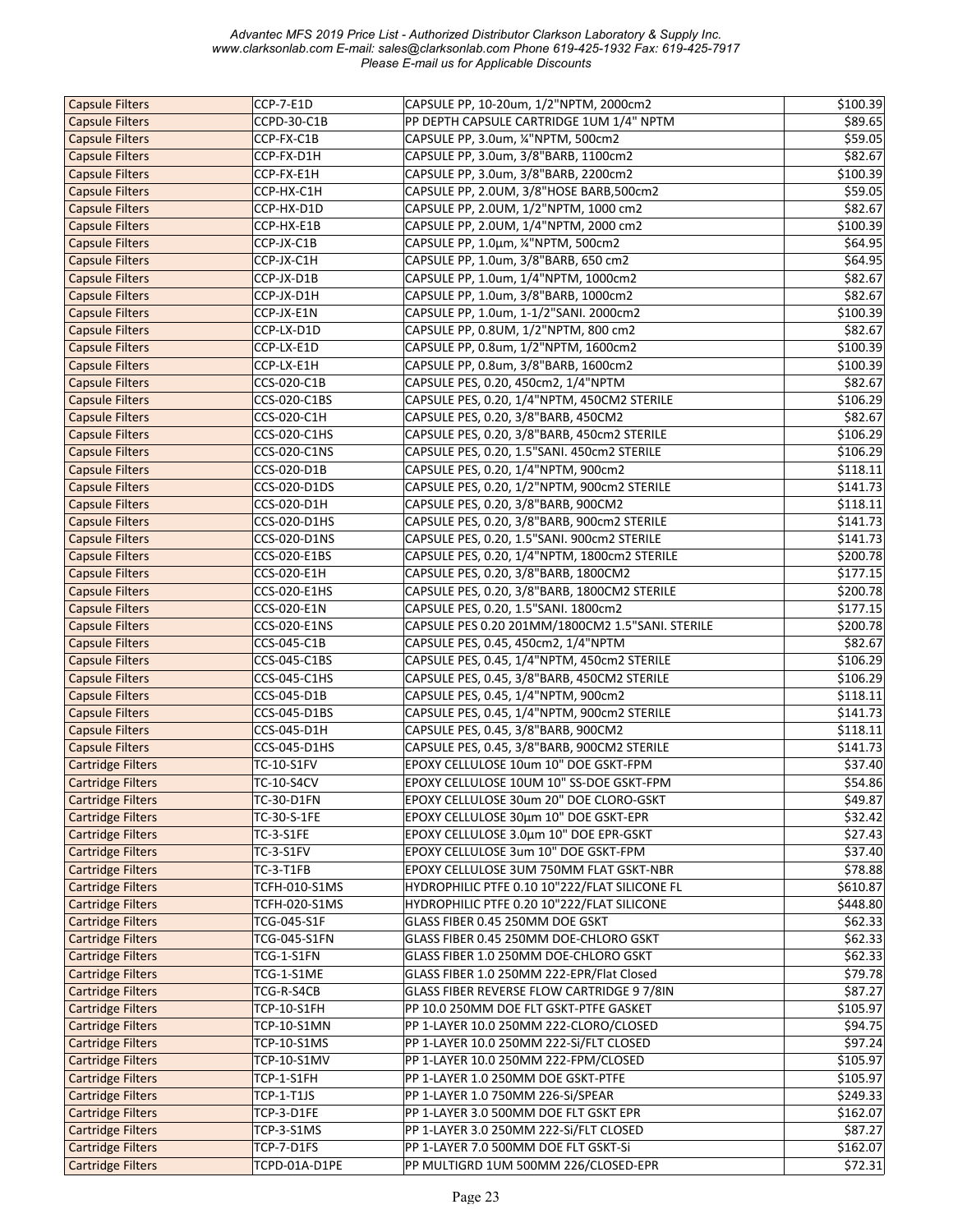| Capsule Filters | CCP-7-E1D | CAPSULE PP, 10-20um, 1/2"NPTM, 2000cm2 | $100.39 |
|---|---|---|---|
| Capsule Filters | CCPD-30-C1B | PP DEPTH CAPSULE CARTRIDGE 1UM 1/4" NPTM | $89.65 |
| Capsule Filters | CCP-FX-C1B | CAPSULE PP, 3.0um, ¼"NPTM, 500cm2 | $59.05 |
| Capsule Filters | CCP-FX-D1H | CAPSULE PP, 3.0um, 3/8"BARB, 1100cm2 | $82.67 |
| Capsule Filters | CCP-FX-E1H | CAPSULE PP, 3.0um, 3/8"BARB, 2200cm2 | $100.39 |
| Capsule Filters | CCP-HX-C1H | CAPSULE PP, 2.0UM, 3/8"HOSE BARB,500cm2 | $59.05 |
| Capsule Filters | CCP-HX-D1D | CAPSULE PP, 2.0UM, 1/2"NPTM, 1000 cm2 | $82.67 |
| Capsule Filters | CCP-HX-E1B | CAPSULE PP, 2.0UM, 1/4"NPTM, 2000 cm2 | $100.39 |
| Capsule Filters | CCP-JX-C1B | CAPSULE PP, 1.0µm, ¼"NPTM, 500cm2 | $64.95 |
| Capsule Filters | CCP-JX-C1H | CAPSULE PP, 1.0um, 3/8"BARB, 650 cm2 | $64.95 |
| Capsule Filters | CCP-JX-D1B | CAPSULE PP, 1.0um, 1/4"NPTM, 1000cm2 | $82.67 |
| Capsule Filters | CCP-JX-D1H | CAPSULE PP, 1.0um, 3/8"BARB, 1000cm2 | $82.67 |
| Capsule Filters | CCP-JX-E1N | CAPSULE PP, 1.0um, 1-1/2"SANI. 2000cm2 | $100.39 |
| Capsule Filters | CCP-LX-D1D | CAPSULE PP, 0.8UM, 1/2"NPTM, 800 cm2 | $82.67 |
| Capsule Filters | CCP-LX-E1D | CAPSULE PP, 0.8um, 1/2"NPTM, 1600cm2 | $100.39 |
| Capsule Filters | CCP-LX-E1H | CAPSULE PP, 0.8um, 3/8"BARB, 1600cm2 | $100.39 |
| Capsule Filters | CCS-020-C1B | CAPSULE PES, 0.20, 450cm2, 1/4"NPTM | $82.67 |
| Capsule Filters | CCS-020-C1BS | CAPSULE PES, 0.20, 1/4"NPTM, 450CM2 STERILE | $106.29 |
| Capsule Filters | CCS-020-C1H | CAPSULE PES, 0.20, 3/8"BARB, 450CM2 | $82.67 |
| Capsule Filters | CCS-020-C1HS | CAPSULE PES, 0.20, 3/8"BARB, 450cm2 STERILE | $106.29 |
| Capsule Filters | CCS-020-C1NS | CAPSULE PES, 0.20, 1.5"SANI. 450cm2 STERILE | $106.29 |
| Capsule Filters | CCS-020-D1B | CAPSULE PES, 0.20, 1/4"NPTM, 900cm2 | $118.11 |
| Capsule Filters | CCS-020-D1DS | CAPSULE PES, 0.20, 1/2"NPTM, 900cm2 STERILE | $141.73 |
| Capsule Filters | CCS-020-D1H | CAPSULE PES, 0.20, 3/8"BARB, 900CM2 | $118.11 |
| Capsule Filters | CCS-020-D1HS | CAPSULE PES, 0.20, 3/8"BARB, 900cm2 STERILE | $141.73 |
| Capsule Filters | CCS-020-D1NS | CAPSULE PES, 0.20, 1.5"SANI. 900cm2 STERILE | $141.73 |
| Capsule Filters | CCS-020-E1BS | CAPSULE PES, 0.20, 1/4"NPTM, 1800cm2 STERILE | $200.78 |
| Capsule Filters | CCS-020-E1H | CAPSULE PES, 0.20, 3/8"BARB, 1800CM2 | $177.15 |
| Capsule Filters | CCS-020-E1HS | CAPSULE PES, 0.20, 3/8"BARB, 1800CM2 STERILE | $200.78 |
| Capsule Filters | CCS-020-E1N | CAPSULE PES, 0.20, 1.5"SANI. 1800cm2 | $177.15 |
| Capsule Filters | CCS-020-E1NS | CAPSULE PES 0.20 201MM/1800CM2 1.5"SANI. STERILE | $200.78 |
| Capsule Filters | CCS-045-C1B | CAPSULE PES, 0.45, 450cm2, 1/4"NPTM | $82.67 |
| Capsule Filters | CCS-045-C1BS | CAPSULE PES, 0.45, 1/4"NPTM, 450cm2 STERILE | $106.29 |
| Capsule Filters | CCS-045-C1HS | CAPSULE PES, 0.45, 3/8"BARB, 450CM2 STERILE | $106.29 |
| Capsule Filters | CCS-045-D1B | CAPSULE PES, 0.45, 1/4"NPTM, 900cm2 | $118.11 |
| Capsule Filters | CCS-045-D1BS | CAPSULE PES, 0.45, 1/4"NPTM, 900cm2 STERILE | $141.73 |
| Capsule Filters | CCS-045-D1H | CAPSULE PES, 0.45, 3/8"BARB, 900CM2 | $118.11 |
| Capsule Filters | CCS-045-D1HS | CAPSULE PES, 0.45, 3/8"BARB, 900CM2 STERILE | $141.73 |
| Cartridge Filters | TC-10-S1FV | EPOXY CELLULOSE 10um 10" DOE GSKT-FPM | $37.40 |
| Cartridge Filters | TC-10-S4CV | EPOXY CELLULOSE 10UM 10" SS-DOE GSKT-FPM | $54.86 |
| Cartridge Filters | TC-30-D1FN | EPOXY CELLULOSE 30um 20" DOE CLORO-GSKT | $49.87 |
| Cartridge Filters | TC-30-S-1FE | EPOXY CELLULOSE 30µm 10" DOE GSKT-EPR | $32.42 |
| Cartridge Filters | TC-3-S1FE | EPOXY CELLULOSE 3.0µm 10" DOE EPR-GSKT | $27.43 |
| Cartridge Filters | TC-3-S1FV | EPOXY CELLULOSE 3um 10" DOE GSKT-FPM | $37.40 |
| Cartridge Filters | TC-3-T1FB | EPOXY CELLULOSE 3UM 750MM FLAT GSKT-NBR | $78.88 |
| Cartridge Filters | TCFH-010-S1MS | HYDROPHILIC PTFE 0.10 10"222/FLAT SILICONE FL | $610.87 |
| Cartridge Filters | TCFH-020-S1MS | HYDROPHILIC PTFE 0.20 10"222/FLAT SILICONE | $448.80 |
| Cartridge Filters | TCG-045-S1F | GLASS FIBER 0.45 250MM DOE GSKT | $62.33 |
| Cartridge Filters | TCG-045-S1FN | GLASS FIBER 0.45 250MM DOE-CHLORO GSKT | $62.33 |
| Cartridge Filters | TCG-1-S1FN | GLASS FIBER 1.0 250MM DOE-CHLORO GSKT | $62.33 |
| Cartridge Filters | TCG-1-S1ME | GLASS FIBER 1.0 250MM 222-EPR/Flat Closed | $79.78 |
| Cartridge Filters | TCG-R-S4CB | GLASS FIBER REVERSE FLOW CARTRIDGE 9 7/8IN | $87.27 |
| Cartridge Filters | TCP-10-S1FH | PP 10.0 250MM DOE FLT GSKT-PTFE GASKET | $105.97 |
| Cartridge Filters | TCP-10-S1MN | PP 1-LAYER 10.0 250MM 222-CLORO/CLOSED | $94.75 |
| Cartridge Filters | TCP-10-S1MS | PP 1-LAYER 10.0 250MM 222-Si/FLT CLOSED | $97.24 |
| Cartridge Filters | TCP-10-S1MV | PP 1-LAYER 10.0 250MM 222-FPM/CLOSED | $105.97 |
| Cartridge Filters | TCP-1-S1FH | PP 1-LAYER 1.0 250MM DOE GSKT-PTFE | $105.97 |
| Cartridge Filters | TCP-1-T1JS | PP 1-LAYER 1.0 750MM 226-Si/SPEAR | $249.33 |
| Cartridge Filters | TCP-3-D1FE | PP 1-LAYER 3.0 500MM DOE FLT GSKT EPR | $162.07 |
| Cartridge Filters | TCP-3-S1MS | PP 1-LAYER 3.0 250MM 222-Si/FLT CLOSED | $87.27 |
| Cartridge Filters | TCP-7-D1FS | PP 1-LAYER 7.0 500MM DOE FLT GSKT-Si | $162.07 |
| Cartridge Filters | TCPD-01A-D1PE | PP MULTIGRD 1UM 500MM 226/CLOSED-EPR | $72.31 |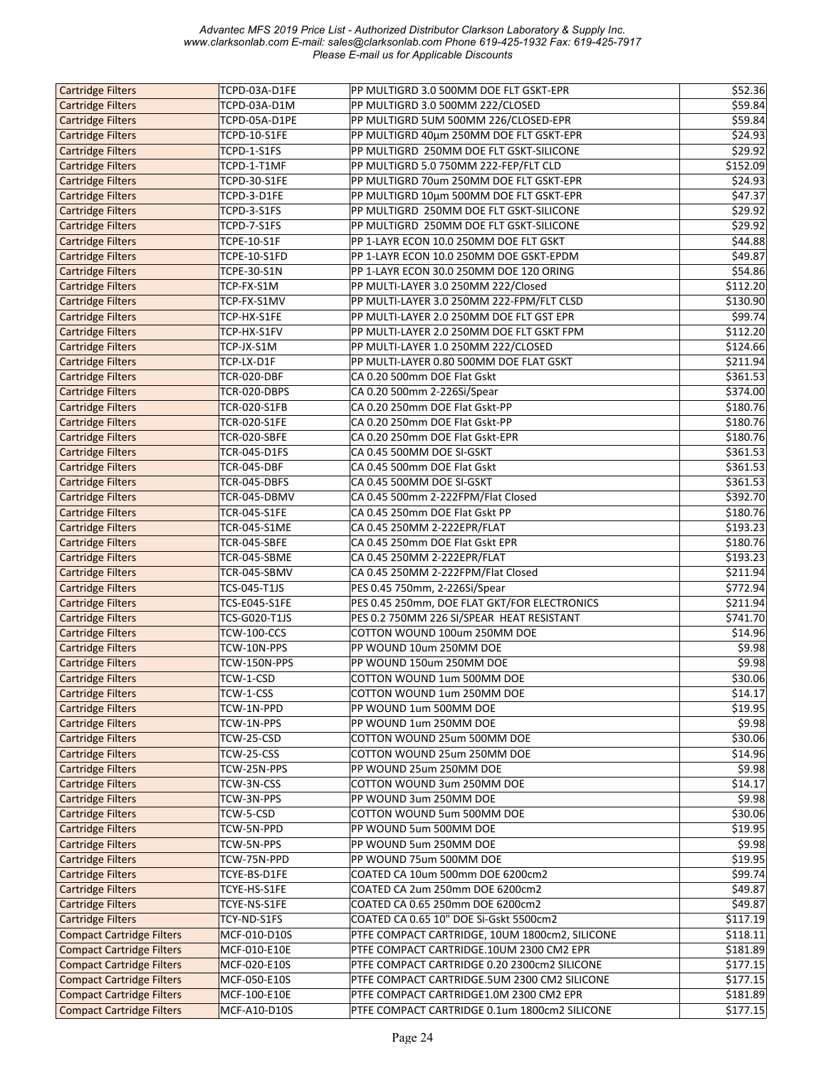| Cartridge Filters | TCPD-03A-D1FE | PP MULTIGRD 3.0 500MM DOE FLT GSKT-EPR | $52.36 |
|---|---|---|---|
| Cartridge Filters | TCPD-03A-D1M | PP MULTIGRD 3.0 500MM 222/CLOSED | $59.84 |
| Cartridge Filters | TCPD-05A-D1PE | PP MULTIGRD 5UM 500MM 226/CLOSED-EPR | $59.84 |
| Cartridge Filters | TCPD-10-S1FE | PP MULTIGRD 40µm 250MM DOE FLT GSKT-EPR | $24.93 |
| Cartridge Filters | TCPD-1-S1FS | PP MULTIGRD 250MM DOE FLT GSKT-SILICONE | $29.92 |
| Cartridge Filters | TCPD-1-T1MF | PP MULTIGRD 5.0 750MM 222-FEP/FLT CLD | $152.09 |
| Cartridge Filters | TCPD-30-S1FE | PP MULTIGRD 70um 250MM DOE FLT GSKT-EPR | $24.93 |
| Cartridge Filters | TCPD-3-D1FE | PP MULTIGRD 10µm 500MM DOE FLT GSKT-EPR | $47.37 |
| Cartridge Filters | TCPD-3-S1FS | PP MULTIGRD 250MM DOE FLT GSKT-SILICONE | $29.92 |
| Cartridge Filters | TCPD-7-S1FS | PP MULTIGRD 250MM DOE FLT GSKT-SILICONE | $29.92 |
| Cartridge Filters | TCPE-10-S1F | PP 1-LAYR ECON 10.0 250MM DOE FLT GSKT | $44.88 |
| Cartridge Filters | TCPE-10-S1FD | PP 1-LAYR ECON 10.0 250MM DOE GSKT-EPDM | $49.87 |
| Cartridge Filters | TCPE-30-S1N | PP 1-LAYR ECON 30.0 250MM DOE 120 ORING | $54.86 |
| Cartridge Filters | TCP-FX-S1M | PP MULTI-LAYER 3.0 250MM 222/Closed | $112.20 |
| Cartridge Filters | TCP-FX-S1MV | PP MULTI-LAYER 3.0 250MM 222-FPM/FLT CLSD | $130.90 |
| Cartridge Filters | TCP-HX-S1FE | PP MULTI-LAYER 2.0 250MM DOE FLT GST EPR | $99.74 |
| Cartridge Filters | TCP-HX-S1FV | PP MULTI-LAYER 2.0 250MM DOE FLT GSKT FPM | $112.20 |
| Cartridge Filters | TCP-JX-S1M | PP MULTI-LAYER 1.0 250MM 222/CLOSED | $124.66 |
| Cartridge Filters | TCP-LX-D1F | PP MULTI-LAYER 0.80 500MM DOE FLAT GSKT | $211.94 |
| Cartridge Filters | TCR-020-DBF | CA 0.20 500mm DOE Flat Gskt | $361.53 |
| Cartridge Filters | TCR-020-DBPS | CA 0.20 500mm 2-226Si/Spear | $374.00 |
| Cartridge Filters | TCR-020-S1FB | CA 0.20 250mm DOE Flat Gskt-PP | $180.76 |
| Cartridge Filters | TCR-020-S1FE | CA 0.20 250mm DOE Flat Gskt-PP | $180.76 |
| Cartridge Filters | TCR-020-SBFE | CA 0.20 250mm DOE Flat Gskt-EPR | $180.76 |
| Cartridge Filters | TCR-045-D1FS | CA 0.45 500MM DOE SI-GSKT | $361.53 |
| Cartridge Filters | TCR-045-DBF | CA 0.45 500mm DOE Flat Gskt | $361.53 |
| Cartridge Filters | TCR-045-DBFS | CA 0.45 500MM DOE SI-GSKT | $361.53 |
| Cartridge Filters | TCR-045-DBMV | CA 0.45 500mm 2-222FPM/Flat Closed | $392.70 |
| Cartridge Filters | TCR-045-S1FE | CA 0.45 250mm DOE Flat Gskt PP | $180.76 |
| Cartridge Filters | TCR-045-S1ME | CA 0.45 250MM 2-222EPR/FLAT | $193.23 |
| Cartridge Filters | TCR-045-SBFE | CA 0.45 250mm DOE Flat Gskt EPR | $180.76 |
| Cartridge Filters | TCR-045-SBME | CA 0.45 250MM 2-222EPR/FLAT | $193.23 |
| Cartridge Filters | TCR-045-SBMV | CA 0.45 250MM 2-222FPM/Flat Closed | $211.94 |
| Cartridge Filters | TCS-045-T1JS | PES 0.45 750mm, 2-226Si/Spear | $772.94 |
| Cartridge Filters | TCS-E045-S1FE | PES 0.45 250MM, DOE FLAT GKT/FOR ELECTRONICS | $211.94 |
| Cartridge Filters | TCS-G020-T1JS | PES 0.2 750MM 226 SI/SPEAR HEAT RESISTANT | $741.70 |
| Cartridge Filters | TCW-100-CCS | COTTON WOUND 100um 250MM DOE | $14.96 |
| Cartridge Filters | TCW-10N-PPS | PP WOUND 10um 250MM DOE | $9.98 |
| Cartridge Filters | TCW-150N-PPS | PP WOUND 150um 250MM DOE | $9.98 |
| Cartridge Filters | TCW-1-CSD | COTTON WOUND 1um 500MM DOE | $30.06 |
| Cartridge Filters | TCW-1-CSS | COTTON WOUND 1um 250MM DOE | $14.17 |
| Cartridge Filters | TCW-1N-PPD | PP WOUND 1um 500MM DOE | $19.95 |
| Cartridge Filters | TCW-1N-PPS | PP WOUND 1um 250MM DOE | $9.98 |
| Cartridge Filters | TCW-25-CSD | COTTON WOUND 25um 500MM DOE | $30.06 |
| Cartridge Filters | TCW-25-CSS | COTTON WOUND 25um 250MM DOE | $14.96 |
| Cartridge Filters | TCW-25N-PPS | PP WOUND 25um 250MM DOE | $9.98 |
| Cartridge Filters | TCW-3N-CSS | COTTON WOUND 3um 250MM DOE | $14.17 |
| Cartridge Filters | TCW-3N-PPS | PP WOUND 3um 250MM DOE | $9.98 |
| Cartridge Filters | TCW-5-CSD | COTTON WOUND 5um 500MM DOE | $30.06 |
| Cartridge Filters | TCW-5N-PPD | PP WOUND 5um 500MM DOE | $19.95 |
| Cartridge Filters | TCW-5N-PPS | PP WOUND 5um 250MM DOE | $9.98 |
| Cartridge Filters | TCW-75N-PPD | PP WOUND 75um 500MM DOE | $19.95 |
| Cartridge Filters | TCYE-BS-D1FE | COATED CA 10um 500mm DOE 6200cm2 | $99.74 |
| Cartridge Filters | TCYE-HS-S1FE | COATED CA 2um 250mm DOE 6200cm2 | $49.87 |
| Cartridge Filters | TCYE-NS-S1FE | COATED CA 0.65 250mm DOE 6200cm2 | $49.87 |
| Cartridge Filters | TCY-ND-S1FS | COATED CA 0.65 10" DOE Si-Gskt 5500cm2 | $117.19 |
| Compact Cartridge Filters | MCF-010-D10S | PTFE COMPACT CARTRIDGE, 10UM 1800cm2, SILICONE | $118.11 |
| Compact Cartridge Filters | MCF-010-E10E | PTFE COMPACT CARTRIDGE.10UM 2300 CM2 EPR | $181.89 |
| Compact Cartridge Filters | MCF-020-E10S | PTFE COMPACT CARTRIDGE 0.20 2300cm2 SILICONE | $177.15 |
| Compact Cartridge Filters | MCF-050-E10S | PTFE COMPACT CARTRIDGE.5UM 2300 CM2 SILICONE | $177.15 |
| Compact Cartridge Filters | MCF-100-E10E | PTFE COMPACT CARTRIDGE1.0M 2300 CM2 EPR | $181.89 |
| Compact Cartridge Filters | MCF-A10-D10S | PTFE COMPACT CARTRIDGE 0.1um 1800cm2 SILICONE | $177.15 |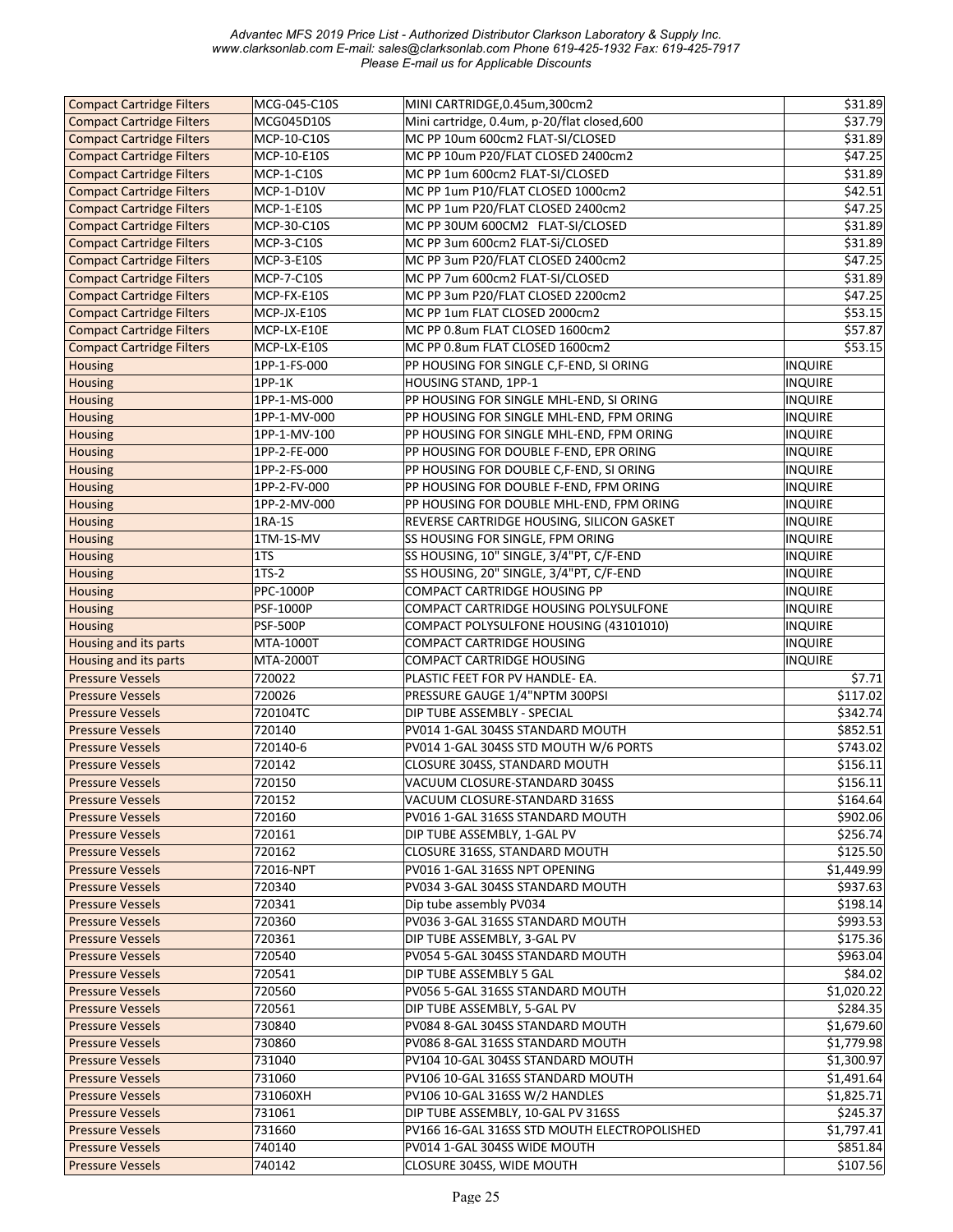| Compact Cartridge Filters | MCG-045-C10S | MINI CARTRIDGE,0.45um,300cm2 | $31.89 |
|---|---|---|---|
| Compact Cartridge Filters | MCG045D10S | Mini cartridge, 0.4um, p-20/flat closed,600 | $37.79 |
| Compact Cartridge Filters | MCP-10-C10S | MC PP 10um 600cm2 FLAT-SI/CLOSED | $31.89 |
| Compact Cartridge Filters | MCP-10-E10S | MC PP 10um P20/FLAT CLOSED 2400cm2 | $47.25 |
| Compact Cartridge Filters | MCP-1-C10S | MC PP 1um 600cm2 FLAT-SI/CLOSED | $31.89 |
| Compact Cartridge Filters | MCP-1-D10V | MC PP 1um P10/FLAT CLOSED 1000cm2 | $42.51 |
| Compact Cartridge Filters | MCP-1-E10S | MC PP 1um P20/FLAT CLOSED 2400cm2 | $47.25 |
| Compact Cartridge Filters | MCP-30-C10S | MC PP 30UM 600CM2 FLAT-SI/CLOSED | $31.89 |
| Compact Cartridge Filters | MCP-3-C10S | MC PP 3um 600cm2 FLAT-Si/CLOSED | $31.89 |
| Compact Cartridge Filters | MCP-3-E10S | MC PP 3um P20/FLAT CLOSED 2400cm2 | $47.25 |
| Compact Cartridge Filters | MCP-7-C10S | MC PP 7um 600cm2 FLAT-SI/CLOSED | $31.89 |
| Compact Cartridge Filters | MCP-FX-E10S | MC PP 3um P20/FLAT CLOSED 2200cm2 | $47.25 |
| Compact Cartridge Filters | MCP-JX-E10S | MC PP 1um FLAT CLOSED 2000cm2 | $53.15 |
| Compact Cartridge Filters | MCP-LX-E10E | MC PP 0.8um FLAT CLOSED 1600cm2 | $57.87 |
| Compact Cartridge Filters | MCP-LX-E10S | MC PP 0.8um FLAT CLOSED 1600cm2 | $53.15 |
| Housing | 1PP-1-FS-000 | PP HOUSING FOR SINGLE C,F-END, SI ORING | INQUIRE |
| Housing | 1PP-1K | HOUSING STAND, 1PP-1 | INQUIRE |
| Housing | 1PP-1-MS-000 | PP HOUSING FOR SINGLE MHL-END, SI ORING | INQUIRE |
| Housing | 1PP-1-MV-000 | PP HOUSING FOR SINGLE MHL-END, FPM ORING | INQUIRE |
| Housing | 1PP-1-MV-100 | PP HOUSING FOR SINGLE MHL-END, FPM ORING | INQUIRE |
| Housing | 1PP-2-FE-000 | PP HOUSING FOR DOUBLE F-END, EPR ORING | INQUIRE |
| Housing | 1PP-2-FS-000 | PP HOUSING FOR DOUBLE C,F-END, SI ORING | INQUIRE |
| Housing | 1PP-2-FV-000 | PP HOUSING FOR DOUBLE F-END, FPM ORING | INQUIRE |
| Housing | 1PP-2-MV-000 | PP HOUSING FOR DOUBLE MHL-END, FPM ORING | INQUIRE |
| Housing | 1RA-1S | REVERSE CARTRIDGE HOUSING, SILICON GASKET | INQUIRE |
| Housing | 1TM-1S-MV | SS HOUSING FOR SINGLE, FPM ORING | INQUIRE |
| Housing | 1TS | SS HOUSING, 10" SINGLE, 3/4"PT, C/F-END | INQUIRE |
| Housing | 1TS-2 | SS HOUSING, 20" SINGLE, 3/4"PT, C/F-END | INQUIRE |
| Housing | PPC-1000P | COMPACT CARTRIDGE HOUSING PP | INQUIRE |
| Housing | PSF-1000P | COMPACT CARTRIDGE HOUSING POLYSULFONE | INQUIRE |
| Housing | PSF-500P | COMPACT POLYSULFONE HOUSING (43101010) | INQUIRE |
| Housing and its parts | MTA-1000T | COMPACT CARTRIDGE HOUSING | INQUIRE |
| Housing and its parts | MTA-2000T | COMPACT CARTRIDGE HOUSING | INQUIRE |
| Pressure Vessels | 720022 | PLASTIC FEET FOR PV HANDLE- EA. | $7.71 |
| Pressure Vessels | 720026 | PRESSURE GAUGE 1/4"NPTM 300PSI | $117.02 |
| Pressure Vessels | 720104TC | DIP TUBE ASSEMBLY - SPECIAL | $342.74 |
| Pressure Vessels | 720140 | PV014 1-GAL 304SS STANDARD MOUTH | $852.51 |
| Pressure Vessels | 720140-6 | PV014 1-GAL 304SS STD MOUTH W/6 PORTS | $743.02 |
| Pressure Vessels | 720142 | CLOSURE 304SS, STANDARD MOUTH | $156.11 |
| Pressure Vessels | 720150 | VACUUM CLOSURE-STANDARD 304SS | $156.11 |
| Pressure Vessels | 720152 | VACUUM CLOSURE-STANDARD 316SS | $164.64 |
| Pressure Vessels | 720160 | PV016 1-GAL 316SS STANDARD MOUTH | $902.06 |
| Pressure Vessels | 720161 | DIP TUBE ASSEMBLY, 1-GAL PV | $256.74 |
| Pressure Vessels | 720162 | CLOSURE 316SS, STANDARD MOUTH | $125.50 |
| Pressure Vessels | 72016-NPT | PV016 1-GAL 316SS NPT OPENING | $1,449.99 |
| Pressure Vessels | 720340 | PV034 3-GAL 304SS STANDARD MOUTH | $937.63 |
| Pressure Vessels | 720341 | Dip tube assembly PV034 | $198.14 |
| Pressure Vessels | 720360 | PV036 3-GAL 316SS STANDARD MOUTH | $993.53 |
| Pressure Vessels | 720361 | DIP TUBE ASSEMBLY, 3-GAL PV | $175.36 |
| Pressure Vessels | 720540 | PV054 5-GAL 304SS STANDARD MOUTH | $963.04 |
| Pressure Vessels | 720541 | DIP TUBE ASSEMBLY 5 GAL | $84.02 |
| Pressure Vessels | 720560 | PV056 5-GAL 316SS STANDARD MOUTH | $1,020.22 |
| Pressure Vessels | 720561 | DIP TUBE ASSEMBLY, 5-GAL PV | $284.35 |
| Pressure Vessels | 730840 | PV084 8-GAL 304SS STANDARD MOUTH | $1,679.60 |
| Pressure Vessels | 730860 | PV086 8-GAL 316SS STANDARD MOUTH | $1,779.98 |
| Pressure Vessels | 731040 | PV104 10-GAL 304SS STANDARD MOUTH | $1,300.97 |
| Pressure Vessels | 731060 | PV106 10-GAL 316SS STANDARD MOUTH | $1,491.64 |
| Pressure Vessels | 731060XH | PV106 10-GAL 316SS W/2 HANDLES | $1,825.71 |
| Pressure Vessels | 731061 | DIP TUBE ASSEMBLY, 10-GAL PV 316SS | $245.37 |
| Pressure Vessels | 731660 | PV166 16-GAL 316SS STD MOUTH ELECTROPOLISHED | $1,797.41 |
| Pressure Vessels | 740140 | PV014 1-GAL 304SS WIDE MOUTH | $851.84 |
| Pressure Vessels | 740142 | CLOSURE 304SS, WIDE MOUTH | $107.56 |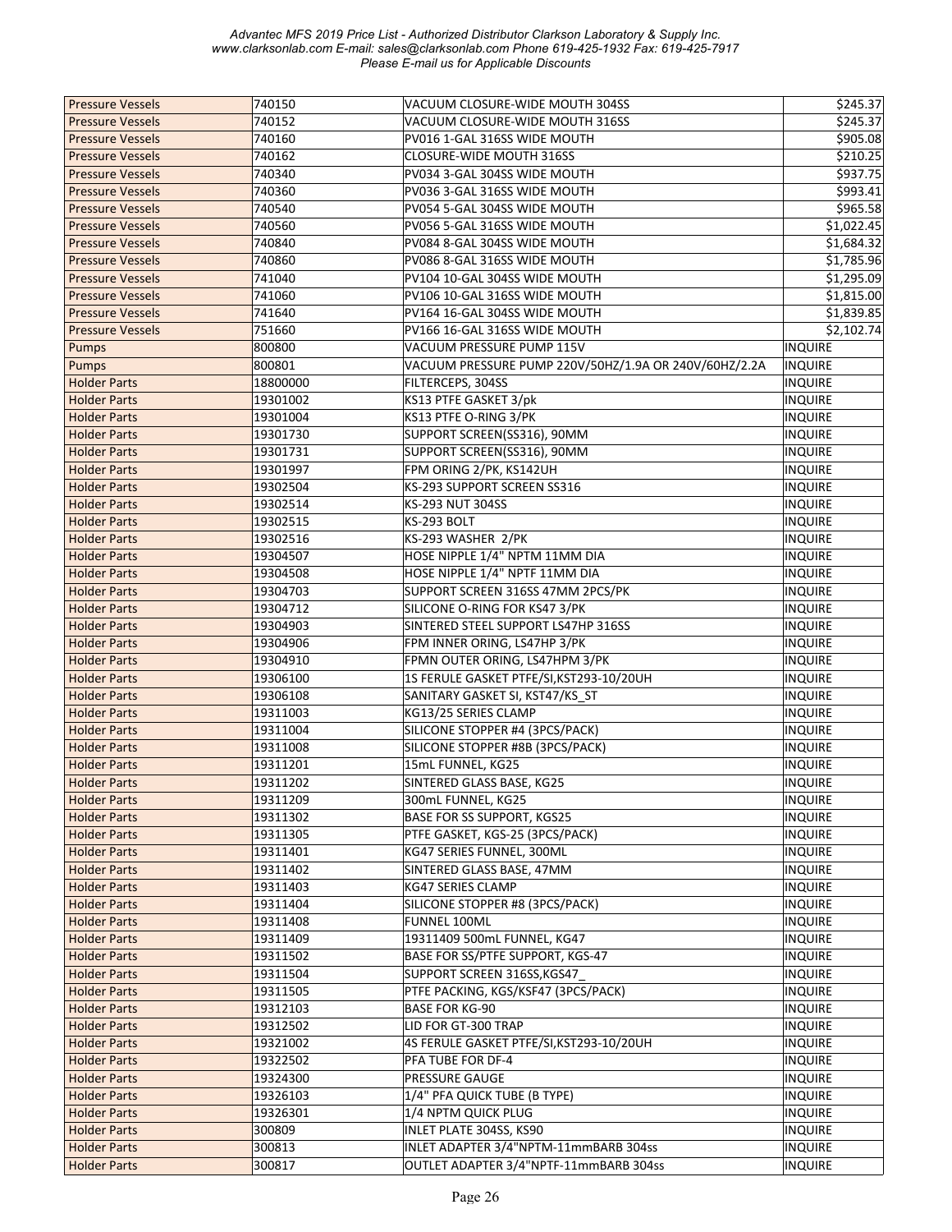| Pressure Vessels | 740150 | VACUUM CLOSURE-WIDE MOUTH 304SS | $245.37 |
|---|---|---|---|
| Pressure Vessels | 740152 | VACUUM CLOSURE-WIDE MOUTH 316SS | $245.37 |
| Pressure Vessels | 740160 | PV016 1-GAL 316SS WIDE MOUTH | $905.08 |
| Pressure Vessels | 740162 | CLOSURE-WIDE MOUTH 316SS | $210.25 |
| Pressure Vessels | 740340 | PV034 3-GAL 304SS WIDE MOUTH | $937.75 |
| Pressure Vessels | 740360 | PV036 3-GAL 316SS WIDE MOUTH | $993.41 |
| Pressure Vessels | 740540 | PV054 5-GAL 304SS WIDE MOUTH | $965.58 |
| Pressure Vessels | 740560 | PV056 5-GAL 316SS WIDE MOUTH | $1,022.45 |
| Pressure Vessels | 740840 | PV084 8-GAL 304SS WIDE MOUTH | $1,684.32 |
| Pressure Vessels | 740860 | PV086 8-GAL 316SS WIDE MOUTH | $1,785.96 |
| Pressure Vessels | 741040 | PV104 10-GAL 304SS WIDE MOUTH | $1,295.09 |
| Pressure Vessels | 741060 | PV106 10-GAL 316SS WIDE MOUTH | $1,815.00 |
| Pressure Vessels | 741640 | PV164 16-GAL 304SS WIDE MOUTH | $1,839.85 |
| Pressure Vessels | 751660 | PV166 16-GAL 316SS WIDE MOUTH | $2,102.74 |
| Pumps | 800800 | VACUUM PRESSURE PUMP 115V | INQUIRE |
| Pumps | 800801 | VACUUM PRESSURE PUMP 220V/50HZ/1.9A OR 240V/60HZ/2.2A | INQUIRE |
| Holder Parts | 18800000 | FILTERCEPS, 304SS | INQUIRE |
| Holder Parts | 19301002 | KS13 PTFE GASKET 3/pk | INQUIRE |
| Holder Parts | 19301004 | KS13 PTFE O-RING 3/PK | INQUIRE |
| Holder Parts | 19301730 | SUPPORT SCREEN(SS316), 90MM | INQUIRE |
| Holder Parts | 19301731 | SUPPORT SCREEN(SS316), 90MM | INQUIRE |
| Holder Parts | 19301997 | FPM ORING 2/PK, KS142UH | INQUIRE |
| Holder Parts | 19302504 | KS-293 SUPPORT SCREEN SS316 | INQUIRE |
| Holder Parts | 19302514 | KS-293 NUT 304SS | INQUIRE |
| Holder Parts | 19302515 | KS-293 BOLT | INQUIRE |
| Holder Parts | 19302516 | KS-293 WASHER 2/PK | INQUIRE |
| Holder Parts | 19304507 | HOSE NIPPLE 1/4" NPTM 11MM DIA | INQUIRE |
| Holder Parts | 19304508 | HOSE NIPPLE 1/4" NPTF 11MM DIA | INQUIRE |
| Holder Parts | 19304703 | SUPPORT SCREEN 316SS 47MM 2PCS/PK | INQUIRE |
| Holder Parts | 19304712 | SILICONE O-RING FOR KS47 3/PK | INQUIRE |
| Holder Parts | 19304903 | SINTERED STEEL SUPPORT LS47HP 316SS | INQUIRE |
| Holder Parts | 19304906 | FPM INNER ORING, LS47HP 3/PK | INQUIRE |
| Holder Parts | 19304910 | FPMN OUTER ORING, LS47HPM 3/PK | INQUIRE |
| Holder Parts | 19306100 | 1S FERULE GASKET PTFE/SI,KST293-10/20UH | INQUIRE |
| Holder Parts | 19306108 | SANITARY GASKET SI, KST47/KS_ST | INQUIRE |
| Holder Parts | 19311003 | KG13/25 SERIES CLAMP | INQUIRE |
| Holder Parts | 19311004 | SILICONE STOPPER #4 (3PCS/PACK) | INQUIRE |
| Holder Parts | 19311008 | SILICONE STOPPER #8B (3PCS/PACK) | INQUIRE |
| Holder Parts | 19311201 | 15mL FUNNEL, KG25 | INQUIRE |
| Holder Parts | 19311202 | SINTERED GLASS BASE, KG25 | INQUIRE |
| Holder Parts | 19311209 | 300mL FUNNEL, KG25 | INQUIRE |
| Holder Parts | 19311302 | BASE FOR SS SUPPORT, KGS25 | INQUIRE |
| Holder Parts | 19311305 | PTFE GASKET, KGS-25 (3PCS/PACK) | INQUIRE |
| Holder Parts | 19311401 | KG47 SERIES FUNNEL, 300ML | INQUIRE |
| Holder Parts | 19311402 | SINTERED GLASS BASE, 47MM | INQUIRE |
| Holder Parts | 19311403 | KG47 SERIES CLAMP | INQUIRE |
| Holder Parts | 19311404 | SILICONE STOPPER #8 (3PCS/PACK) | INQUIRE |
| Holder Parts | 19311408 | FUNNEL 100ML | INQUIRE |
| Holder Parts | 19311409 | 19311409 500mL FUNNEL, KG47 | INQUIRE |
| Holder Parts | 19311502 | BASE FOR SS/PTFE SUPPORT, KGS-47 | INQUIRE |
| Holder Parts | 19311504 | SUPPORT SCREEN 316SS,KGS47_ | INQUIRE |
| Holder Parts | 19311505 | PTFE PACKING, KGS/KSF47 (3PCS/PACK) | INQUIRE |
| Holder Parts | 19312103 | BASE FOR KG-90 | INQUIRE |
| Holder Parts | 19312502 | LID FOR GT-300 TRAP | INQUIRE |
| Holder Parts | 19321002 | 4S FERULE GASKET PTFE/SI,KST293-10/20UH | INQUIRE |
| Holder Parts | 19322502 | PFA TUBE FOR DF-4 | INQUIRE |
| Holder Parts | 19324300 | PRESSURE GAUGE | INQUIRE |
| Holder Parts | 19326103 | 1/4" PFA QUICK TUBE (B TYPE) | INQUIRE |
| Holder Parts | 19326301 | 1/4 NPTM QUICK PLUG | INQUIRE |
| Holder Parts | 300809 | INLET PLATE 304SS, KS90 | INQUIRE |
| Holder Parts | 300813 | INLET ADAPTER 3/4"NPTM-11mmBARB 304ss | INQUIRE |
| Holder Parts | 300817 | OUTLET ADAPTER 3/4"NPTF-11mmBARB 304ss | INQUIRE |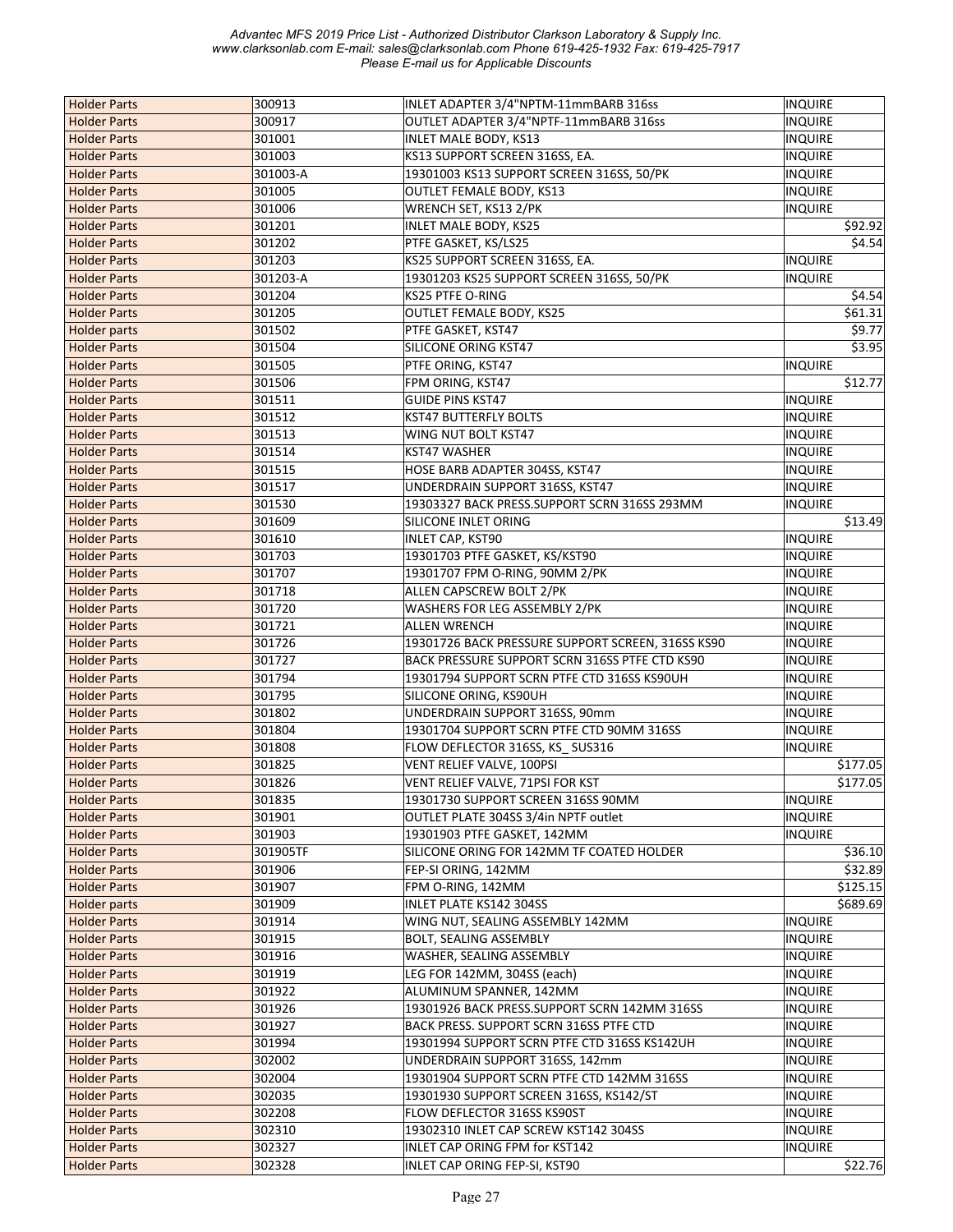| Holder Parts | 300913 | INLET ADAPTER 3/4"NPTM-11mmBARB 316ss | INQUIRE |
|---|---|---|---|
| Holder Parts | 300917 | OUTLET ADAPTER 3/4"NPTF-11mmBARB 316ss | INQUIRE |
| Holder Parts | 301001 | INLET MALE BODY, KS13 | INQUIRE |
| Holder Parts | 301003 | KS13 SUPPORT SCREEN 316SS, EA. | INQUIRE |
| Holder Parts | 301003-A | 19301003 KS13 SUPPORT SCREEN 316SS, 50/PK | INQUIRE |
| Holder Parts | 301005 | OUTLET FEMALE BODY, KS13 | INQUIRE |
| Holder Parts | 301006 | WRENCH SET, KS13 2/PK | INQUIRE |
| Holder Parts | 301201 | INLET MALE BODY, KS25 | $92.92 |
| Holder Parts | 301202 | PTFE GASKET, KS/LS25 | $4.54 |
| Holder Parts | 301203 | KS25 SUPPORT SCREEN 316SS, EA. | INQUIRE |
| Holder Parts | 301203-A | 19301203 KS25 SUPPORT SCREEN 316SS, 50/PK | INQUIRE |
| Holder Parts | 301204 | KS25 PTFE O-RING | $4.54 |
| Holder Parts | 301205 | OUTLET FEMALE BODY, KS25 | $61.31 |
| Holder parts | 301502 | PTFE GASKET, KST47 | $9.77 |
| Holder Parts | 301504 | SILICONE ORING KST47 | $3.95 |
| Holder Parts | 301505 | PTFE ORING, KST47 | INQUIRE |
| Holder Parts | 301506 | FPM ORING, KST47 | $12.77 |
| Holder Parts | 301511 | GUIDE PINS KST47 | INQUIRE |
| Holder Parts | 301512 | KST47 BUTTERFLY BOLTS | INQUIRE |
| Holder Parts | 301513 | WING NUT BOLT KST47 | INQUIRE |
| Holder Parts | 301514 | KST47 WASHER | INQUIRE |
| Holder Parts | 301515 | HOSE BARB ADAPTER 304SS, KST47 | INQUIRE |
| Holder Parts | 301517 | UNDERDRAIN SUPPORT 316SS, KST47 | INQUIRE |
| Holder Parts | 301530 | 19303327 BACK PRESS.SUPPORT SCRN 316SS 293MM | INQUIRE |
| Holder Parts | 301609 | SILICONE INLET ORING | $13.49 |
| Holder Parts | 301610 | INLET CAP, KST90 | INQUIRE |
| Holder Parts | 301703 | 19301703 PTFE GASKET, KS/KST90 | INQUIRE |
| Holder Parts | 301707 | 19301707 FPM O-RING, 90MM 2/PK | INQUIRE |
| Holder Parts | 301718 | ALLEN CAPSCREW BOLT 2/PK | INQUIRE |
| Holder Parts | 301720 | WASHERS FOR LEG ASSEMBLY 2/PK | INQUIRE |
| Holder Parts | 301721 | ALLEN WRENCH | INQUIRE |
| Holder Parts | 301726 | 19301726 BACK PRESSURE SUPPORT SCREEN, 316SS KS90 | INQUIRE |
| Holder Parts | 301727 | BACK PRESSURE SUPPORT SCRN 316SS PTFE CTD KS90 | INQUIRE |
| Holder Parts | 301794 | 19301794 SUPPORT SCRN PTFE CTD 316SS KS90UH | INQUIRE |
| Holder Parts | 301795 | SILICONE ORING, KS90UH | INQUIRE |
| Holder Parts | 301802 | UNDERDRAIN SUPPORT 316SS, 90mm | INQUIRE |
| Holder Parts | 301804 | 19301704 SUPPORT SCRN PTFE CTD 90MM 316SS | INQUIRE |
| Holder Parts | 301808 | FLOW DEFLECTOR 316SS, KS_ SUS316 | INQUIRE |
| Holder Parts | 301825 | VENT RELIEF VALVE, 100PSI | $177.05 |
| Holder Parts | 301826 | VENT RELIEF VALVE, 71PSI FOR KST | $177.05 |
| Holder Parts | 301835 | 19301730 SUPPORT SCREEN 316SS 90MM | INQUIRE |
| Holder Parts | 301901 | OUTLET PLATE 304SS 3/4in NPTF outlet | INQUIRE |
| Holder Parts | 301903 | 19301903 PTFE GASKET, 142MM | INQUIRE |
| Holder Parts | 301905TF | SILICONE ORING FOR 142MM TF COATED HOLDER | $36.10 |
| Holder Parts | 301906 | FEP-SI ORING, 142MM | $32.89 |
| Holder Parts | 301907 | FPM O-RING, 142MM | $125.15 |
| Holder parts | 301909 | INLET PLATE KS142 304SS | $689.69 |
| Holder Parts | 301914 | WING NUT, SEALING ASSEMBLY 142MM | INQUIRE |
| Holder Parts | 301915 | BOLT, SEALING ASSEMBLY | INQUIRE |
| Holder Parts | 301916 | WASHER, SEALING ASSEMBLY | INQUIRE |
| Holder Parts | 301919 | LEG FOR 142MM, 304SS (each) | INQUIRE |
| Holder Parts | 301922 | ALUMINUM SPANNER, 142MM | INQUIRE |
| Holder Parts | 301926 | 19301926 BACK PRESS.SUPPORT SCRN 142MM 316SS | INQUIRE |
| Holder Parts | 301927 | BACK PRESS. SUPPORT SCRN 316SS PTFE CTD | INQUIRE |
| Holder Parts | 301994 | 19301994 SUPPORT SCRN PTFE CTD 316SS KS142UH | INQUIRE |
| Holder Parts | 302002 | UNDERDRAIN SUPPORT 316SS, 142mm | INQUIRE |
| Holder Parts | 302004 | 19301904 SUPPORT SCRN PTFE CTD 142MM 316SS | INQUIRE |
| Holder Parts | 302035 | 19301930 SUPPORT SCREEN 316SS, KS142/ST | INQUIRE |
| Holder Parts | 302208 | FLOW DEFLECTOR 316SS KS90ST | INQUIRE |
| Holder Parts | 302310 | 19302310 INLET CAP SCREW KST142 304SS | INQUIRE |
| Holder Parts | 302327 | INLET CAP ORING FPM for KST142 | INQUIRE |
| Holder Parts | 302328 | INLET CAP ORING FEP-SI, KST90 | $22.76 |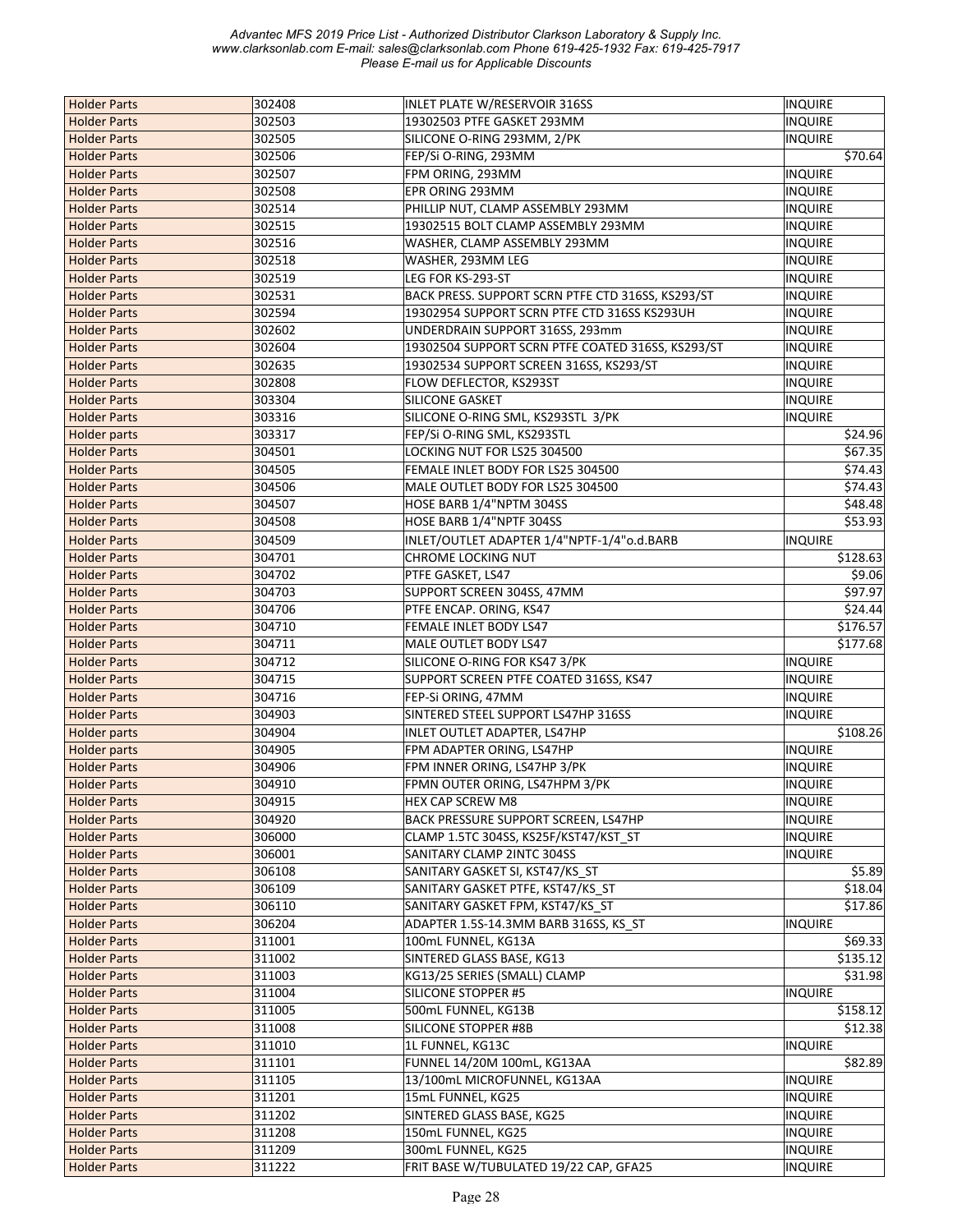| Holder Parts | 302408 | INLET PLATE W/RESERVOIR 316SS | INQUIRE |
|---|---|---|---|
| Holder Parts | 302503 | 19302503 PTFE GASKET 293MM | INQUIRE |
| Holder Parts | 302505 | SILICONE O-RING 293MM, 2/PK | INQUIRE |
| Holder Parts | 302506 | FEP/Si O-RING, 293MM | $70.64 |
| Holder Parts | 302507 | FPM ORING, 293MM | INQUIRE |
| Holder Parts | 302508 | EPR ORING 293MM | INQUIRE |
| Holder Parts | 302514 | PHILLIP NUT, CLAMP ASSEMBLY 293MM | INQUIRE |
| Holder Parts | 302515 | 19302515 BOLT CLAMP ASSEMBLY 293MM | INQUIRE |
| Holder Parts | 302516 | WASHER, CLAMP ASSEMBLY 293MM | INQUIRE |
| Holder Parts | 302518 | WASHER, 293MM LEG | INQUIRE |
| Holder Parts | 302519 | LEG FOR KS-293-ST | INQUIRE |
| Holder Parts | 302531 | BACK PRESS. SUPPORT SCRN PTFE CTD 316SS, KS293/ST | INQUIRE |
| Holder Parts | 302594 | 19302954 SUPPORT SCRN PTFE CTD 316SS KS293UH | INQUIRE |
| Holder Parts | 302602 | UNDERDRAIN SUPPORT 316SS, 293mm | INQUIRE |
| Holder Parts | 302604 | 19302504 SUPPORT SCRN PTFE COATED 316SS, KS293/ST | INQUIRE |
| Holder Parts | 302635 | 19302534 SUPPORT SCREEN 316SS, KS293/ST | INQUIRE |
| Holder Parts | 302808 | FLOW DEFLECTOR, KS293ST | INQUIRE |
| Holder Parts | 303304 | SILICONE GASKET | INQUIRE |
| Holder Parts | 303316 | SILICONE O-RING SML, KS293STL 3/PK | INQUIRE |
| Holder parts | 303317 | FEP/Si O-RING SML, KS293STL | $24.96 |
| Holder Parts | 304501 | LOCKING NUT FOR LS25 304500 | $67.35 |
| Holder Parts | 304505 | FEMALE INLET BODY FOR LS25 304500 | $74.43 |
| Holder Parts | 304506 | MALE OUTLET BODY FOR LS25 304500 | $74.43 |
| Holder Parts | 304507 | HOSE BARB 1/4"NPTM 304SS | $48.48 |
| Holder Parts | 304508 | HOSE BARB 1/4"NPTF 304SS | $53.93 |
| Holder Parts | 304509 | INLET/OUTLET ADAPTER 1/4"NPTF-1/4"o.d.BARB | INQUIRE |
| Holder Parts | 304701 | CHROME LOCKING NUT | $128.63 |
| Holder Parts | 304702 | PTFE GASKET, LS47 | $9.06 |
| Holder Parts | 304703 | SUPPORT SCREEN 304SS, 47MM | $97.97 |
| Holder Parts | 304706 | PTFE ENCAP. ORING, KS47 | $24.44 |
| Holder Parts | 304710 | FEMALE INLET BODY LS47 | $176.57 |
| Holder Parts | 304711 | MALE OUTLET BODY LS47 | $177.68 |
| Holder Parts | 304712 | SILICONE O-RING FOR KS47 3/PK | INQUIRE |
| Holder Parts | 304715 | SUPPORT SCREEN PTFE COATED 316SS, KS47 | INQUIRE |
| Holder Parts | 304716 | FEP-Si ORING, 47MM | INQUIRE |
| Holder Parts | 304903 | SINTERED STEEL SUPPORT LS47HP 316SS | INQUIRE |
| Holder parts | 304904 | INLET OUTLET ADAPTER, LS47HP | $108.26 |
| Holder parts | 304905 | FPM ADAPTER ORING, LS47HP | INQUIRE |
| Holder Parts | 304906 | FPM INNER ORING, LS47HP 3/PK | INQUIRE |
| Holder Parts | 304910 | FPMN OUTER ORING, LS47HPM 3/PK | INQUIRE |
| Holder Parts | 304915 | HEX CAP SCREW M8 | INQUIRE |
| Holder Parts | 304920 | BACK PRESSURE SUPPORT SCREEN, LS47HP | INQUIRE |
| Holder Parts | 306000 | CLAMP 1.5TC 304SS, KS25F/KST47/KST_ST | INQUIRE |
| Holder Parts | 306001 | SANITARY CLAMP 2INTC 304SS | INQUIRE |
| Holder Parts | 306108 | SANITARY GASKET SI, KST47/KS_ST | $5.89 |
| Holder Parts | 306109 | SANITARY GASKET PTFE, KST47/KS_ST | $18.04 |
| Holder Parts | 306110 | SANITARY GASKET FPM, KST47/KS_ST | $17.86 |
| Holder Parts | 306204 | ADAPTER 1.5S-14.3MM BARB 316SS, KS_ST | INQUIRE |
| Holder Parts | 311001 | 100mL FUNNEL, KG13A | $69.33 |
| Holder Parts | 311002 | SINTERED GLASS BASE, KG13 | $135.12 |
| Holder Parts | 311003 | KG13/25 SERIES (SMALL) CLAMP | $31.98 |
| Holder Parts | 311004 | SILICONE STOPPER #5 | INQUIRE |
| Holder Parts | 311005 | 500mL FUNNEL, KG13B | $158.12 |
| Holder Parts | 311008 | SILICONE STOPPER #8B | $12.38 |
| Holder Parts | 311010 | 1L FUNNEL, KG13C | INQUIRE |
| Holder Parts | 311101 | FUNNEL 14/20M 100mL, KG13AA | $82.89 |
| Holder Parts | 311105 | 13/100mL MICROFUNNEL, KG13AA | INQUIRE |
| Holder Parts | 311201 | 15mL FUNNEL, KG25 | INQUIRE |
| Holder Parts | 311202 | SINTERED GLASS BASE, KG25 | INQUIRE |
| Holder Parts | 311208 | 150mL FUNNEL, KG25 | INQUIRE |
| Holder Parts | 311209 | 300mL FUNNEL, KG25 | INQUIRE |
| Holder Parts | 311222 | FRIT BASE W/TUBULATED 19/22 CAP, GFA25 | INQUIRE |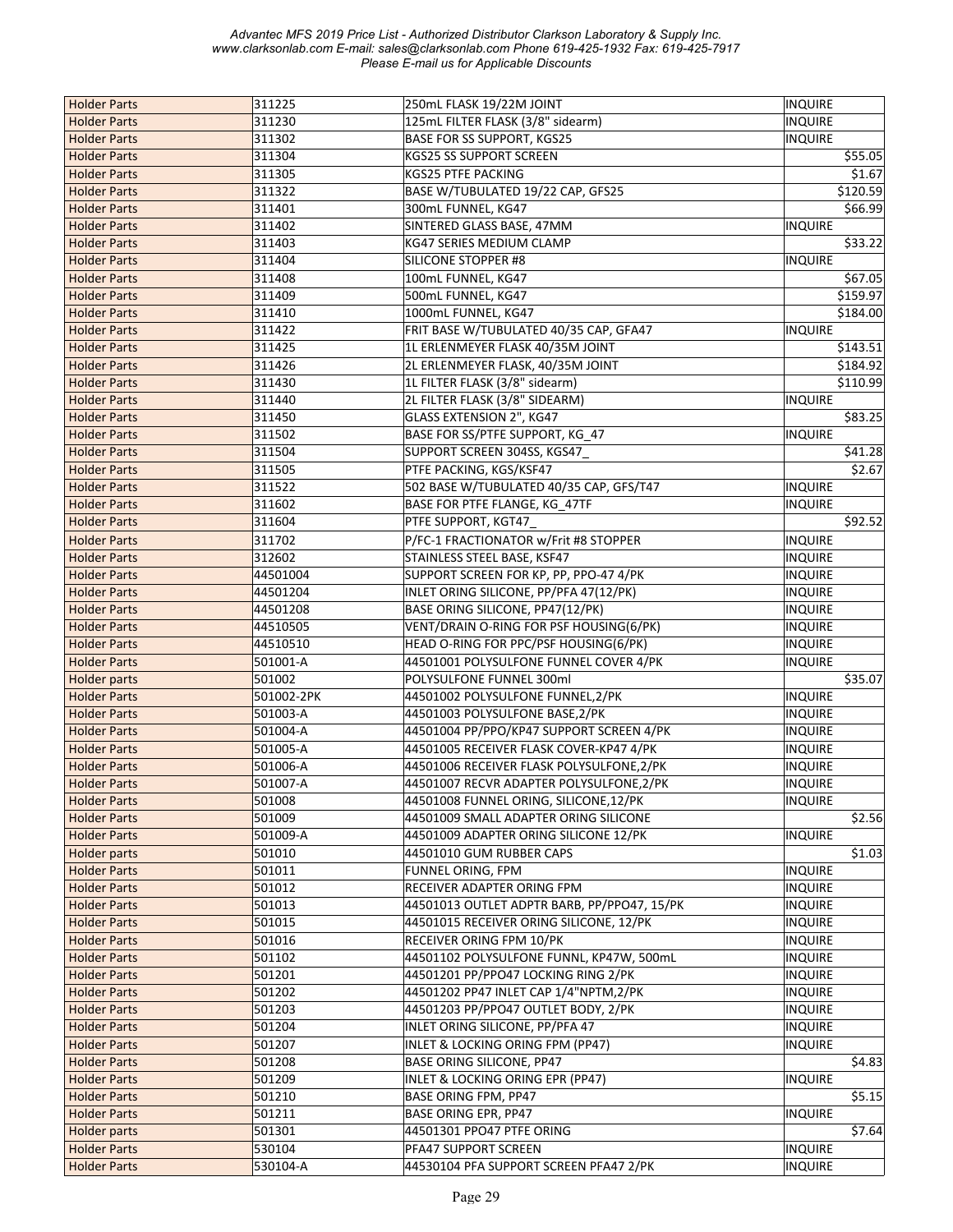| Holder Parts | 311225 | 250mL FLASK 19/22M JOINT | INQUIRE |
|---|---|---|---|
| Holder Parts | 311230 | 125mL FILTER FLASK (3/8" sidearm) | INQUIRE |
| Holder Parts | 311302 | BASE FOR SS SUPPORT, KGS25 | INQUIRE |
| Holder Parts | 311304 | KGS25 SS SUPPORT SCREEN | $55.05 |
| Holder Parts | 311305 | KGS25 PTFE PACKING | $1.67 |
| Holder Parts | 311322 | BASE W/TUBULATED 19/22 CAP, GFS25 | $120.59 |
| Holder Parts | 311401 | 300mL FUNNEL, KG47 | $66.99 |
| Holder Parts | 311402 | SINTERED GLASS BASE, 47MM | INQUIRE |
| Holder Parts | 311403 | KG47 SERIES MEDIUM CLAMP | $33.22 |
| Holder Parts | 311404 | SILICONE STOPPER #8 | INQUIRE |
| Holder Parts | 311408 | 100mL FUNNEL, KG47 | $67.05 |
| Holder Parts | 311409 | 500mL FUNNEL, KG47 | $159.97 |
| Holder Parts | 311410 | 1000mL FUNNEL, KG47 | $184.00 |
| Holder Parts | 311422 | FRIT BASE W/TUBULATED 40/35 CAP, GFA47 | INQUIRE |
| Holder Parts | 311425 | 1L ERLENMEYER FLASK 40/35M JOINT | $143.51 |
| Holder Parts | 311426 | 2L ERLENMEYER FLASK, 40/35M JOINT | $184.92 |
| Holder Parts | 311430 | 1L FILTER FLASK (3/8" sidearm) | $110.99 |
| Holder Parts | 311440 | 2L FILTER FLASK (3/8" SIDEARM) | INQUIRE |
| Holder Parts | 311450 | GLASS EXTENSION 2", KG47 | $83.25 |
| Holder Parts | 311502 | BASE FOR SS/PTFE SUPPORT, KG_47 | INQUIRE |
| Holder Parts | 311504 | SUPPORT SCREEN 304SS, KGS47_ | $41.28 |
| Holder Parts | 311505 | PTFE PACKING, KGS/KSF47 | $2.67 |
| Holder Parts | 311522 | 502 BASE W/TUBULATED 40/35 CAP, GFS/T47 | INQUIRE |
| Holder Parts | 311602 | BASE FOR PTFE FLANGE, KG_47TF | INQUIRE |
| Holder Parts | 311604 | PTFE SUPPORT, KGT47_ | $92.52 |
| Holder Parts | 311702 | P/FC-1 FRACTIONATOR w/Frit #8 STOPPER | INQUIRE |
| Holder Parts | 312602 | STAINLESS STEEL BASE, KSF47 | INQUIRE |
| Holder Parts | 44501004 | SUPPORT SCREEN FOR KP, PP, PPO-47 4/PK | INQUIRE |
| Holder Parts | 44501204 | INLET ORING SILICONE, PP/PFA 47(12/PK) | INQUIRE |
| Holder Parts | 44501208 | BASE ORING SILICONE, PP47(12/PK) | INQUIRE |
| Holder Parts | 44510505 | VENT/DRAIN O-RING FOR PSF HOUSING(6/PK) | INQUIRE |
| Holder Parts | 44510510 | HEAD O-RING FOR PPC/PSF HOUSING(6/PK) | INQUIRE |
| Holder Parts | 501001-A | 44501001 POLYSULFONE FUNNEL COVER 4/PK | INQUIRE |
| Holder parts | 501002 | POLYSULFONE FUNNEL 300ml | $35.07 |
| Holder Parts | 501002-2PK | 44501002 POLYSULFONE FUNNEL,2/PK | INQUIRE |
| Holder Parts | 501003-A | 44501003 POLYSULFONE BASE,2/PK | INQUIRE |
| Holder Parts | 501004-A | 44501004 PP/PPO/KP47 SUPPORT SCREEN 4/PK | INQUIRE |
| Holder Parts | 501005-A | 44501005 RECEIVER FLASK COVER-KP47 4/PK | INQUIRE |
| Holder Parts | 501006-A | 44501006 RECEIVER FLASK POLYSULFONE,2/PK | INQUIRE |
| Holder Parts | 501007-A | 44501007 RECVR ADAPTER POLYSULFONE,2/PK | INQUIRE |
| Holder Parts | 501008 | 44501008 FUNNEL ORING, SILICONE,12/PK | INQUIRE |
| Holder Parts | 501009 | 44501009 SMALL ADAPTER ORING SILICONE | $2.56 |
| Holder Parts | 501009-A | 44501009 ADAPTER ORING SILICONE 12/PK | INQUIRE |
| Holder parts | 501010 | 44501010 GUM RUBBER CAPS | $1.03 |
| Holder Parts | 501011 | FUNNEL ORING, FPM | INQUIRE |
| Holder Parts | 501012 | RECEIVER ADAPTER ORING FPM | INQUIRE |
| Holder Parts | 501013 | 44501013 OUTLET ADPTR BARB, PP/PPO47, 15/PK | INQUIRE |
| Holder Parts | 501015 | 44501015 RECEIVER ORING SILICONE, 12/PK | INQUIRE |
| Holder Parts | 501016 | RECEIVER ORING FPM 10/PK | INQUIRE |
| Holder Parts | 501102 | 44501102 POLYSULFONE FUNNL, KP47W, 500mL | INQUIRE |
| Holder Parts | 501201 | 44501201 PP/PPO47 LOCKING RING 2/PK | INQUIRE |
| Holder Parts | 501202 | 44501202 PP47 INLET CAP 1/4"NPTM,2/PK | INQUIRE |
| Holder Parts | 501203 | 44501203 PP/PPO47 OUTLET BODY, 2/PK | INQUIRE |
| Holder Parts | 501204 | INLET ORING SILICONE, PP/PFA 47 | INQUIRE |
| Holder Parts | 501207 | INLET & LOCKING ORING FPM (PP47) | INQUIRE |
| Holder Parts | 501208 | BASE ORING SILICONE, PP47 | $4.83 |
| Holder Parts | 501209 | INLET & LOCKING ORING EPR (PP47) | INQUIRE |
| Holder Parts | 501210 | BASE ORING FPM, PP47 | $5.15 |
| Holder Parts | 501211 | BASE ORING EPR, PP47 | INQUIRE |
| Holder parts | 501301 | 44501301 PPO47 PTFE ORING | $7.64 |
| Holder Parts | 530104 | PFA47 SUPPORT SCREEN | INQUIRE |
| Holder Parts | 530104-A | 44530104 PFA SUPPORT SCREEN PFA47 2/PK | INQUIRE |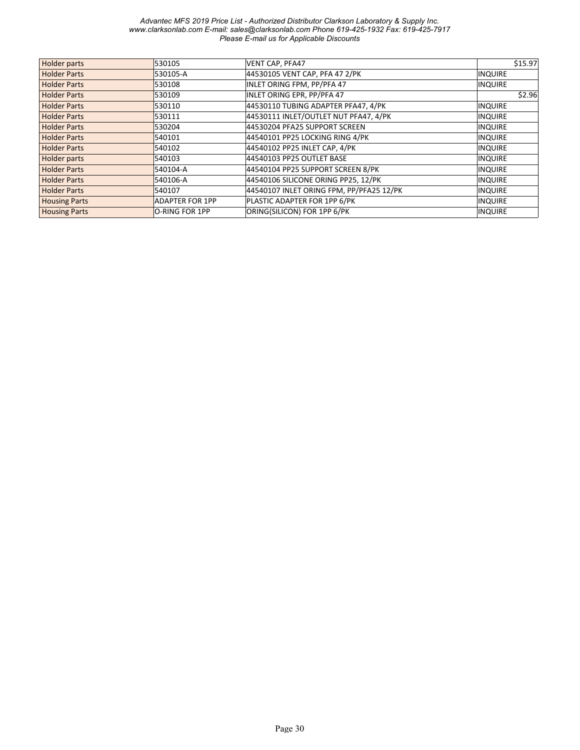| | | | |
|---|---|---|---|
| Holder parts | 530105 | VENT CAP, PFA47 | $15.97 |
| Holder Parts | 530105-A | 44530105 VENT CAP, PFA 47 2/PK | INQUIRE |
| Holder Parts | 530108 | INLET ORING FPM, PP/PFA 47 | INQUIRE |
| Holder Parts | 530109 | INLET ORING EPR, PP/PFA 47 | $2.96 |
| Holder Parts | 530110 | 44530110 TUBING ADAPTER PFA47, 4/PK | INQUIRE |
| Holder Parts | 530111 | 44530111 INLET/OUTLET NUT PFA47, 4/PK | INQUIRE |
| Holder Parts | 530204 | 44530204 PFA25 SUPPORT SCREEN | INQUIRE |
| Holder Parts | 540101 | 44540101 PP25 LOCKING RING 4/PK | INQUIRE |
| Holder Parts | 540102 | 44540102 PP25 INLET CAP, 4/PK | INQUIRE |
| Holder parts | 540103 | 44540103 PP25 OUTLET BASE | INQUIRE |
| Holder Parts | 540104-A | 44540104 PP25 SUPPORT SCREEN 8/PK | INQUIRE |
| Holder Parts | 540106-A | 44540106 SILICONE ORING PP25, 12/PK | INQUIRE |
| Holder Parts | 540107 | 44540107 INLET ORING FPM, PP/PFA25 12/PK | INQUIRE |
| Housing Parts | ADAPTER FOR 1PP | PLASTIC ADAPTER FOR 1PP 6/PK | INQUIRE |
| Housing Parts | O-RING FOR 1PP | ORING(SILICON) FOR 1PP 6/PK | INQUIRE |